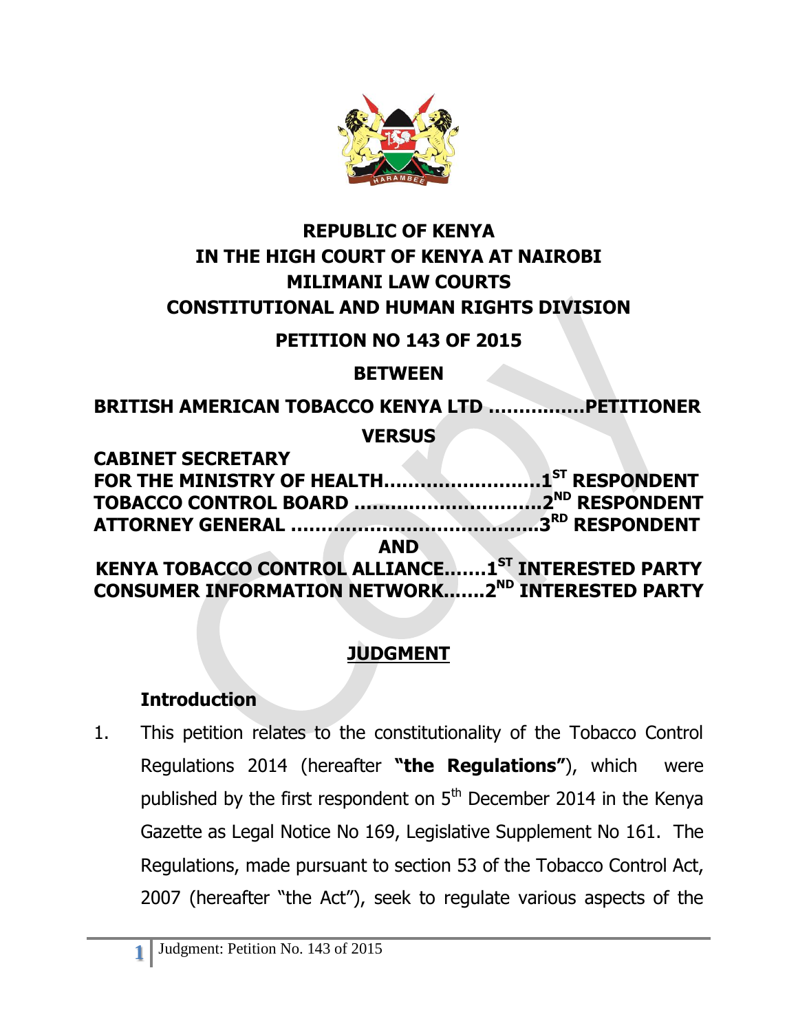**REPUBLIC OF KENYA**
**IN THE HIGH COURT OF KENYA AT NAIROBI**
**MILIMANI LAW COURTS**
**CONSTITUTIONAL AND HUMAN RIGHTS DIVISION**

**PETITION NO 143 OF 2015**

**BETWEEN**

**BRITISH AMERICAN TOBACCO KENYA LTD ...............PETITIONER**

**VERSUS**

**CABINET SECRETARY**
**FOR THE MINISTRY OF HEALTH.........................1ST RESPONDENT**
**TOBACCO CONTROL BOARD .............................2ND RESPONDENT**
**ATTORNEY GENERAL ........................................3RD RESPONDENT**

**AND**

**KENYA TOBACCO CONTROL ALLIANCE.......1ST INTERESTED PARTY**
**CONSUMER INFORMATION NETWORK.......2ND INTERESTED PARTY**

# JUDGMENT

## Introduction

1. This petition relates to the constitutionality of the Tobacco Control Regulations 2014 (hereafter **"the Regulations"**), which were published by the first respondent on 5th December 2014 in the Kenya Gazette as Legal Notice No 169, Legislative Supplement No 161. The Regulations, made pursuant to section 53 of the Tobacco Control Act, 2007 (hereafter "the Act"), seek to regulate various aspects of the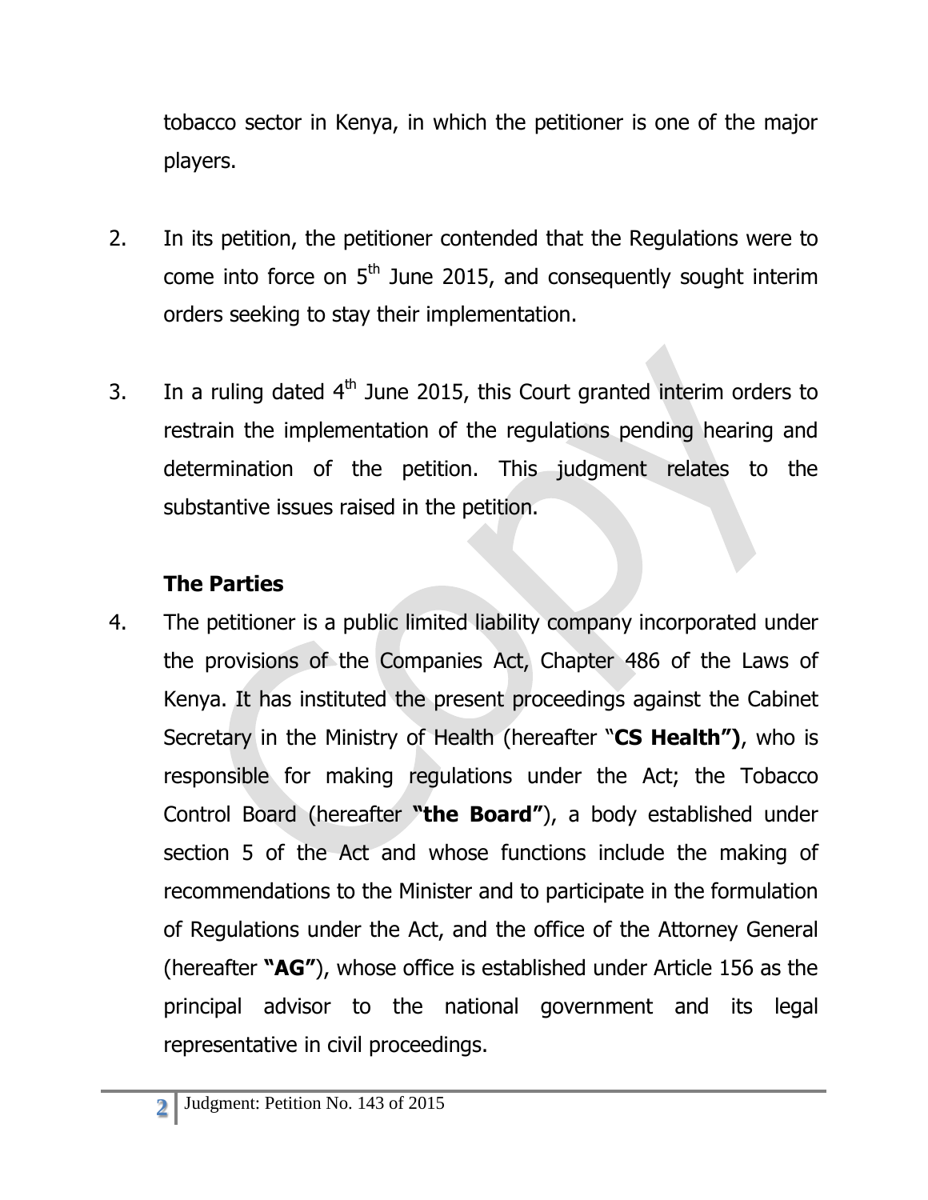tobacco sector in Kenya, in which the petitioner is one of the major players.

2. In its petition, the petitioner contended that the Regulations were to come into force on 5th June 2015, and consequently sought interim orders seeking to stay their implementation.

3. In a ruling dated 4th June 2015, this Court granted interim orders to restrain the implementation of the regulations pending hearing and determination of the petition. This judgment relates to the substantive issues raised in the petition.

**The Parties**

4. The petitioner is a public limited liability company incorporated under the provisions of the Companies Act, Chapter 486 of the Laws of Kenya. It has instituted the present proceedings against the Cabinet Secretary in the Ministry of Health (hereafter "**CS Health")**, who is responsible for making regulations under the Act; the Tobacco Control Board (hereafter **"the Board"**), a body established under section 5 of the Act and whose functions include the making of recommendations to the Minister and to participate in the formulation of Regulations under the Act, and the office of the Attorney General (hereafter **"AG"**), whose office is established under Article 156 as the principal advisor to the national government and its legal representative in civil proceedings.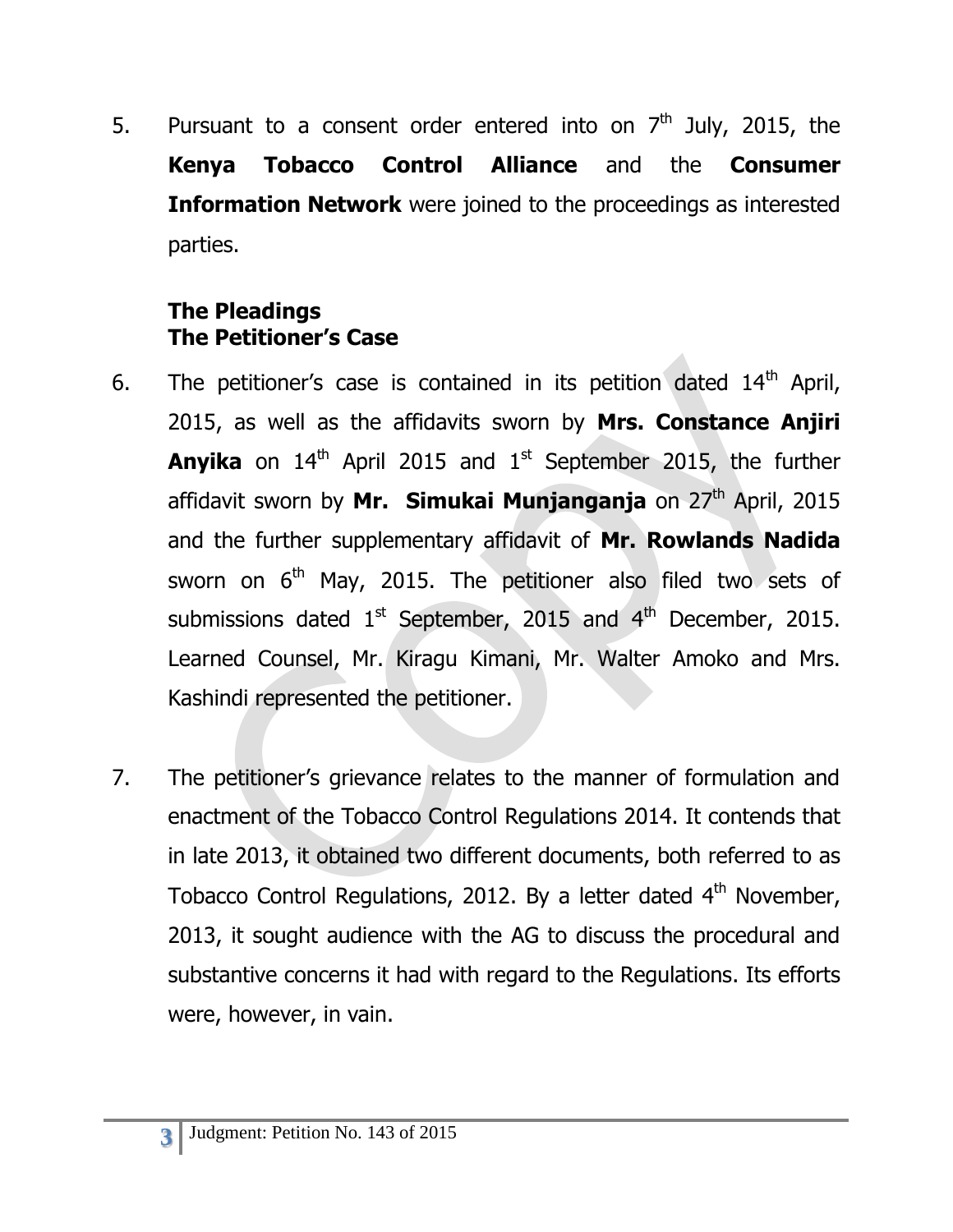5. Pursuant to a consent order entered into on 7th July, 2015, the **Kenya Tobacco Control Alliance** and the **Consumer Information Network** were joined to the proceedings as interested parties.

**The Pleadings**
**The Petitioner's Case**

6. The petitioner's case is contained in its petition dated 14th April, 2015, as well as the affidavits sworn by **Mrs. Constance Anjiri Anyika** on 14th April 2015 and 1st September 2015, the further affidavit sworn by **Mr. Simukai Munjanganja** on 27th April, 2015 and the further supplementary affidavit of **Mr. Rowlands Nadida** sworn on 6th May, 2015. The petitioner also filed two sets of submissions dated 1st September, 2015 and 4th December, 2015. Learned Counsel, Mr. Kiragu Kimani, Mr. Walter Amoko and Mrs. Kashindi represented the petitioner.

7. The petitioner's grievance relates to the manner of formulation and enactment of the Tobacco Control Regulations 2014. It contends that in late 2013, it obtained two different documents, both referred to as Tobacco Control Regulations, 2012. By a letter dated 4th November, 2013, it sought audience with the AG to discuss the procedural and substantive concerns it had with regard to the Regulations. Its efforts were, however, in vain.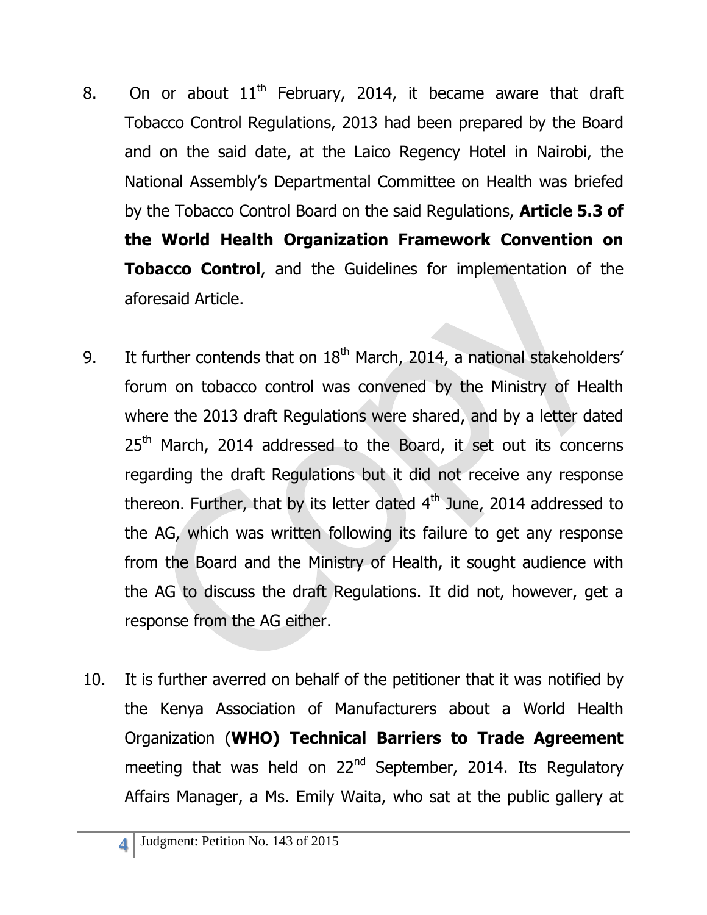8. On or about 11th February, 2014, it became aware that draft Tobacco Control Regulations, 2013 had been prepared by the Board and on the said date, at the Laico Regency Hotel in Nairobi, the National Assembly's Departmental Committee on Health was briefed by the Tobacco Control Board on the said Regulations, **Article 5.3 of the World Health Organization Framework Convention on Tobacco Control**, and the Guidelines for implementation of the aforesaid Article.

9. It further contends that on 18th March, 2014, a national stakeholders' forum on tobacco control was convened by the Ministry of Health where the 2013 draft Regulations were shared, and by a letter dated 25th March, 2014 addressed to the Board, it set out its concerns regarding the draft Regulations but it did not receive any response thereon. Further, that by its letter dated 4th June, 2014 addressed to the AG, which was written following its failure to get any response from the Board and the Ministry of Health, it sought audience with the AG to discuss the draft Regulations. It did not, however, get a response from the AG either.

10. It is further averred on behalf of the petitioner that it was notified by the Kenya Association of Manufacturers about a World Health Organization (**WHO) Technical Barriers to Trade Agreement** meeting that was held on 22nd September, 2014. Its Regulatory Affairs Manager, a Ms. Emily Waita, who sat at the public gallery at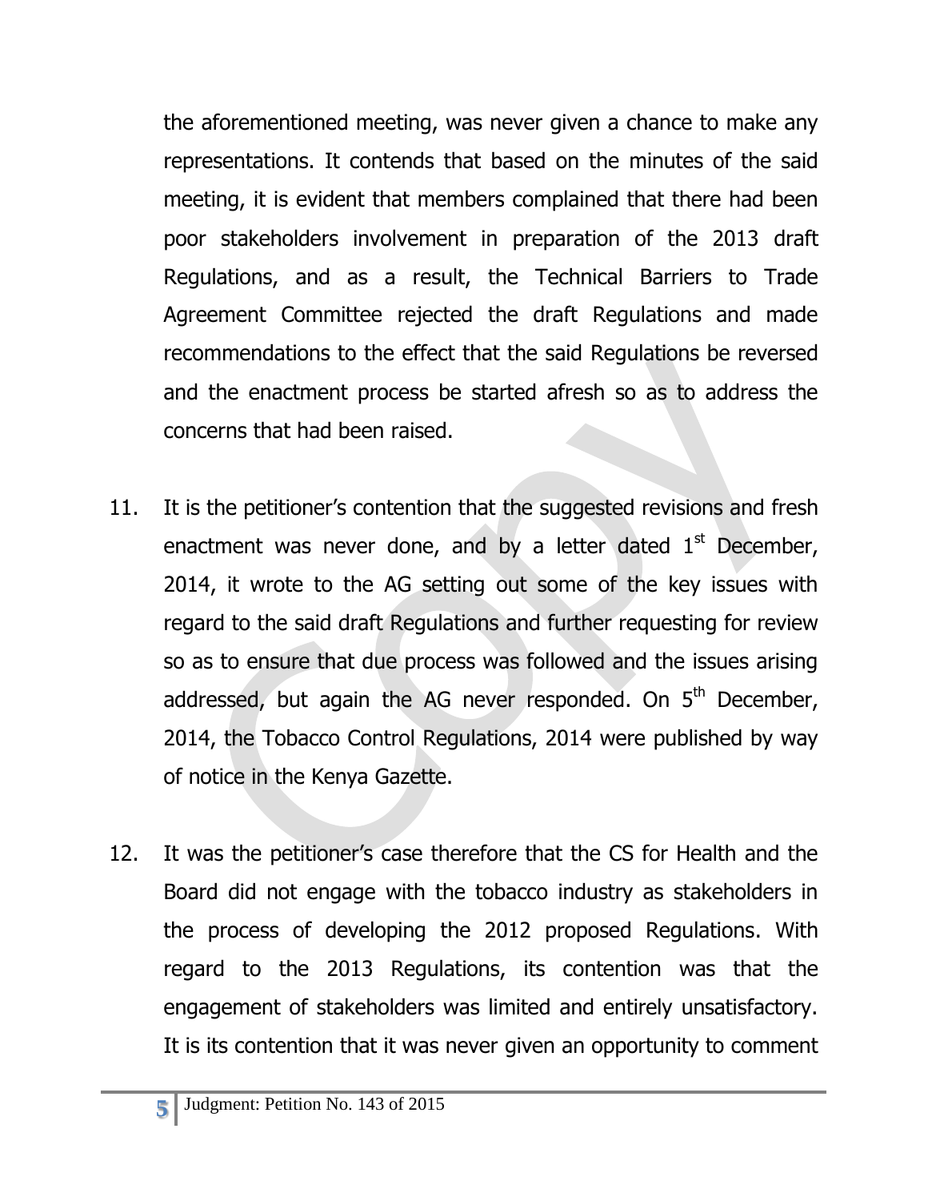the aforementioned meeting, was never given a chance to make any representations. It contends that based on the minutes of the said meeting, it is evident that members complained that there had been poor stakeholders involvement in preparation of the 2013 draft Regulations, and as a result, the Technical Barriers to Trade Agreement Committee rejected the draft Regulations and made recommendations to the effect that the said Regulations be reversed and the enactment process be started afresh so as to address the concerns that had been raised.

11. It is the petitioner's contention that the suggested revisions and fresh enactment was never done, and by a letter dated 1st December, 2014, it wrote to the AG setting out some of the key issues with regard to the said draft Regulations and further requesting for review so as to ensure that due process was followed and the issues arising addressed, but again the AG never responded. On 5th December, 2014, the Tobacco Control Regulations, 2014 were published by way of notice in the Kenya Gazette.

12. It was the petitioner's case therefore that the CS for Health and the Board did not engage with the tobacco industry as stakeholders in the process of developing the 2012 proposed Regulations. With regard to the 2013 Regulations, its contention was that the engagement of stakeholders was limited and entirely unsatisfactory. It is its contention that it was never given an opportunity to comment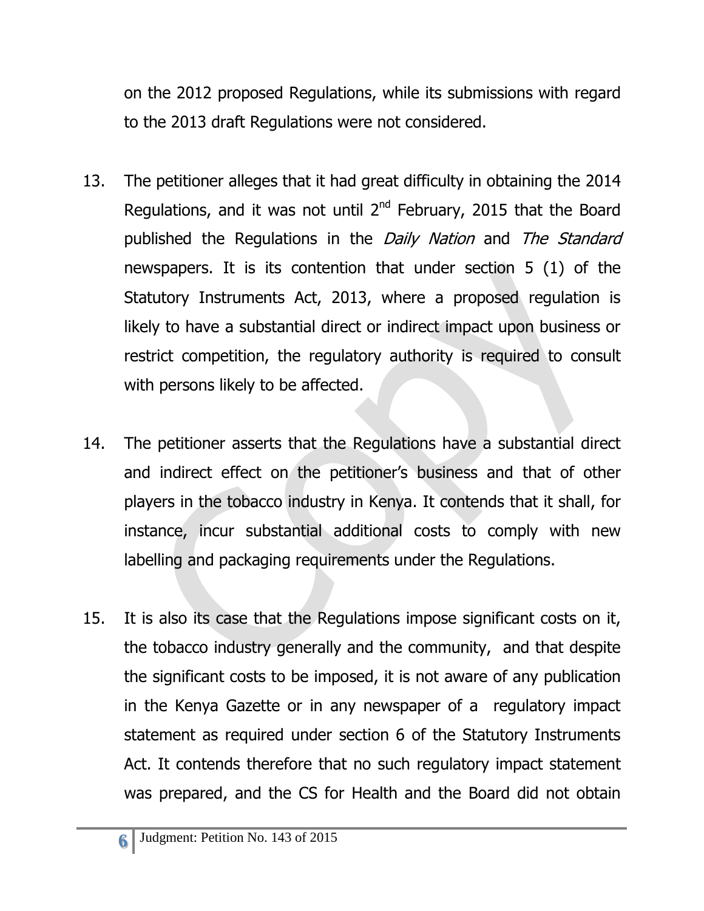on the 2012 proposed Regulations, while its submissions with regard to the 2013 draft Regulations were not considered.

13. The petitioner alleges that it had great difficulty in obtaining the 2014 Regulations, and it was not until 2nd February, 2015 that the Board published the Regulations in the *Daily Nation* and *The Standard* newspapers. It is its contention that under section 5 (1) of the Statutory Instruments Act, 2013, where a proposed regulation is likely to have a substantial direct or indirect impact upon business or restrict competition, the regulatory authority is required to consult with persons likely to be affected.

14. The petitioner asserts that the Regulations have a substantial direct and indirect effect on the petitioner's business and that of other players in the tobacco industry in Kenya. It contends that it shall, for instance, incur substantial additional costs to comply with new labelling and packaging requirements under the Regulations.

15. It is also its case that the Regulations impose significant costs on it, the tobacco industry generally and the community, and that despite the significant costs to be imposed, it is not aware of any publication in the Kenya Gazette or in any newspaper of a regulatory impact statement as required under section 6 of the Statutory Instruments Act. It contends therefore that no such regulatory impact statement was prepared, and the CS for Health and the Board did not obtain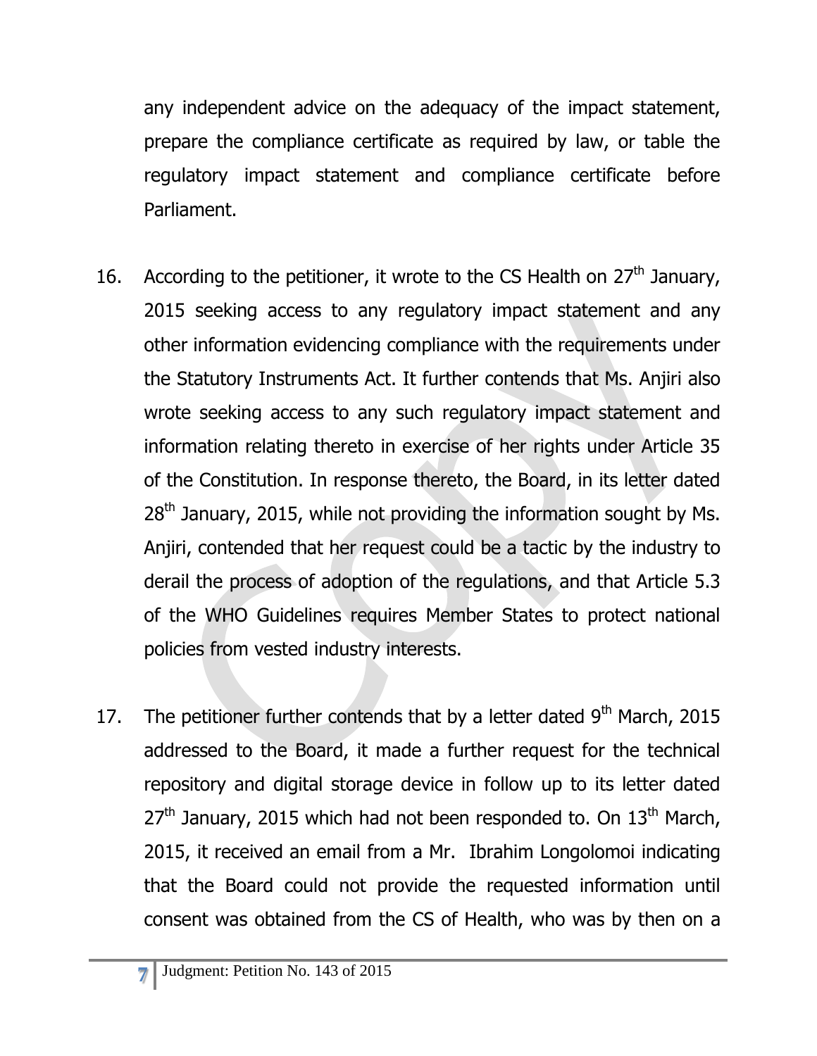any independent advice on the adequacy of the impact statement, prepare the compliance certificate as required by law, or table the regulatory impact statement and compliance certificate before Parliament.

16. According to the petitioner, it wrote to the CS Health on 27th January, 2015 seeking access to any regulatory impact statement and any other information evidencing compliance with the requirements under the Statutory Instruments Act. It further contends that Ms. Anjiri also wrote seeking access to any such regulatory impact statement and information relating thereto in exercise of her rights under Article 35 of the Constitution. In response thereto, the Board, in its letter dated 28th January, 2015, while not providing the information sought by Ms. Anjiri, contended that her request could be a tactic by the industry to derail the process of adoption of the regulations, and that Article 5.3 of the WHO Guidelines requires Member States to protect national policies from vested industry interests.

17. The petitioner further contends that by a letter dated 9th March, 2015 addressed to the Board, it made a further request for the technical repository and digital storage device in follow up to its letter dated 27th January, 2015 which had not been responded to. On 13th March, 2015, it received an email from a Mr. Ibrahim Longolomoi indicating that the Board could not provide the requested information until consent was obtained from the CS of Health, who was by then on a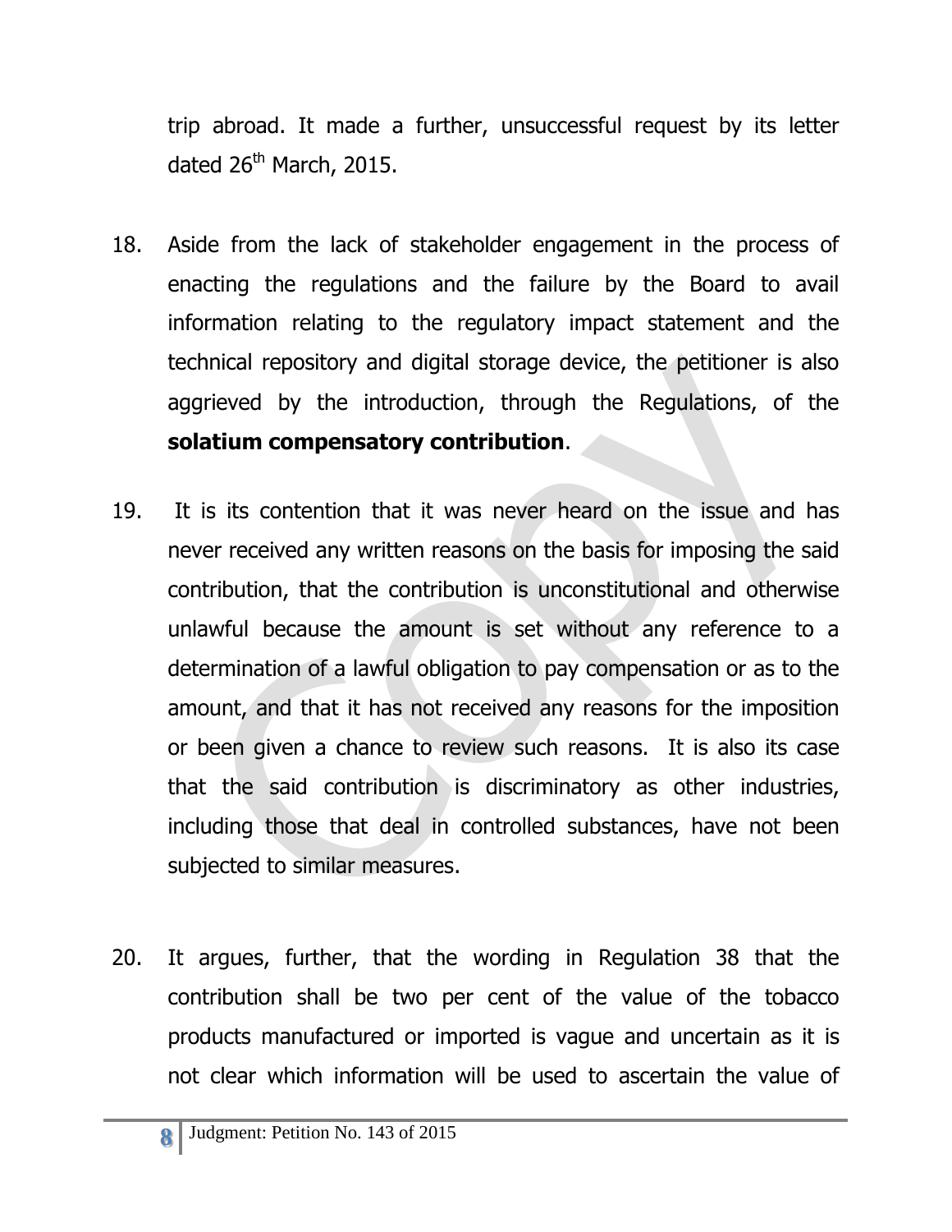trip abroad. It made a further, unsuccessful request by its letter dated 26th March, 2015.

18. Aside from the lack of stakeholder engagement in the process of enacting the regulations and the failure by the Board to avail information relating to the regulatory impact statement and the technical repository and digital storage device, the petitioner is also aggrieved by the introduction, through the Regulations, of the **solatium compensatory contribution**.

19. It is its contention that it was never heard on the issue and has never received any written reasons on the basis for imposing the said contribution, that the contribution is unconstitutional and otherwise unlawful because the amount is set without any reference to a determination of a lawful obligation to pay compensation or as to the amount, and that it has not received any reasons for the imposition or been given a chance to review such reasons. It is also its case that the said contribution is discriminatory as other industries, including those that deal in controlled substances, have not been subjected to similar measures.

20. It argues, further, that the wording in Regulation 38 that the contribution shall be two per cent of the value of the tobacco products manufactured or imported is vague and uncertain as it is not clear which information will be used to ascertain the value of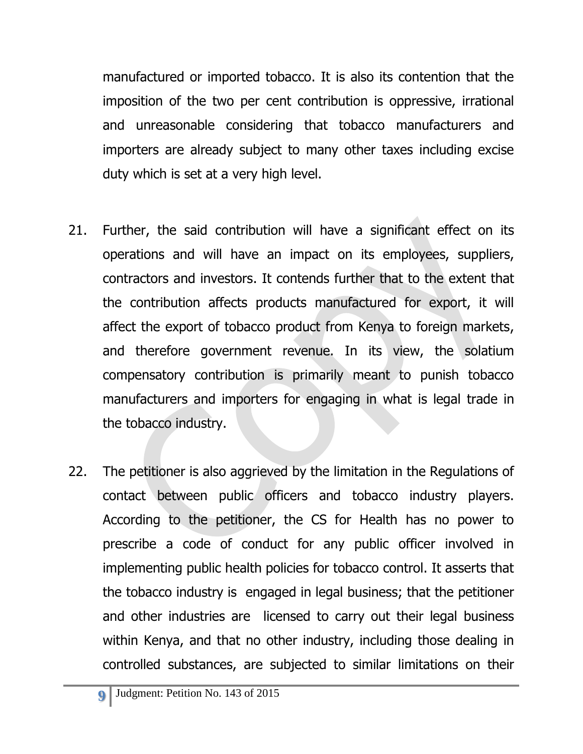manufactured or imported tobacco. It is also its contention that the imposition of the two per cent contribution is oppressive, irrational and unreasonable considering that tobacco manufacturers and importers are already subject to many other taxes including excise duty which is set at a very high level.

21. Further, the said contribution will have a significant effect on its operations and will have an impact on its employees, suppliers, contractors and investors. It contends further that to the extent that the contribution affects products manufactured for export, it will affect the export of tobacco product from Kenya to foreign markets, and therefore government revenue. In its view, the solatium compensatory contribution is primarily meant to punish tobacco manufacturers and importers for engaging in what is legal trade in the tobacco industry.

22. The petitioner is also aggrieved by the limitation in the Regulations of contact between public officers and tobacco industry players. According to the petitioner, the CS for Health has no power to prescribe a code of conduct for any public officer involved in implementing public health policies for tobacco control. It asserts that the tobacco industry is engaged in legal business; that the petitioner and other industries are licensed to carry out their legal business within Kenya, and that no other industry, including those dealing in controlled substances, are subjected to similar limitations on their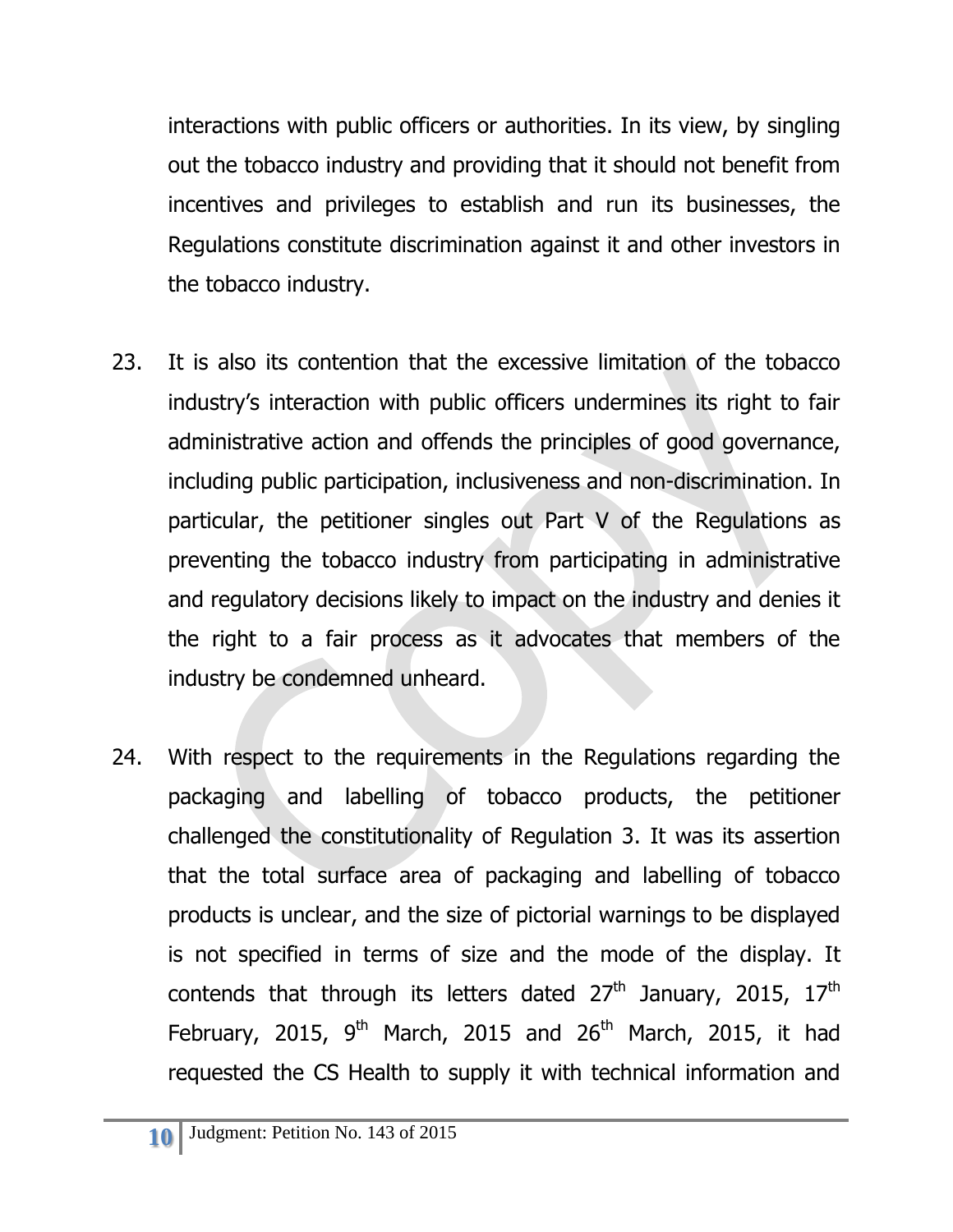interactions with public officers or authorities. In its view, by singling out the tobacco industry and providing that it should not benefit from incentives and privileges to establish and run its businesses, the Regulations constitute discrimination against it and other investors in the tobacco industry.

23. It is also its contention that the excessive limitation of the tobacco industry's interaction with public officers undermines its right to fair administrative action and offends the principles of good governance, including public participation, inclusiveness and non-discrimination. In particular, the petitioner singles out Part V of the Regulations as preventing the tobacco industry from participating in administrative and regulatory decisions likely to impact on the industry and denies it the right to a fair process as it advocates that members of the industry be condemned unheard.

24. With respect to the requirements in the Regulations regarding the packaging and labelling of tobacco products, the petitioner challenged the constitutionality of Regulation 3. It was its assertion that the total surface area of packaging and labelling of tobacco products is unclear, and the size of pictorial warnings to be displayed is not specified in terms of size and the mode of the display. It contends that through its letters dated 27th January, 2015, 17th February, 2015, 9th March, 2015 and 26th March, 2015, it had requested the CS Health to supply it with technical information and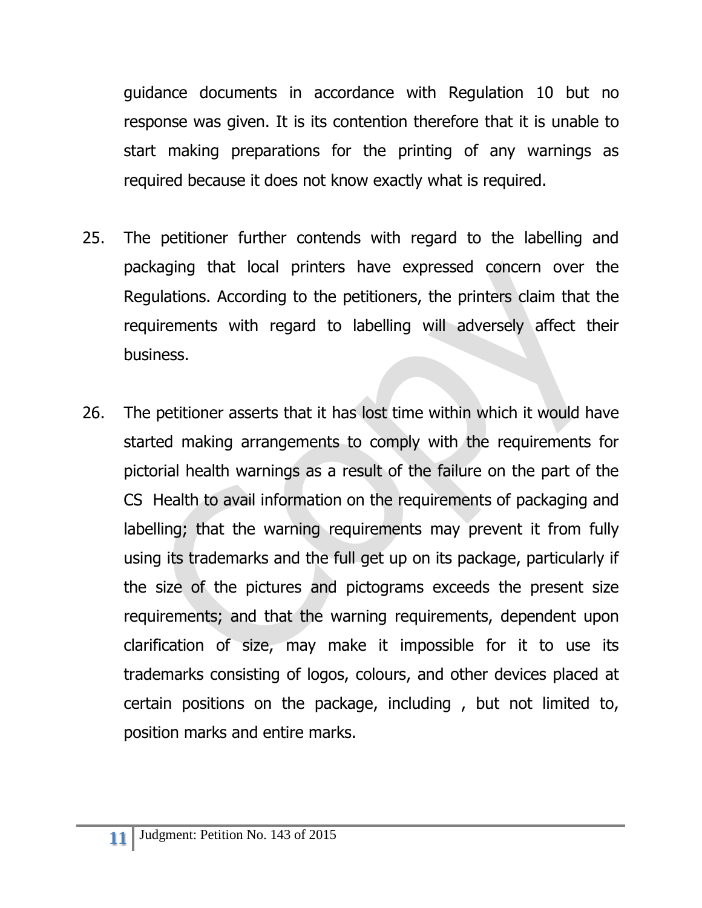guidance documents in accordance with Regulation 10 but no response was given. It is its contention therefore that it is unable to start making preparations for the printing of any warnings as required because it does not know exactly what is required.

25. The petitioner further contends with regard to the labelling and packaging that local printers have expressed concern over the Regulations. According to the petitioners, the printers claim that the requirements with regard to labelling will adversely affect their business.

26. The petitioner asserts that it has lost time within which it would have started making arrangements to comply with the requirements for pictorial health warnings as a result of the failure on the part of the CS Health to avail information on the requirements of packaging and labelling; that the warning requirements may prevent it from fully using its trademarks and the full get up on its package, particularly if the size of the pictures and pictograms exceeds the present size requirements; and that the warning requirements, dependent upon clarification of size, may make it impossible for it to use its trademarks consisting of logos, colours, and other devices placed at certain positions on the package, including , but not limited to, position marks and entire marks.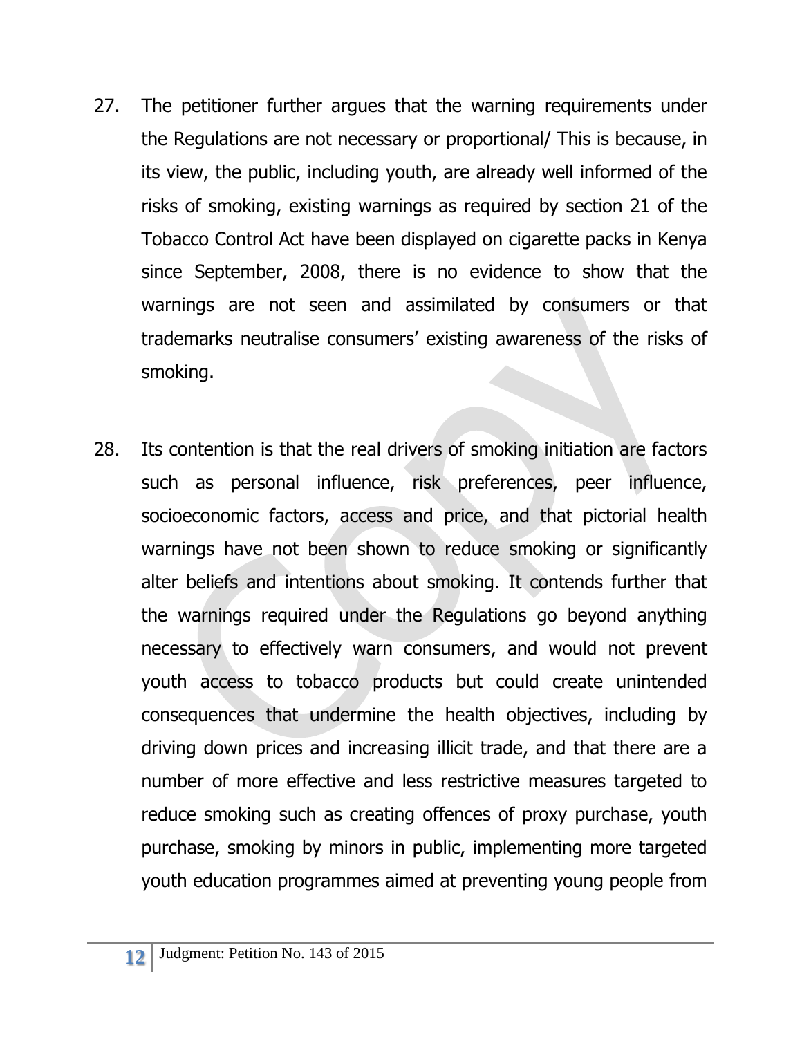27. The petitioner further argues that the warning requirements under the Regulations are not necessary or proportional/ This is because, in its view, the public, including youth, are already well informed of the risks of smoking, existing warnings as required by section 21 of the Tobacco Control Act have been displayed on cigarette packs in Kenya since September, 2008, there is no evidence to show that the warnings are not seen and assimilated by consumers or that trademarks neutralise consumers' existing awareness of the risks of smoking.

28. Its contention is that the real drivers of smoking initiation are factors such as personal influence, risk preferences, peer influence, socioeconomic factors, access and price, and that pictorial health warnings have not been shown to reduce smoking or significantly alter beliefs and intentions about smoking. It contends further that the warnings required under the Regulations go beyond anything necessary to effectively warn consumers, and would not prevent youth access to tobacco products but could create unintended consequences that undermine the health objectives, including by driving down prices and increasing illicit trade, and that there are a number of more effective and less restrictive measures targeted to reduce smoking such as creating offences of proxy purchase, youth purchase, smoking by minors in public, implementing more targeted youth education programmes aimed at preventing young people from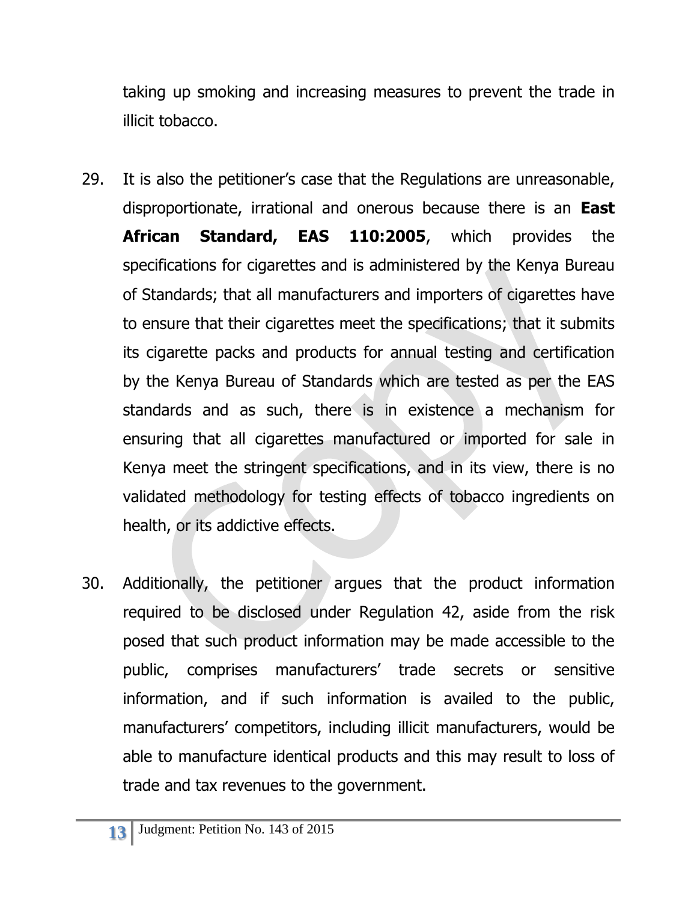taking up smoking and increasing measures to prevent the trade in illicit tobacco.

29. It is also the petitioner's case that the Regulations are unreasonable, disproportionate, irrational and onerous because there is an **East African Standard, EAS 110:2005**, which provides the specifications for cigarettes and is administered by the Kenya Bureau of Standards; that all manufacturers and importers of cigarettes have to ensure that their cigarettes meet the specifications; that it submits its cigarette packs and products for annual testing and certification by the Kenya Bureau of Standards which are tested as per the EAS standards and as such, there is in existence a mechanism for ensuring that all cigarettes manufactured or imported for sale in Kenya meet the stringent specifications, and in its view, there is no validated methodology for testing effects of tobacco ingredients on health, or its addictive effects.

30. Additionally, the petitioner argues that the product information required to be disclosed under Regulation 42, aside from the risk posed that such product information may be made accessible to the public, comprises manufacturers' trade secrets or sensitive information, and if such information is availed to the public, manufacturers' competitors, including illicit manufacturers, would be able to manufacture identical products and this may result to loss of trade and tax revenues to the government.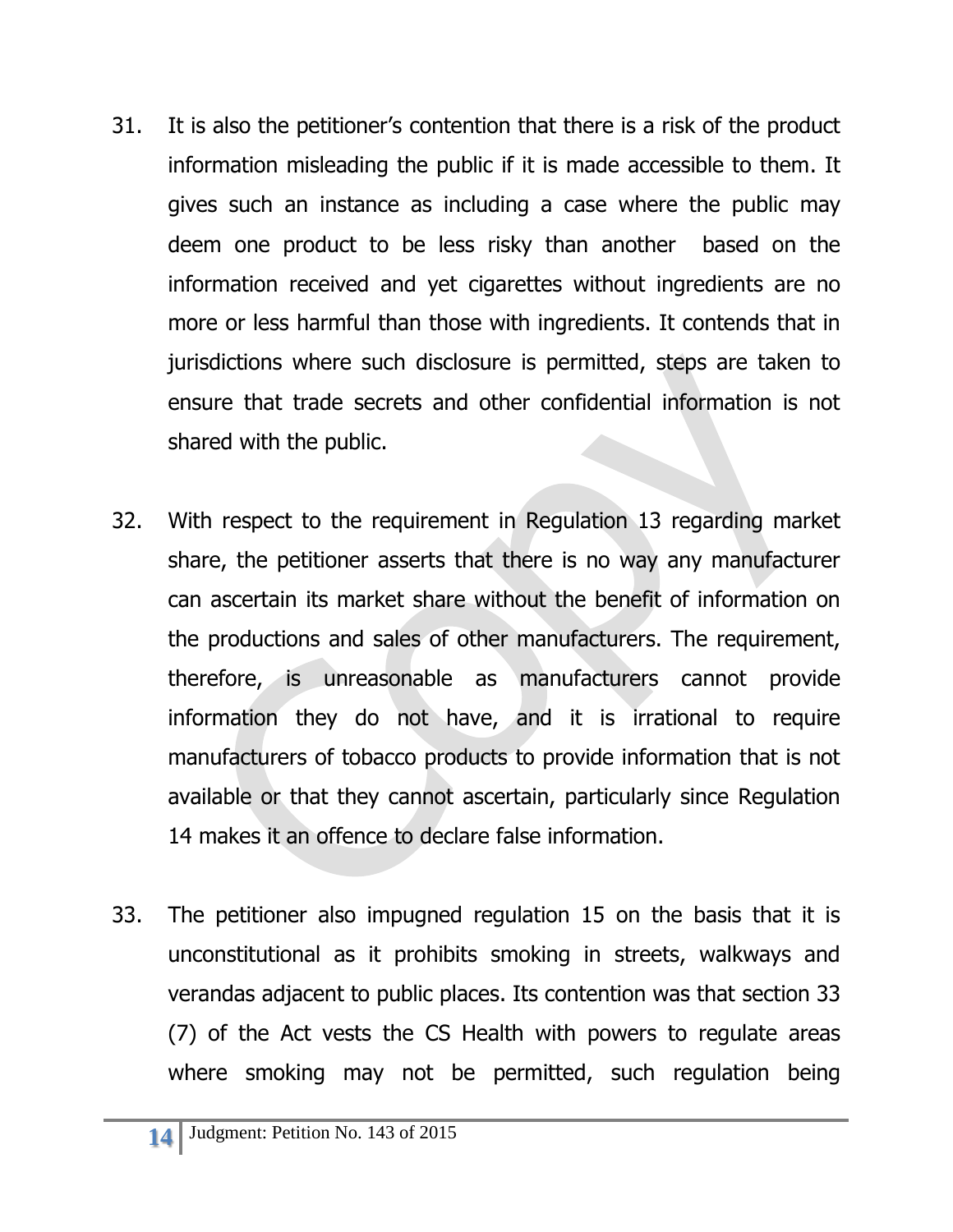31. It is also the petitioner's contention that there is a risk of the product information misleading the public if it is made accessible to them. It gives such an instance as including a case where the public may deem one product to be less risky than another based on the information received and yet cigarettes without ingredients are no more or less harmful than those with ingredients. It contends that in jurisdictions where such disclosure is permitted, steps are taken to ensure that trade secrets and other confidential information is not shared with the public.

32. With respect to the requirement in Regulation 13 regarding market share, the petitioner asserts that there is no way any manufacturer can ascertain its market share without the benefit of information on the productions and sales of other manufacturers. The requirement, therefore, is unreasonable as manufacturers cannot provide information they do not have, and it is irrational to require manufacturers of tobacco products to provide information that is not available or that they cannot ascertain, particularly since Regulation 14 makes it an offence to declare false information.

33. The petitioner also impugned regulation 15 on the basis that it is unconstitutional as it prohibits smoking in streets, walkways and verandas adjacent to public places. Its contention was that section 33 (7) of the Act vests the CS Health with powers to regulate areas where smoking may not be permitted, such regulation being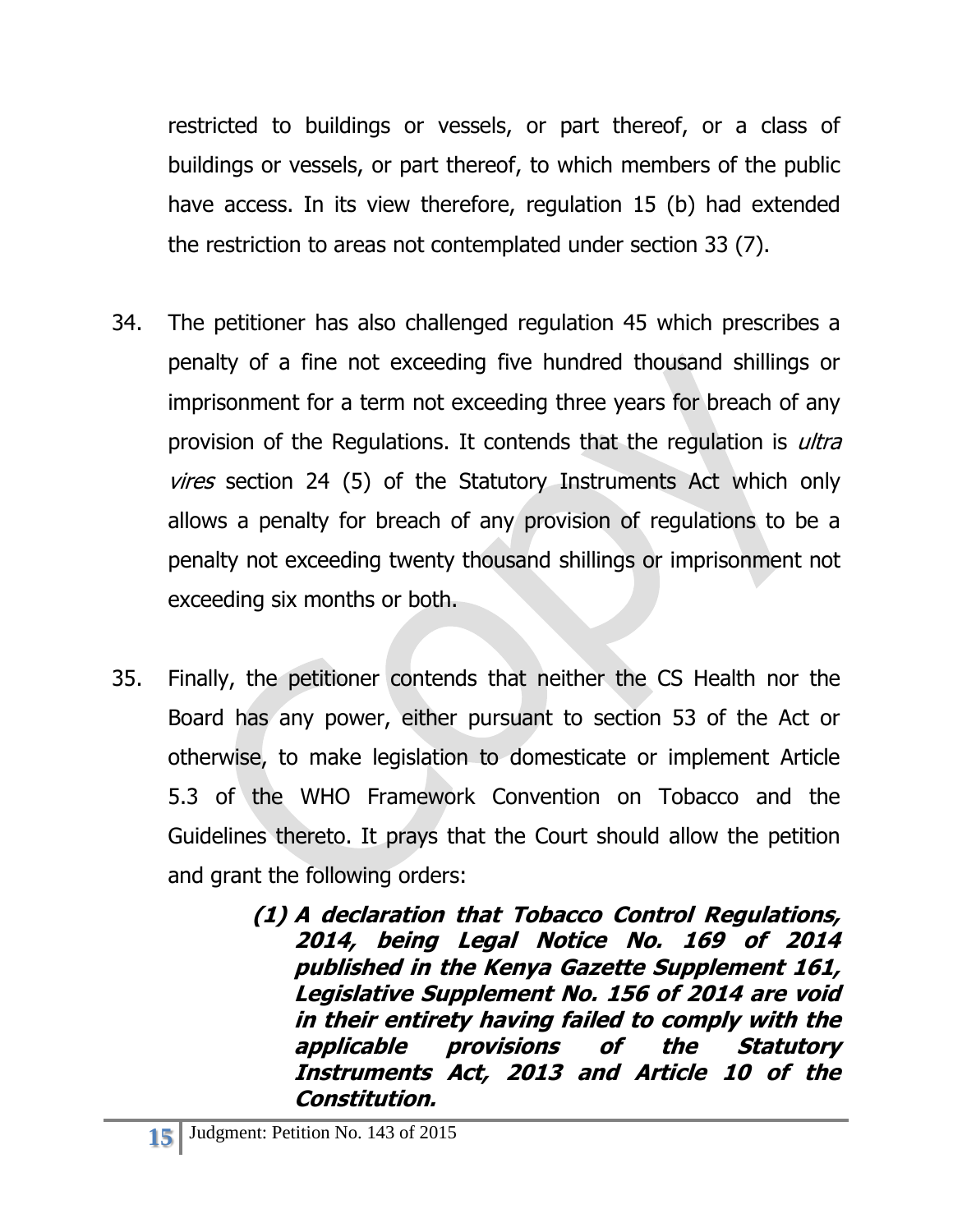restricted to buildings or vessels, or part thereof, or a class of buildings or vessels, or part thereof, to which members of the public have access. In its view therefore, regulation 15 (b) had extended the restriction to areas not contemplated under section 33 (7).

34. The petitioner has also challenged regulation 45 which prescribes a penalty of a fine not exceeding five hundred thousand shillings or imprisonment for a term not exceeding three years for breach of any provision of the Regulations. It contends that the regulation is *ultra vires* section 24 (5) of the Statutory Instruments Act which only allows a penalty for breach of any provision of regulations to be a penalty not exceeding twenty thousand shillings or imprisonment not exceeding six months or both.

35. Finally, the petitioner contends that neither the CS Health nor the Board has any power, either pursuant to section 53 of the Act or otherwise, to make legislation to domesticate or implement Article 5.3 of the WHO Framework Convention on Tobacco and the Guidelines thereto. It prays that the Court should allow the petition and grant the following orders:

    ***(1) A declaration that Tobacco Control Regulations, 2014, being Legal Notice No. 169 of 2014 published in the Kenya Gazette Supplement 161, Legislative Supplement No. 156 of 2014 are void in their entirety having failed to comply with the applicable provisions of the Statutory Instruments Act, 2013 and Article 10 of the Constitution.***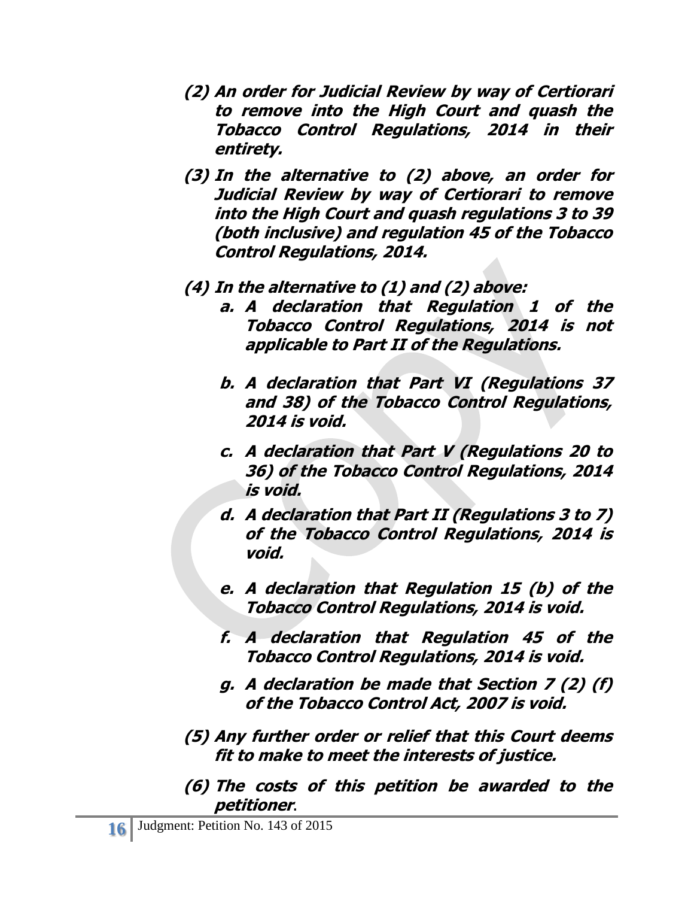***(2) An order for Judicial Review by way of Certiorari to remove into the High Court and quash the Tobacco Control Regulations, 2014 in their entirety.***

***(3) In the alternative to (2) above, an order for Judicial Review by way of Certiorari to remove into the High Court and quash regulations 3 to 39 (both inclusive) and regulation 45 of the Tobacco Control Regulations, 2014.***

***(4) In the alternative to (1) and (2) above:***

***a. A declaration that Regulation 1 of the Tobacco Control Regulations, 2014 is not applicable to Part II of the Regulations.***

***b. A declaration that Part VI (Regulations 37 and 38) of the Tobacco Control Regulations, 2014 is void.***

***c. A declaration that Part V (Regulations 20 to 36) of the Tobacco Control Regulations, 2014 is void.***

***d. A declaration that Part II (Regulations 3 to 7) of the Tobacco Control Regulations, 2014 is void.***

***e. A declaration that Regulation 15 (b) of the Tobacco Control Regulations, 2014 is void.***

***f. A declaration that Regulation 45 of the Tobacco Control Regulations, 2014 is void.***

***g. A declaration be made that Section 7 (2) (f) of the Tobacco Control Act, 2007 is void.***

***(5) Any further order or relief that this Court deems fit to make to meet the interests of justice.***

***(6) The costs of this petition be awarded to the petitioner.***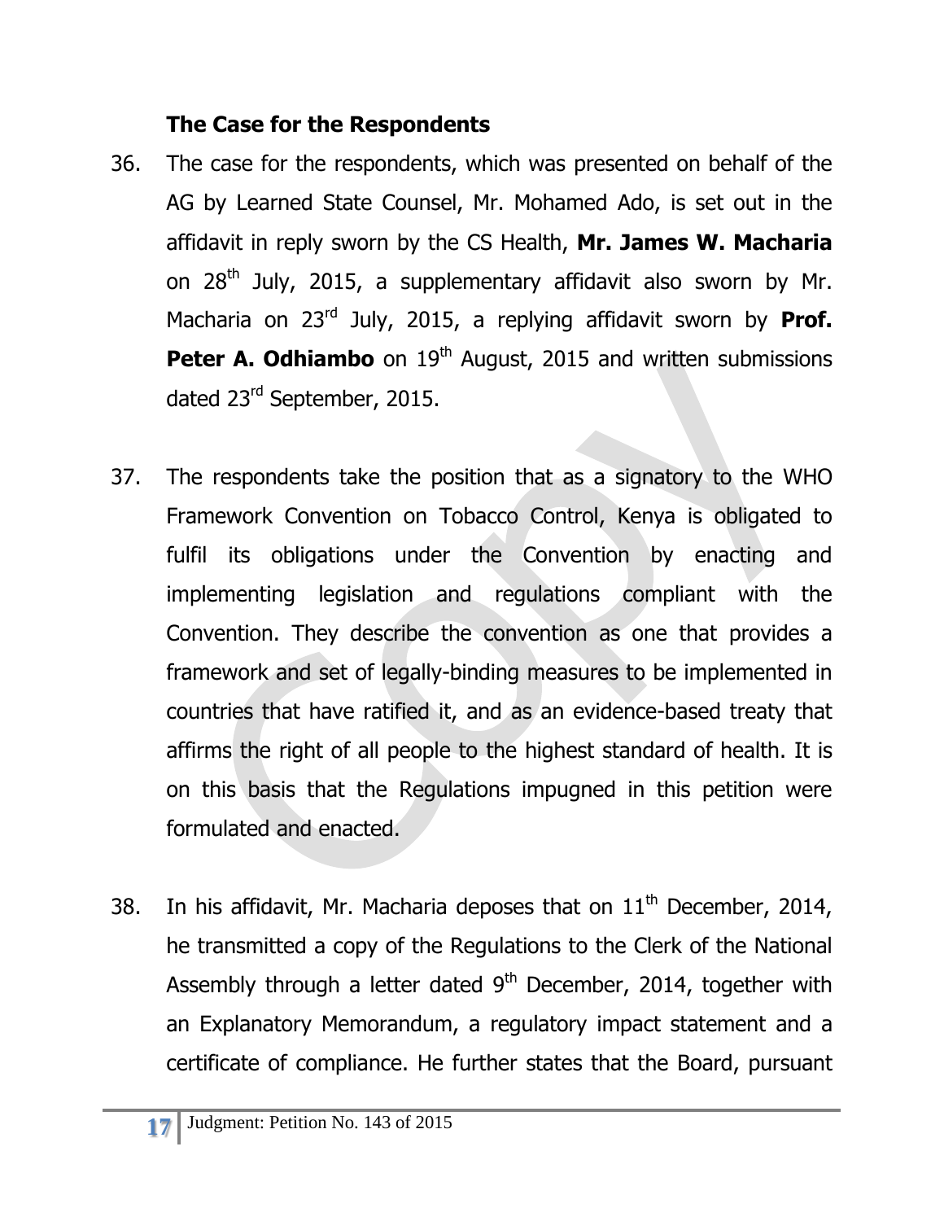### The Case for the Respondents

36. The case for the respondents, which was presented on behalf of the AG by Learned State Counsel, Mr. Mohamed Ado, is set out in the affidavit in reply sworn by the CS Health, **Mr. James W. Macharia** on 28th July, 2015, a supplementary affidavit also sworn by Mr. Macharia on 23rd July, 2015, a replying affidavit sworn by **Prof. Peter A. Odhiambo** on 19th August, 2015 and written submissions dated 23rd September, 2015.

37. The respondents take the position that as a signatory to the WHO Framework Convention on Tobacco Control, Kenya is obligated to fulfil its obligations under the Convention by enacting and implementing legislation and regulations compliant with the Convention. They describe the convention as one that provides a framework and set of legally-binding measures to be implemented in countries that have ratified it, and as an evidence-based treaty that affirms the right of all people to the highest standard of health. It is on this basis that the Regulations impugned in this petition were formulated and enacted.

38. In his affidavit, Mr. Macharia deposes that on 11th December, 2014, he transmitted a copy of the Regulations to the Clerk of the National Assembly through a letter dated 9th December, 2014, together with an Explanatory Memorandum, a regulatory impact statement and a certificate of compliance. He further states that the Board, pursuant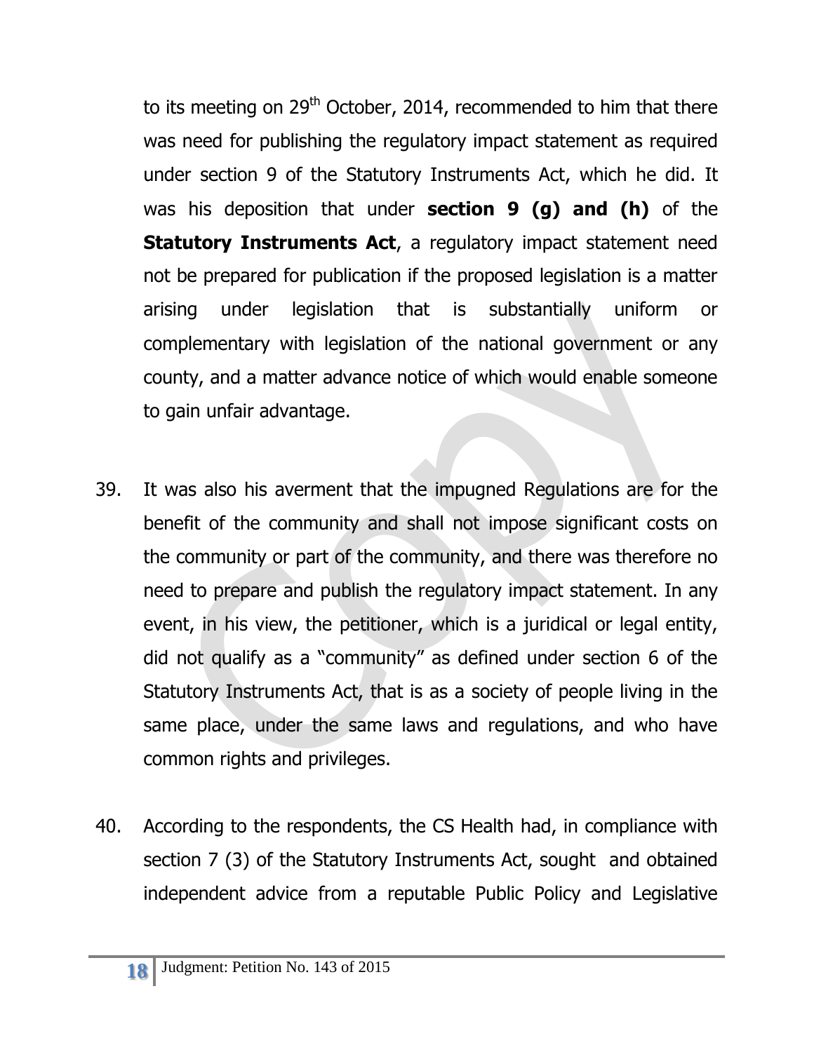to its meeting on 29th October, 2014, recommended to him that there was need for publishing the regulatory impact statement as required under section 9 of the Statutory Instruments Act, which he did. It was his deposition that under **section 9 (g) and (h)** of the **Statutory Instruments Act**, a regulatory impact statement need not be prepared for publication if the proposed legislation is a matter arising under legislation that is substantially uniform or complementary with legislation of the national government or any county, and a matter advance notice of which would enable someone to gain unfair advantage.

39. It was also his averment that the impugned Regulations are for the benefit of the community and shall not impose significant costs on the community or part of the community, and there was therefore no need to prepare and publish the regulatory impact statement. In any event, in his view, the petitioner, which is a juridical or legal entity, did not qualify as a "community" as defined under section 6 of the Statutory Instruments Act, that is as a society of people living in the same place, under the same laws and regulations, and who have common rights and privileges.

40. According to the respondents, the CS Health had, in compliance with section 7 (3) of the Statutory Instruments Act, sought and obtained independent advice from a reputable Public Policy and Legislative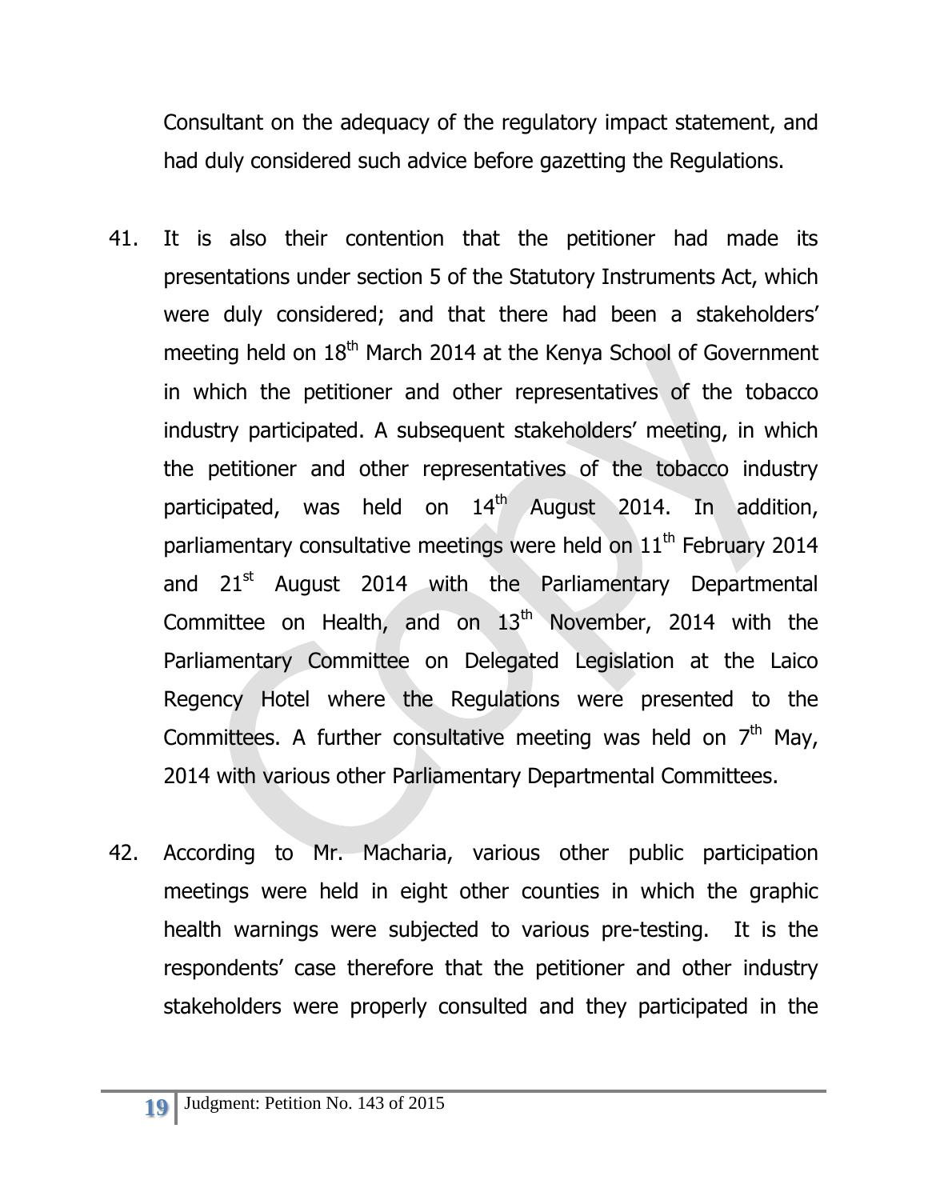Consultant on the adequacy of the regulatory impact statement, and had duly considered such advice before gazetting the Regulations.

41. It is also their contention that the petitioner had made its presentations under section 5 of the Statutory Instruments Act, which were duly considered; and that there had been a stakeholders' meeting held on 18th March 2014 at the Kenya School of Government in which the petitioner and other representatives of the tobacco industry participated. A subsequent stakeholders' meeting, in which the petitioner and other representatives of the tobacco industry participated, was held on 14th August 2014. In addition, parliamentary consultative meetings were held on 11th February 2014 and 21st August 2014 with the Parliamentary Departmental Committee on Health, and on 13th November, 2014 with the Parliamentary Committee on Delegated Legislation at the Laico Regency Hotel where the Regulations were presented to the Committees. A further consultative meeting was held on 7th May, 2014 with various other Parliamentary Departmental Committees.

42. According to Mr. Macharia, various other public participation meetings were held in eight other counties in which the graphic health warnings were subjected to various pre-testing. It is the respondents' case therefore that the petitioner and other industry stakeholders were properly consulted and they participated in the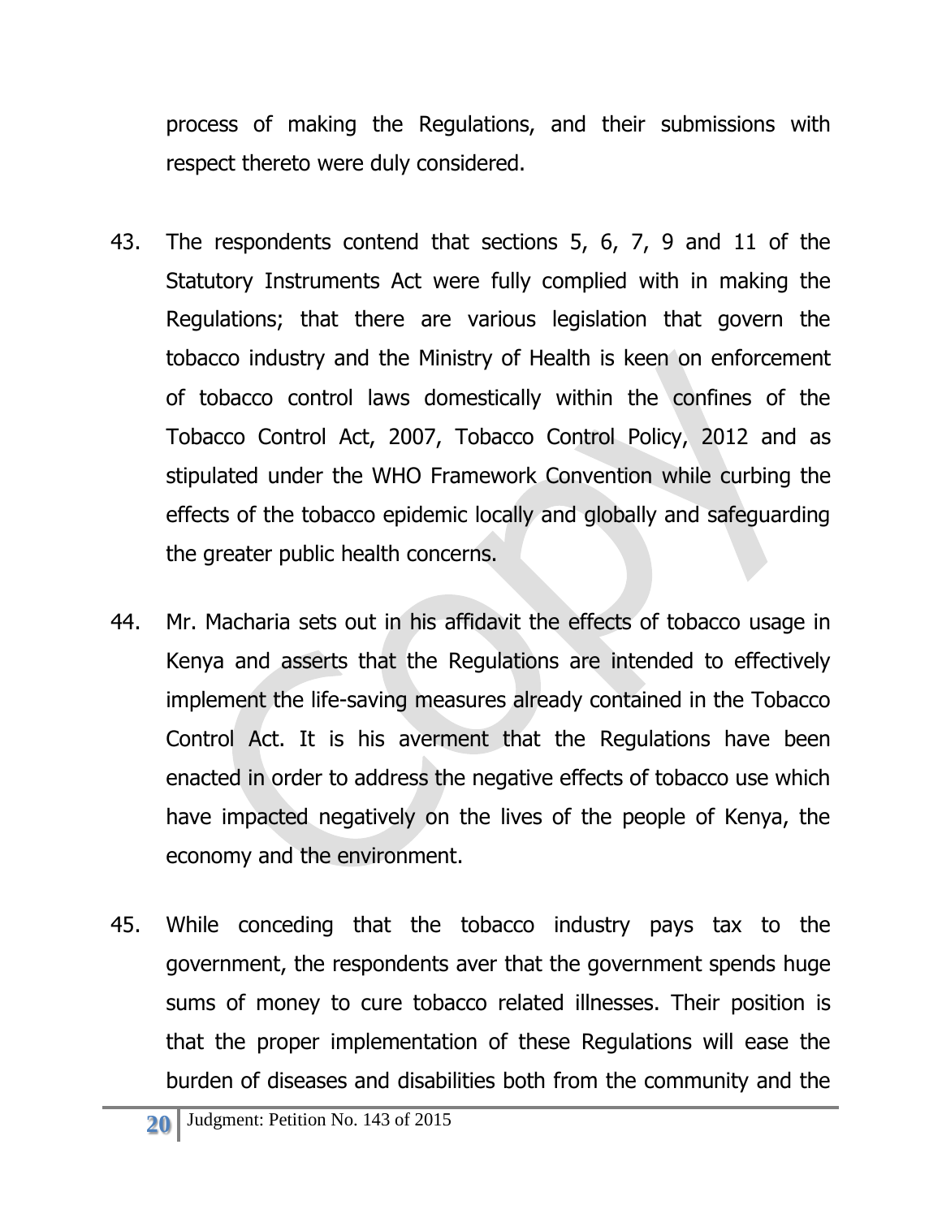process of making the Regulations, and their submissions with respect thereto were duly considered.

43. The respondents contend that sections 5, 6, 7, 9 and 11 of the Statutory Instruments Act were fully complied with in making the Regulations; that there are various legislation that govern the tobacco industry and the Ministry of Health is keen on enforcement of tobacco control laws domestically within the confines of the Tobacco Control Act, 2007, Tobacco Control Policy, 2012 and as stipulated under the WHO Framework Convention while curbing the effects of the tobacco epidemic locally and globally and safeguarding the greater public health concerns.

44. Mr. Macharia sets out in his affidavit the effects of tobacco usage in Kenya and asserts that the Regulations are intended to effectively implement the life-saving measures already contained in the Tobacco Control Act. It is his averment that the Regulations have been enacted in order to address the negative effects of tobacco use which have impacted negatively on the lives of the people of Kenya, the economy and the environment.

45. While conceding that the tobacco industry pays tax to the government, the respondents aver that the government spends huge sums of money to cure tobacco related illnesses. Their position is that the proper implementation of these Regulations will ease the burden of diseases and disabilities both from the community and the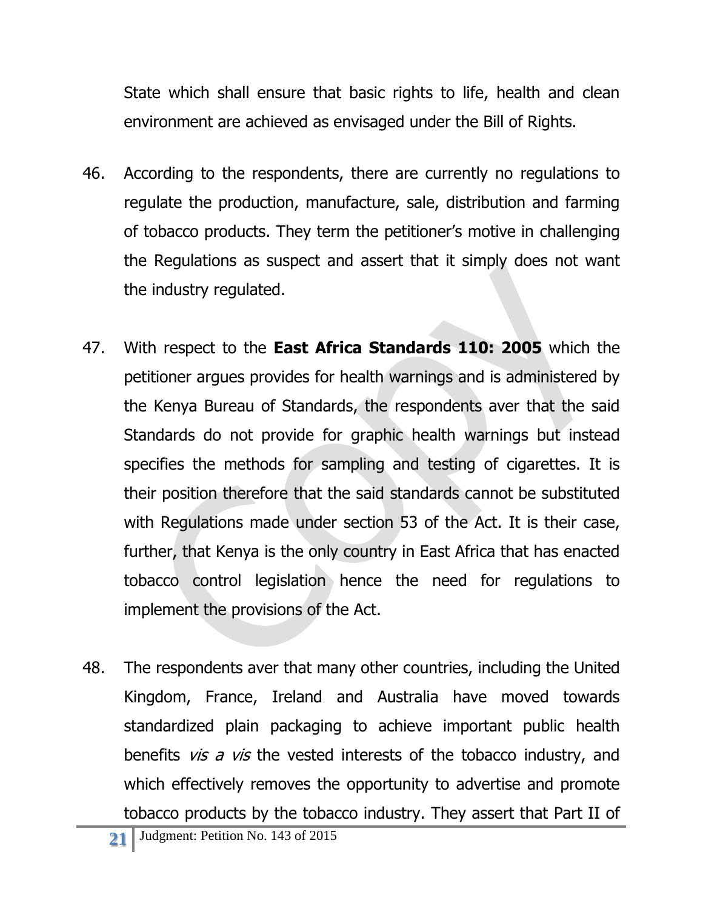State which shall ensure that basic rights to life, health and clean environment are achieved as envisaged under the Bill of Rights.

46. According to the respondents, there are currently no regulations to regulate the production, manufacture, sale, distribution and farming of tobacco products. They term the petitioner's motive in challenging the Regulations as suspect and assert that it simply does not want the industry regulated.

47. With respect to the **East Africa Standards 110: 2005** which the petitioner argues provides for health warnings and is administered by the Kenya Bureau of Standards, the respondents aver that the said Standards do not provide for graphic health warnings but instead specifies the methods for sampling and testing of cigarettes. It is their position therefore that the said standards cannot be substituted with Regulations made under section 53 of the Act. It is their case, further, that Kenya is the only country in East Africa that has enacted tobacco control legislation hence the need for regulations to implement the provisions of the Act.

48. The respondents aver that many other countries, including the United Kingdom, France, Ireland and Australia have moved towards standardized plain packaging to achieve important public health benefits *vis a vis* the vested interests of the tobacco industry, and which effectively removes the opportunity to advertise and promote tobacco products by the tobacco industry. They assert that Part II of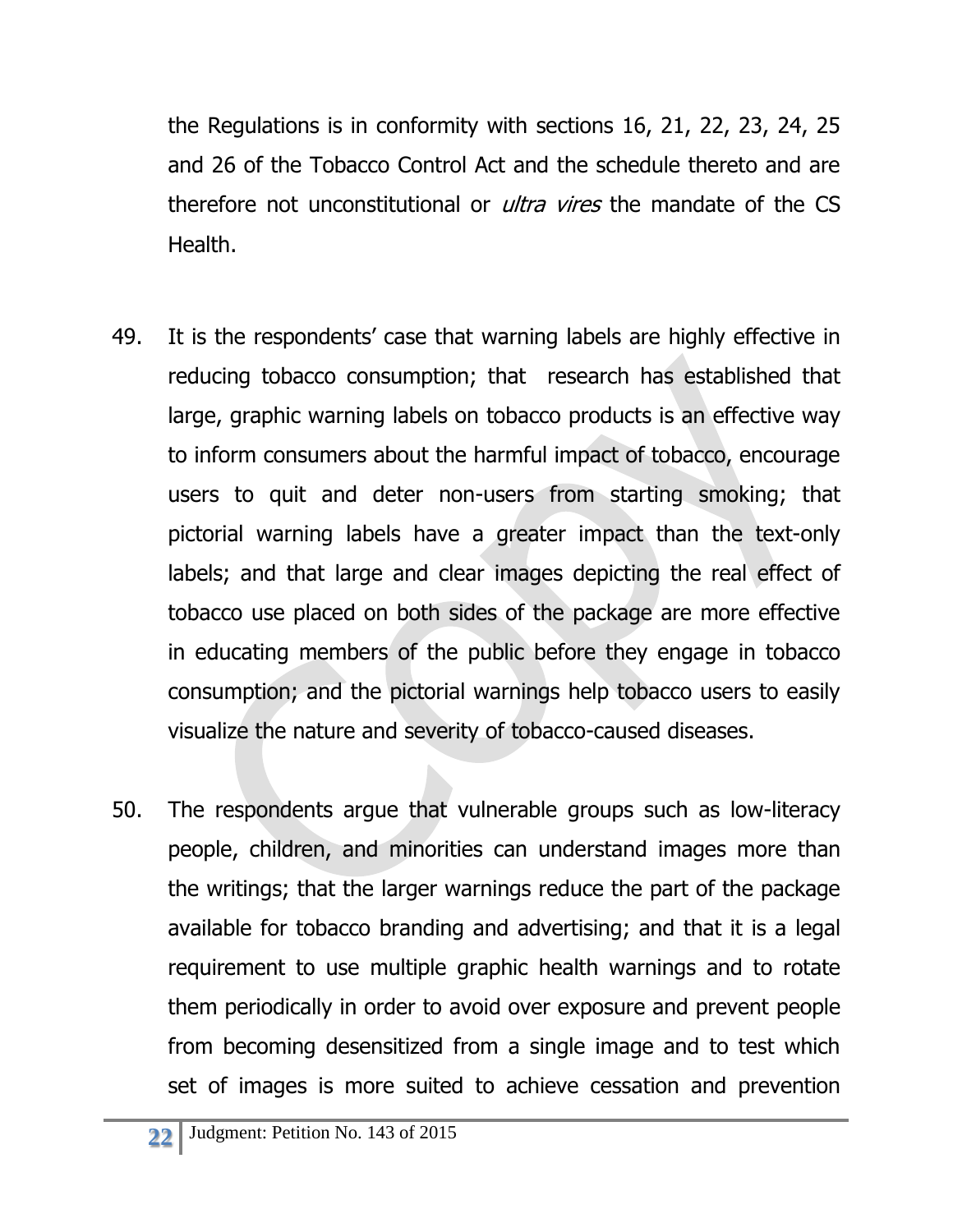the Regulations is in conformity with sections 16, 21, 22, 23, 24, 25 and 26 of the Tobacco Control Act and the schedule thereto and are therefore not unconstitutional or *ultra vires* the mandate of the CS Health.

49. It is the respondents' case that warning labels are highly effective in reducing tobacco consumption; that research has established that large, graphic warning labels on tobacco products is an effective way to inform consumers about the harmful impact of tobacco, encourage users to quit and deter non-users from starting smoking; that pictorial warning labels have a greater impact than the text-only labels; and that large and clear images depicting the real effect of tobacco use placed on both sides of the package are more effective in educating members of the public before they engage in tobacco consumption; and the pictorial warnings help tobacco users to easily visualize the nature and severity of tobacco-caused diseases.

50. The respondents argue that vulnerable groups such as low-literacy people, children, and minorities can understand images more than the writings; that the larger warnings reduce the part of the package available for tobacco branding and advertising; and that it is a legal requirement to use multiple graphic health warnings and to rotate them periodically in order to avoid over exposure and prevent people from becoming desensitized from a single image and to test which set of images is more suited to achieve cessation and prevention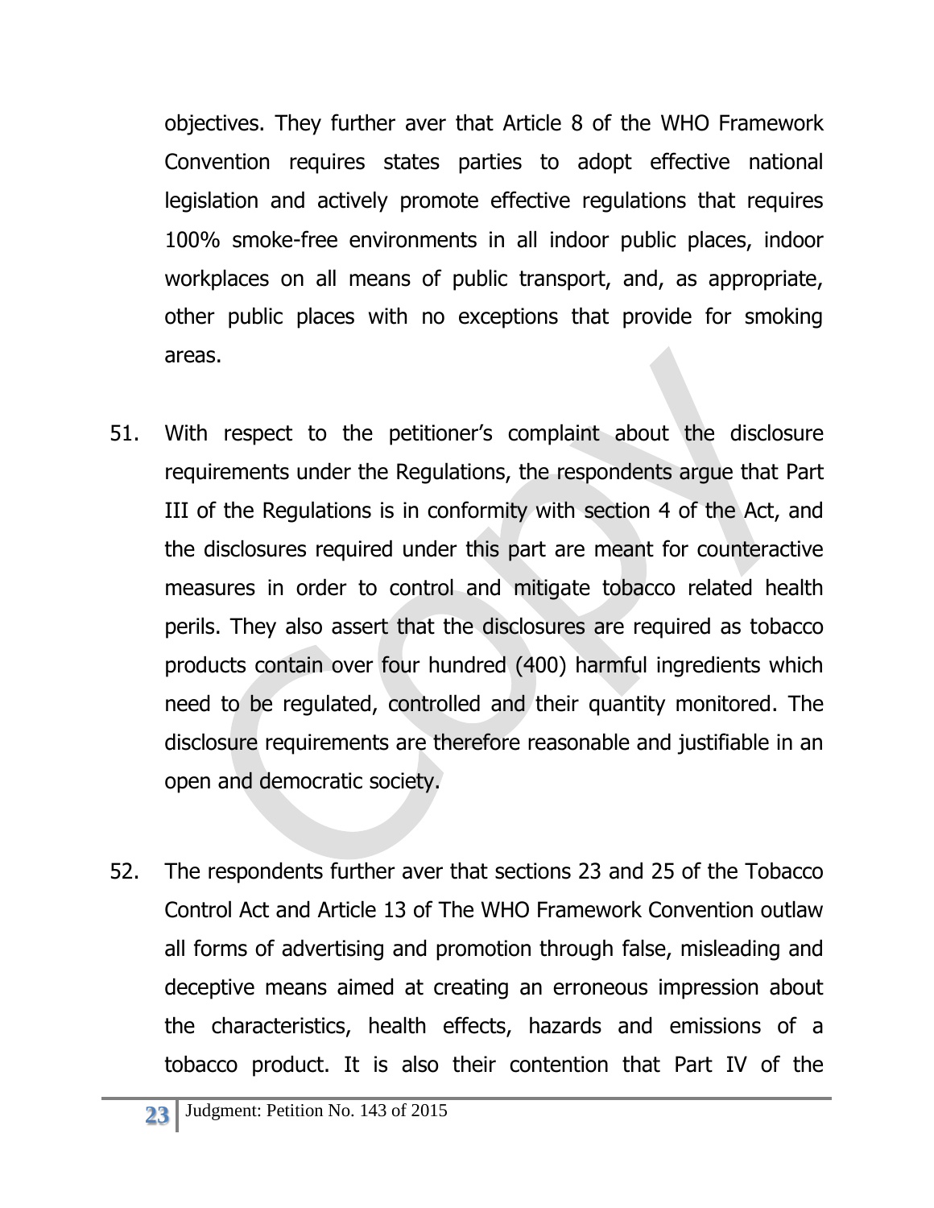objectives. They further aver that Article 8 of the WHO Framework Convention requires states parties to adopt effective national legislation and actively promote effective regulations that requires 100% smoke-free environments in all indoor public places, indoor workplaces on all means of public transport, and, as appropriate, other public places with no exceptions that provide for smoking areas.

51. With respect to the petitioner's complaint about the disclosure requirements under the Regulations, the respondents argue that Part III of the Regulations is in conformity with section 4 of the Act, and the disclosures required under this part are meant for counteractive measures in order to control and mitigate tobacco related health perils. They also assert that the disclosures are required as tobacco products contain over four hundred (400) harmful ingredients which need to be regulated, controlled and their quantity monitored. The disclosure requirements are therefore reasonable and justifiable in an open and democratic society.

52. The respondents further aver that sections 23 and 25 of the Tobacco Control Act and Article 13 of The WHO Framework Convention outlaw all forms of advertising and promotion through false, misleading and deceptive means aimed at creating an erroneous impression about the characteristics, health effects, hazards and emissions of a tobacco product. It is also their contention that Part IV of the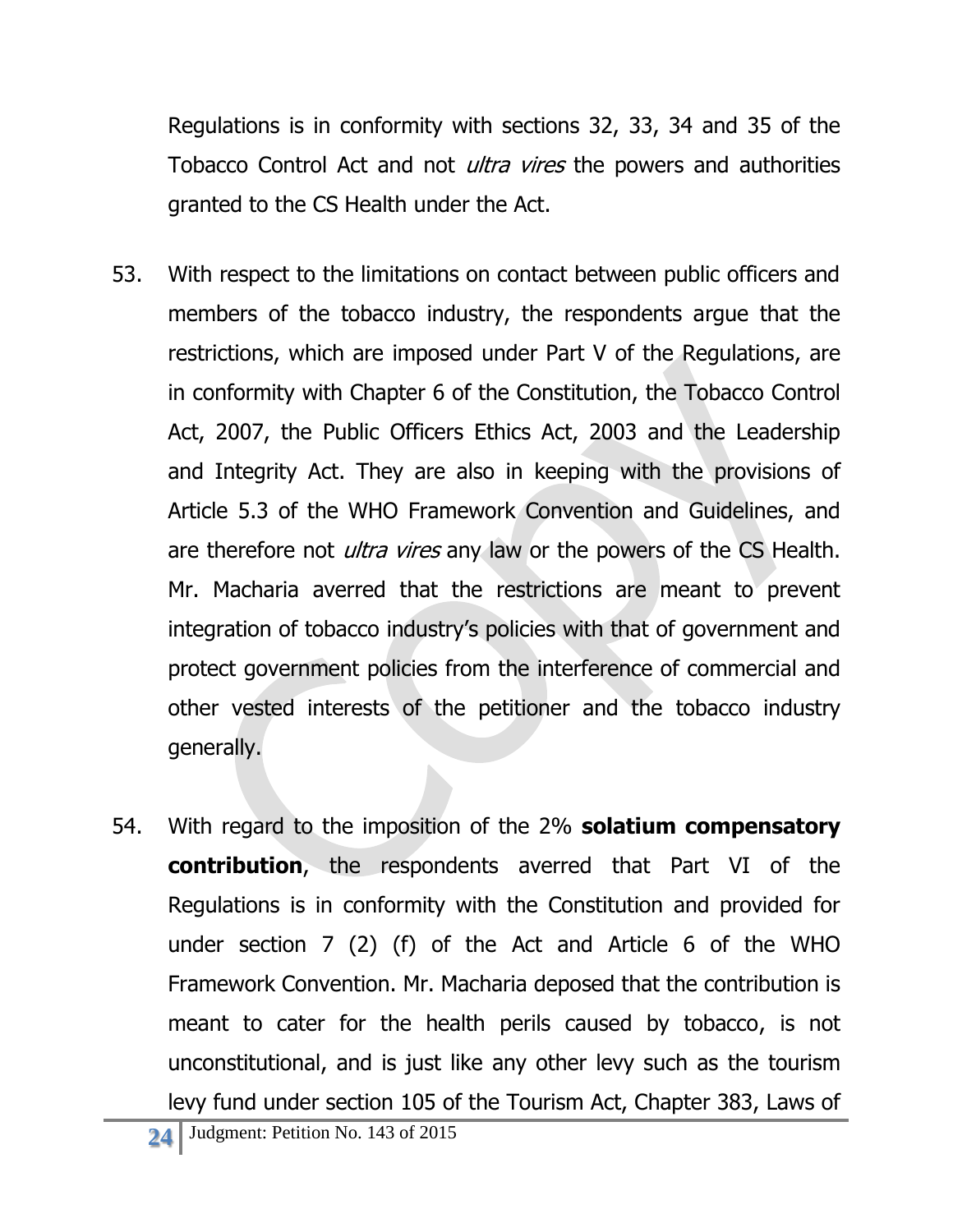Regulations is in conformity with sections 32, 33, 34 and 35 of the Tobacco Control Act and not *ultra vires* the powers and authorities granted to the CS Health under the Act.

53. With respect to the limitations on contact between public officers and members of the tobacco industry, the respondents argue that the restrictions, which are imposed under Part V of the Regulations, are in conformity with Chapter 6 of the Constitution, the Tobacco Control Act, 2007, the Public Officers Ethics Act, 2003 and the Leadership and Integrity Act. They are also in keeping with the provisions of Article 5.3 of the WHO Framework Convention and Guidelines, and are therefore not *ultra vires* any law or the powers of the CS Health. Mr. Macharia averred that the restrictions are meant to prevent integration of tobacco industry's policies with that of government and protect government policies from the interference of commercial and other vested interests of the petitioner and the tobacco industry generally.

54. With regard to the imposition of the 2% **solatium compensatory contribution**, the respondents averred that Part VI of the Regulations is in conformity with the Constitution and provided for under section 7 (2) (f) of the Act and Article 6 of the WHO Framework Convention. Mr. Macharia deposed that the contribution is meant to cater for the health perils caused by tobacco, is not unconstitutional, and is just like any other levy such as the tourism levy fund under section 105 of the Tourism Act, Chapter 383, Laws of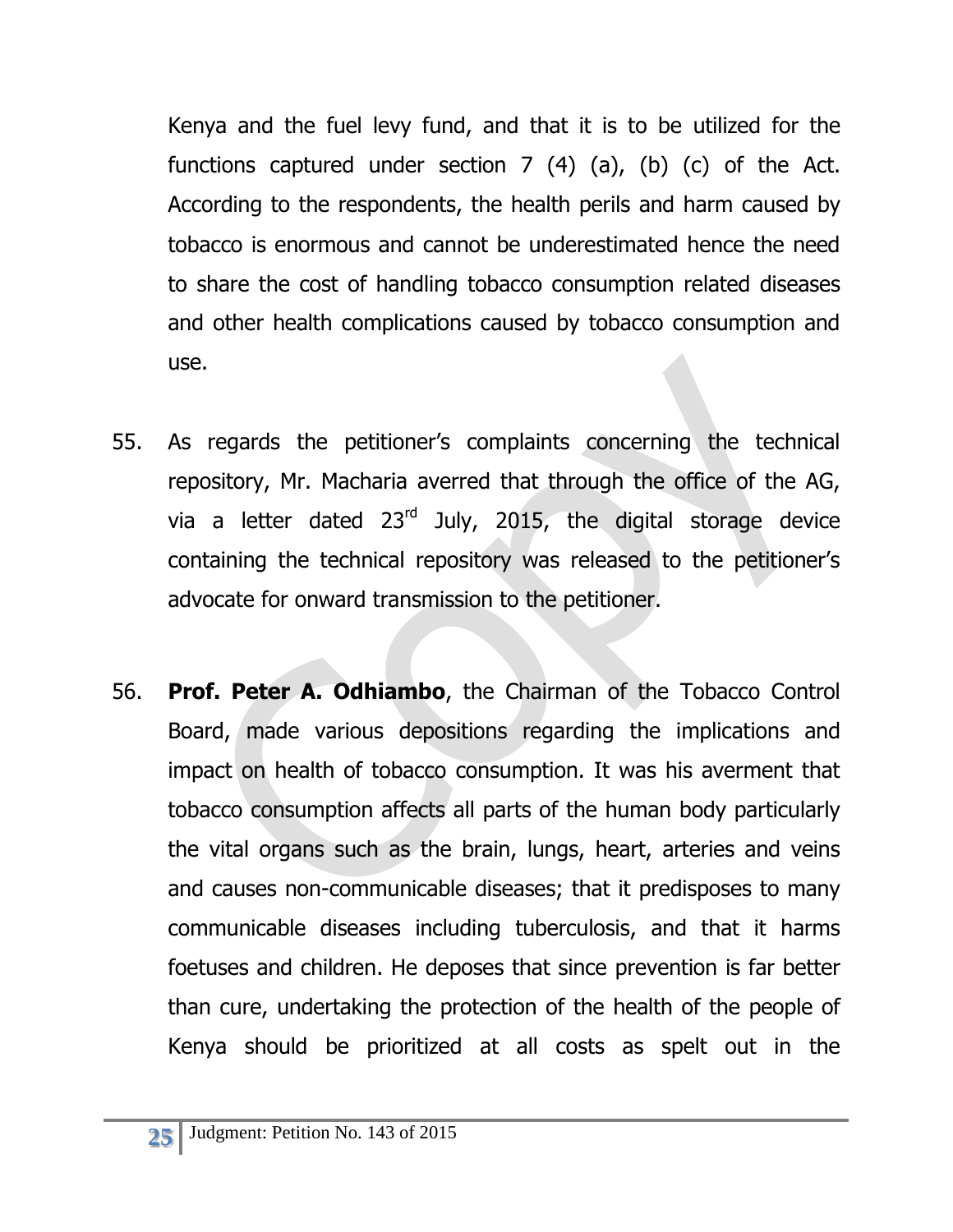Kenya and the fuel levy fund, and that it is to be utilized for the functions captured under section 7 (4) (a), (b) (c) of the Act. According to the respondents, the health perils and harm caused by tobacco is enormous and cannot be underestimated hence the need to share the cost of handling tobacco consumption related diseases and other health complications caused by tobacco consumption and use.

55. As regards the petitioner's complaints concerning the technical repository, Mr. Macharia averred that through the office of the AG, via a letter dated 23rd July, 2015, the digital storage device containing the technical repository was released to the petitioner's advocate for onward transmission to the petitioner.

56. **Prof. Peter A. Odhiambo**, the Chairman of the Tobacco Control Board, made various depositions regarding the implications and impact on health of tobacco consumption. It was his averment that tobacco consumption affects all parts of the human body particularly the vital organs such as the brain, lungs, heart, arteries and veins and causes non-communicable diseases; that it predisposes to many communicable diseases including tuberculosis, and that it harms foetuses and children. He deposes that since prevention is far better than cure, undertaking the protection of the health of the people of Kenya should be prioritized at all costs as spelt out in the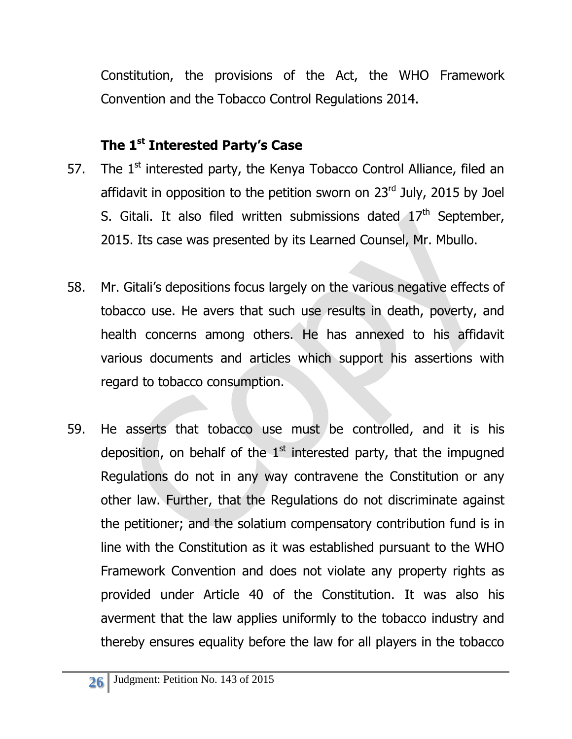Constitution, the provisions of the Act, the WHO Framework Convention and the Tobacco Control Regulations 2014.

### The 1st Interested Party's Case

57. The 1st interested party, the Kenya Tobacco Control Alliance, filed an affidavit in opposition to the petition sworn on 23rd July, 2015 by Joel S. Gitali. It also filed written submissions dated 17th September, 2015. Its case was presented by its Learned Counsel, Mr. Mbullo.

58. Mr. Gitali's depositions focus largely on the various negative effects of tobacco use. He avers that such use results in death, poverty, and health concerns among others. He has annexed to his affidavit various documents and articles which support his assertions with regard to tobacco consumption.

59. He asserts that tobacco use must be controlled, and it is his deposition, on behalf of the 1st interested party, that the impugned Regulations do not in any way contravene the Constitution or any other law. Further, that the Regulations do not discriminate against the petitioner; and the solatium compensatory contribution fund is in line with the Constitution as it was established pursuant to the WHO Framework Convention and does not violate any property rights as provided under Article 40 of the Constitution. It was also his averment that the law applies uniformly to the tobacco industry and thereby ensures equality before the law for all players in the tobacco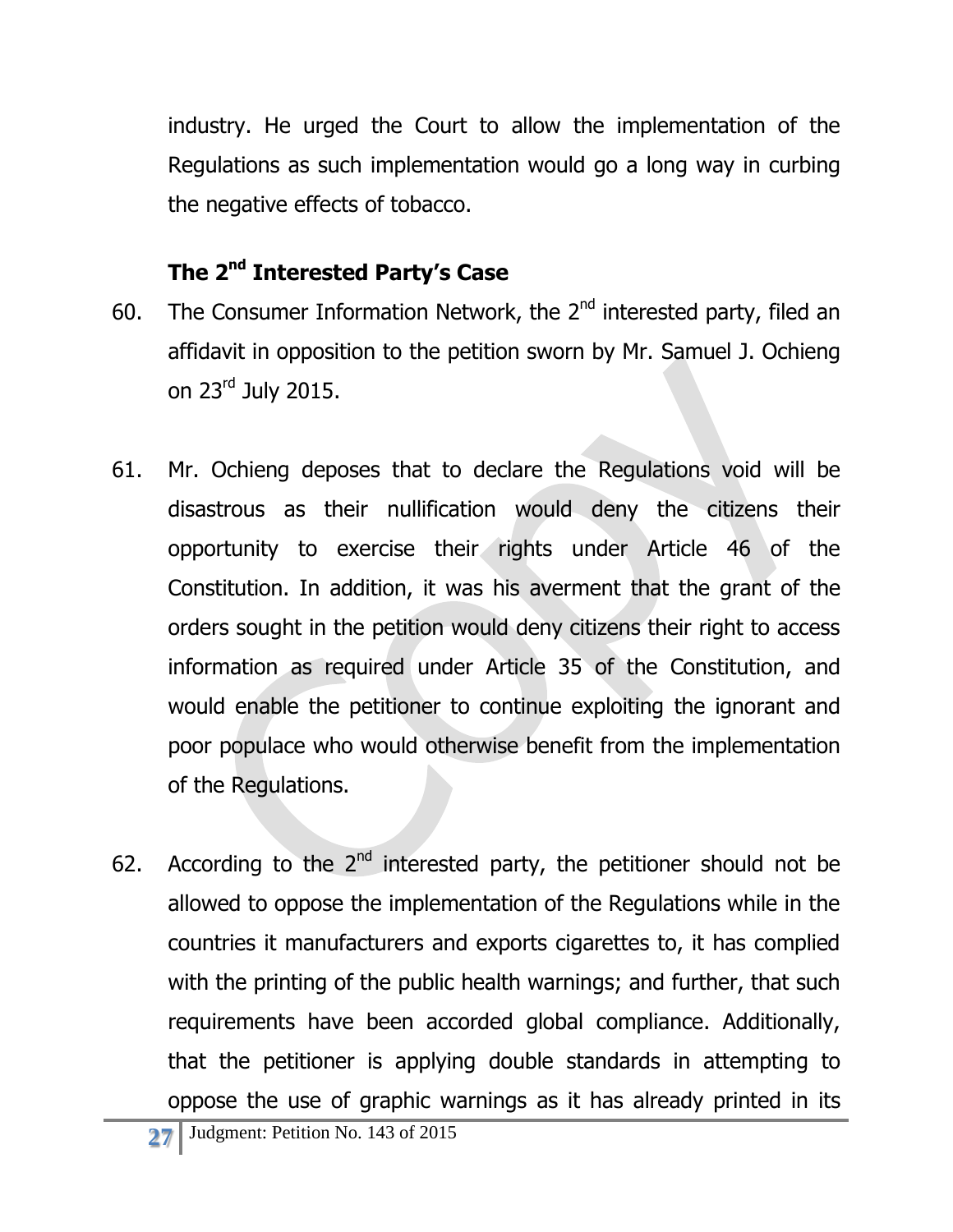industry. He urged the Court to allow the implementation of the Regulations as such implementation would go a long way in curbing the negative effects of tobacco.

### The 2nd Interested Party's Case

60. The Consumer Information Network, the 2nd interested party, filed an affidavit in opposition to the petition sworn by Mr. Samuel J. Ochieng on 23rd July 2015.

61. Mr. Ochieng deposes that to declare the Regulations void will be disastrous as their nullification would deny the citizens their opportunity to exercise their rights under Article 46 of the Constitution. In addition, it was his averment that the grant of the orders sought in the petition would deny citizens their right to access information as required under Article 35 of the Constitution, and would enable the petitioner to continue exploiting the ignorant and poor populace who would otherwise benefit from the implementation of the Regulations.

62. According to the 2nd interested party, the petitioner should not be allowed to oppose the implementation of the Regulations while in the countries it manufacturers and exports cigarettes to, it has complied with the printing of the public health warnings; and further, that such requirements have been accorded global compliance. Additionally, that the petitioner is applying double standards in attempting to oppose the use of graphic warnings as it has already printed in its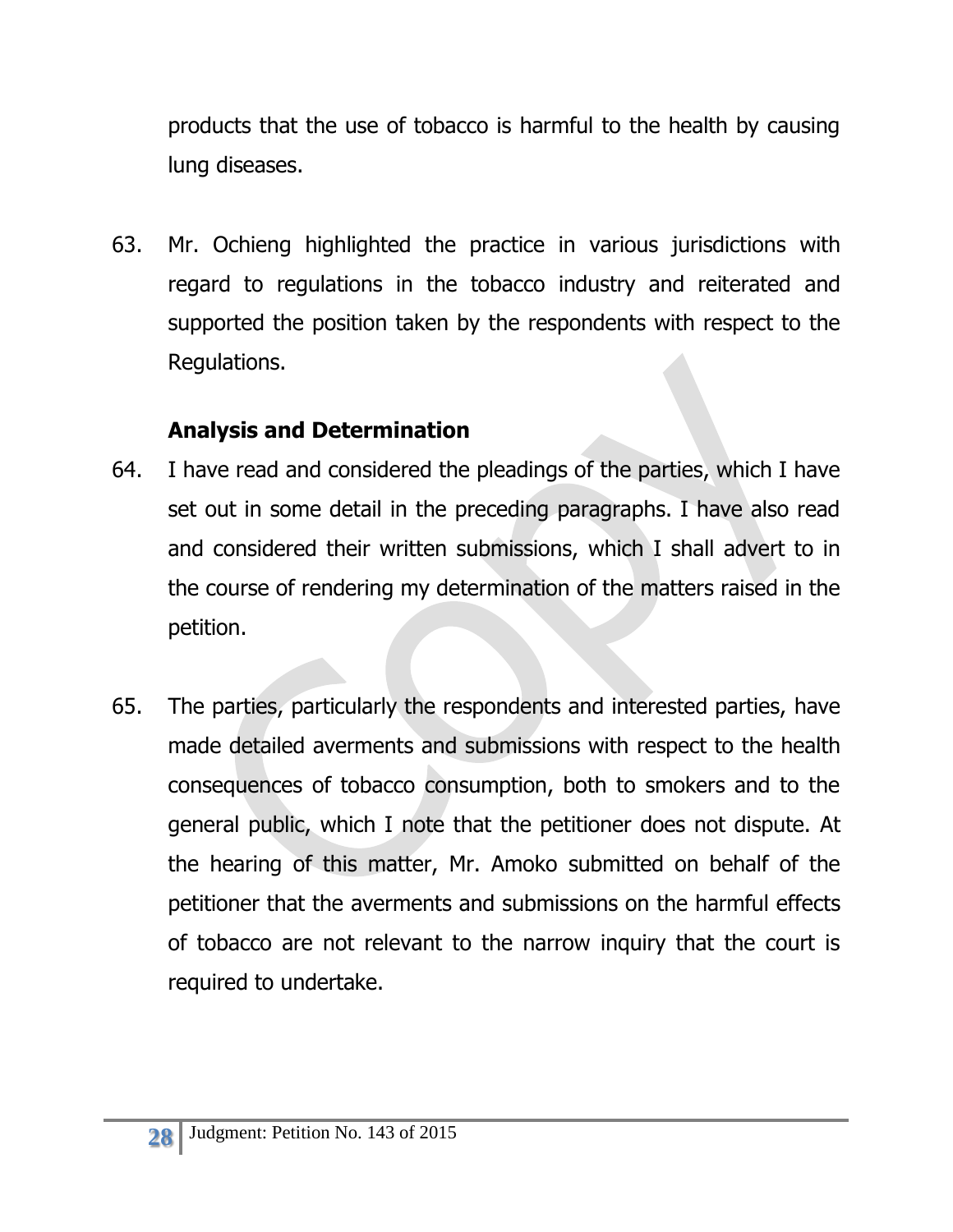products that the use of tobacco is harmful to the health by causing lung diseases.

63. Mr. Ochieng highlighted the practice in various jurisdictions with regard to regulations in the tobacco industry and reiterated and supported the position taken by the respondents with respect to the Regulations.

**Analysis and Determination**

64. I have read and considered the pleadings of the parties, which I have set out in some detail in the preceding paragraphs. I have also read and considered their written submissions, which I shall advert to in the course of rendering my determination of the matters raised in the petition.

65. The parties, particularly the respondents and interested parties, have made detailed averments and submissions with respect to the health consequences of tobacco consumption, both to smokers and to the general public, which I note that the petitioner does not dispute. At the hearing of this matter, Mr. Amoko submitted on behalf of the petitioner that the averments and submissions on the harmful effects of tobacco are not relevant to the narrow inquiry that the court is required to undertake.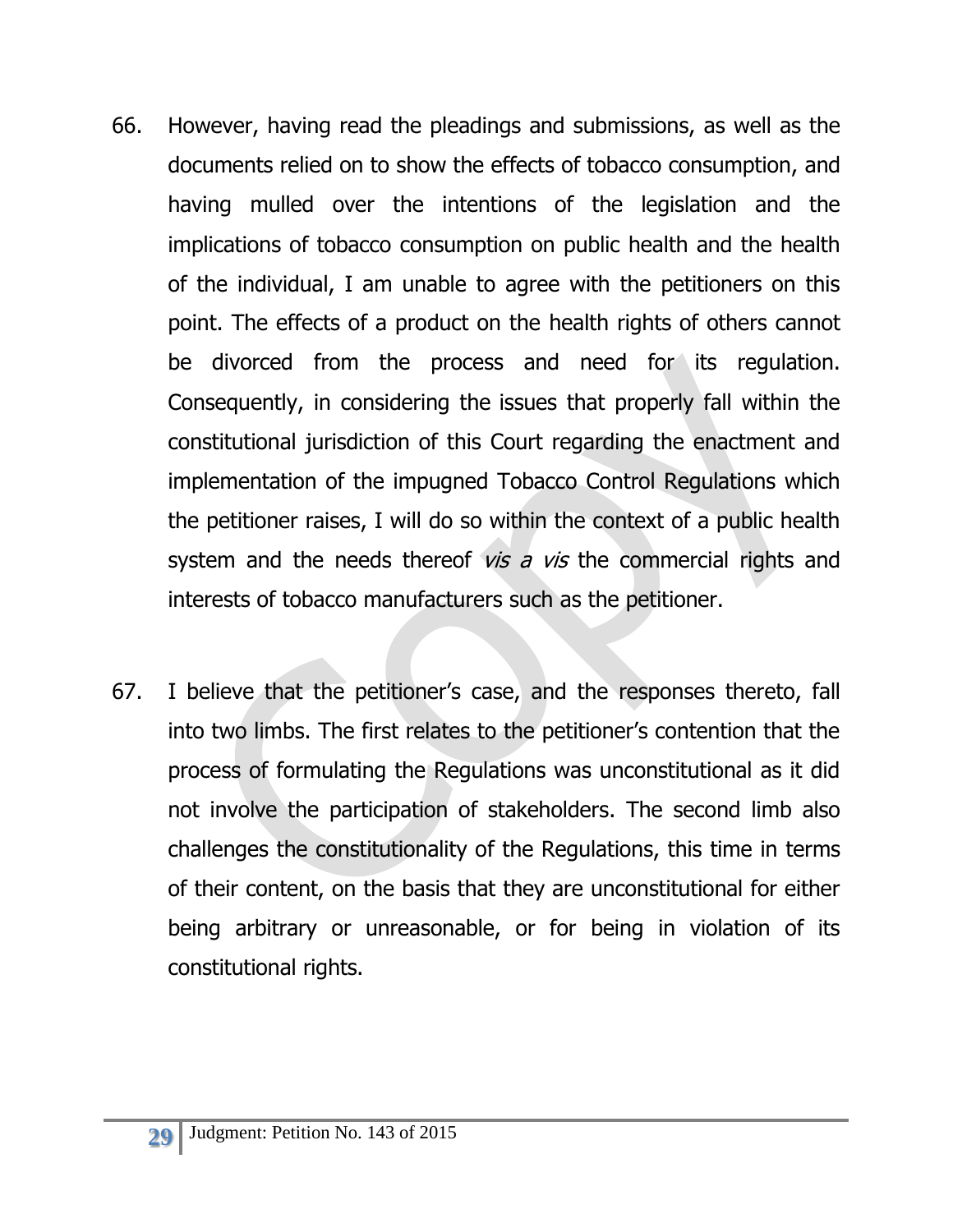66. However, having read the pleadings and submissions, as well as the documents relied on to show the effects of tobacco consumption, and having mulled over the intentions of the legislation and the implications of tobacco consumption on public health and the health of the individual, I am unable to agree with the petitioners on this point. The effects of a product on the health rights of others cannot be divorced from the process and need for its regulation. Consequently, in considering the issues that properly fall within the constitutional jurisdiction of this Court regarding the enactment and implementation of the impugned Tobacco Control Regulations which the petitioner raises, I will do so within the context of a public health system and the needs thereof *vis a vis* the commercial rights and interests of tobacco manufacturers such as the petitioner.

67. I believe that the petitioner's case, and the responses thereto, fall into two limbs. The first relates to the petitioner's contention that the process of formulating the Regulations was unconstitutional as it did not involve the participation of stakeholders. The second limb also challenges the constitutionality of the Regulations, this time in terms of their content, on the basis that they are unconstitutional for either being arbitrary or unreasonable, or for being in violation of its constitutional rights.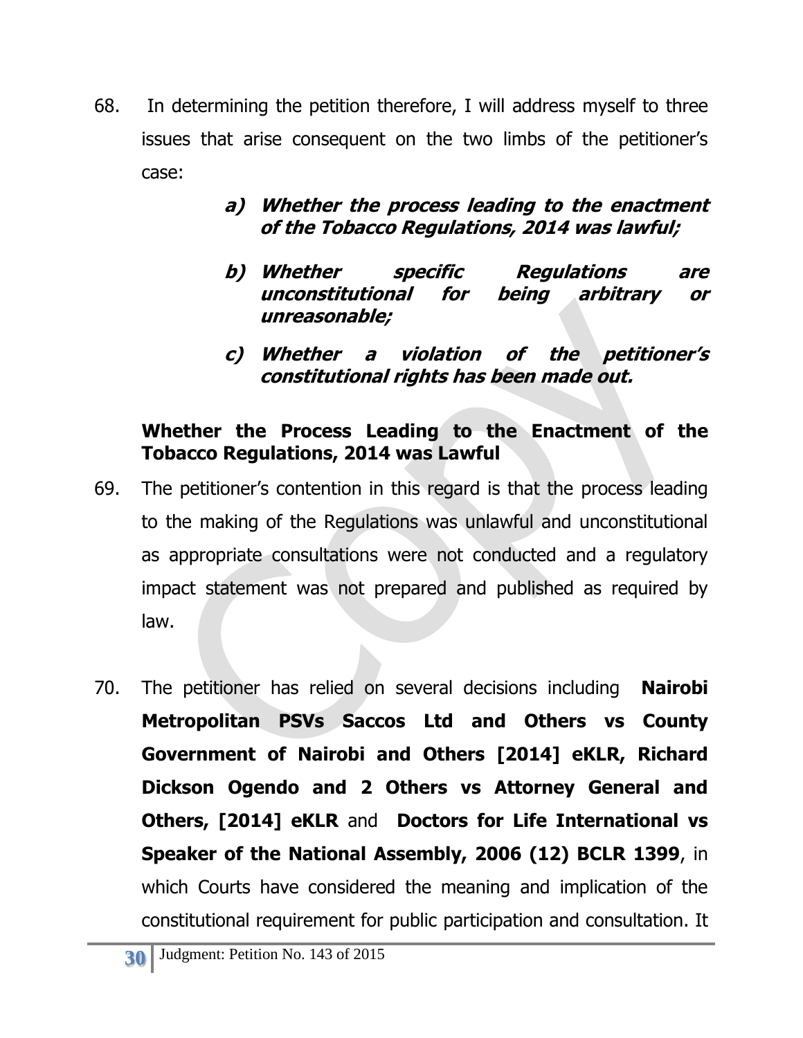68. In determining the petition therefore, I will address myself to three issues that arise consequent on the two limbs of the petitioner's case:

> ***a) Whether the process leading to the enactment of the Tobacco Regulations, 2014 was lawful;***
>
> ***b) Whether specific Regulations are unconstitutional for being arbitrary or unreasonable;***
>
> ***c) Whether a violation of the petitioner's constitutional rights has been made out.***

**Whether the Process Leading to the Enactment of the Tobacco Regulations, 2014 was Lawful**

69. The petitioner's contention in this regard is that the process leading to the making of the Regulations was unlawful and unconstitutional as appropriate consultations were not conducted and a regulatory impact statement was not prepared and published as required by law.

70. The petitioner has relied on several decisions including **Nairobi Metropolitan PSVs Saccos Ltd and Others vs County Government of Nairobi and Others [2014] eKLR, Richard Dickson Ogendo and 2 Others vs Attorney General and Others, [2014] eKLR** and **Doctors for Life International vs Speaker of the National Assembly, 2006 (12) BCLR 1399**, in which Courts have considered the meaning and implication of the constitutional requirement for public participation and consultation. It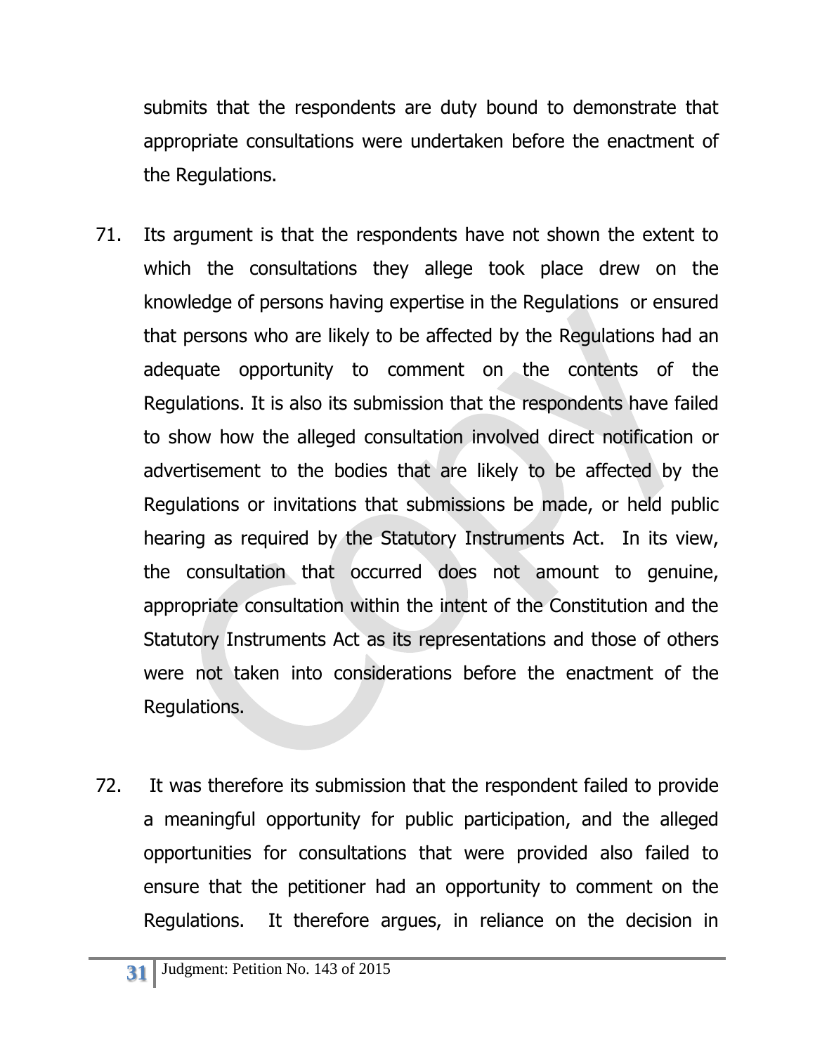submits that the respondents are duty bound to demonstrate that appropriate consultations were undertaken before the enactment of the Regulations.

71. Its argument is that the respondents have not shown the extent to which the consultations they allege took place drew on the knowledge of persons having expertise in the Regulations or ensured that persons who are likely to be affected by the Regulations had an adequate opportunity to comment on the contents of the Regulations. It is also its submission that the respondents have failed to show how the alleged consultation involved direct notification or advertisement to the bodies that are likely to be affected by the Regulations or invitations that submissions be made, or held public hearing as required by the Statutory Instruments Act. In its view, the consultation that occurred does not amount to genuine, appropriate consultation within the intent of the Constitution and the Statutory Instruments Act as its representations and those of others were not taken into considerations before the enactment of the Regulations.

72. It was therefore its submission that the respondent failed to provide a meaningful opportunity for public participation, and the alleged opportunities for consultations that were provided also failed to ensure that the petitioner had an opportunity to comment on the Regulations. It therefore argues, in reliance on the decision in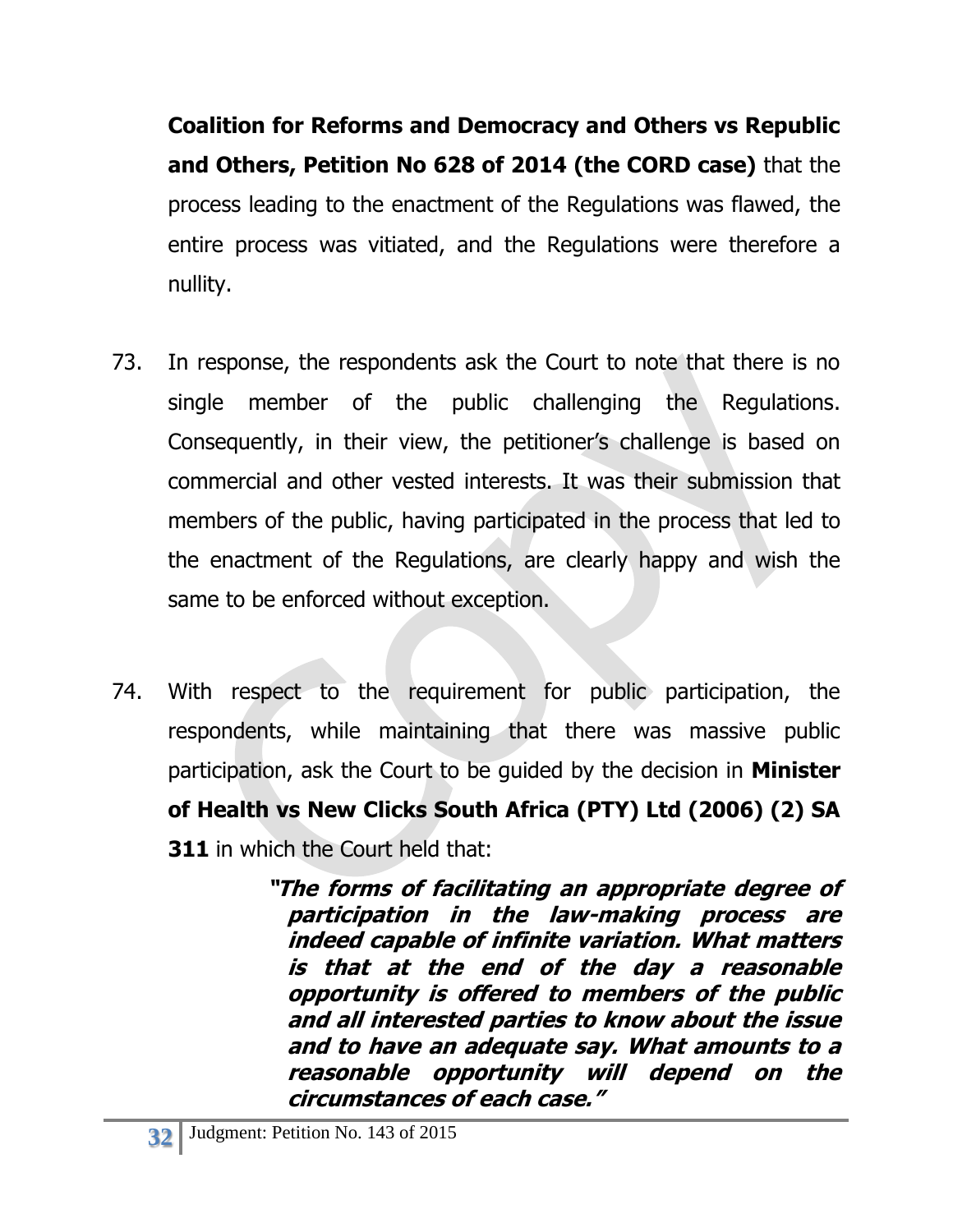**Coalition for Reforms and Democracy and Others vs Republic and Others, Petition No 628 of 2014 (the CORD case)** that the process leading to the enactment of the Regulations was flawed, the entire process was vitiated, and the Regulations were therefore a nullity.

73. In response, the respondents ask the Court to note that there is no single member of the public challenging the Regulations. Consequently, in their view, the petitioner's challenge is based on commercial and other vested interests. It was their submission that members of the public, having participated in the process that led to the enactment of the Regulations, are clearly happy and wish the same to be enforced without exception.

74. With respect to the requirement for public participation, the respondents, while maintaining that there was massive public participation, ask the Court to be guided by the decision in **Minister of Health vs New Clicks South Africa (PTY) Ltd (2006) (2) SA 311** in which the Court held that:

> ***"The forms of facilitating an appropriate degree of participation in the law-making process are indeed capable of infinite variation. What matters is that at the end of the day a reasonable opportunity is offered to members of the public and all interested parties to know about the issue and to have an adequate say. What amounts to a reasonable opportunity will depend on the circumstances of each case."***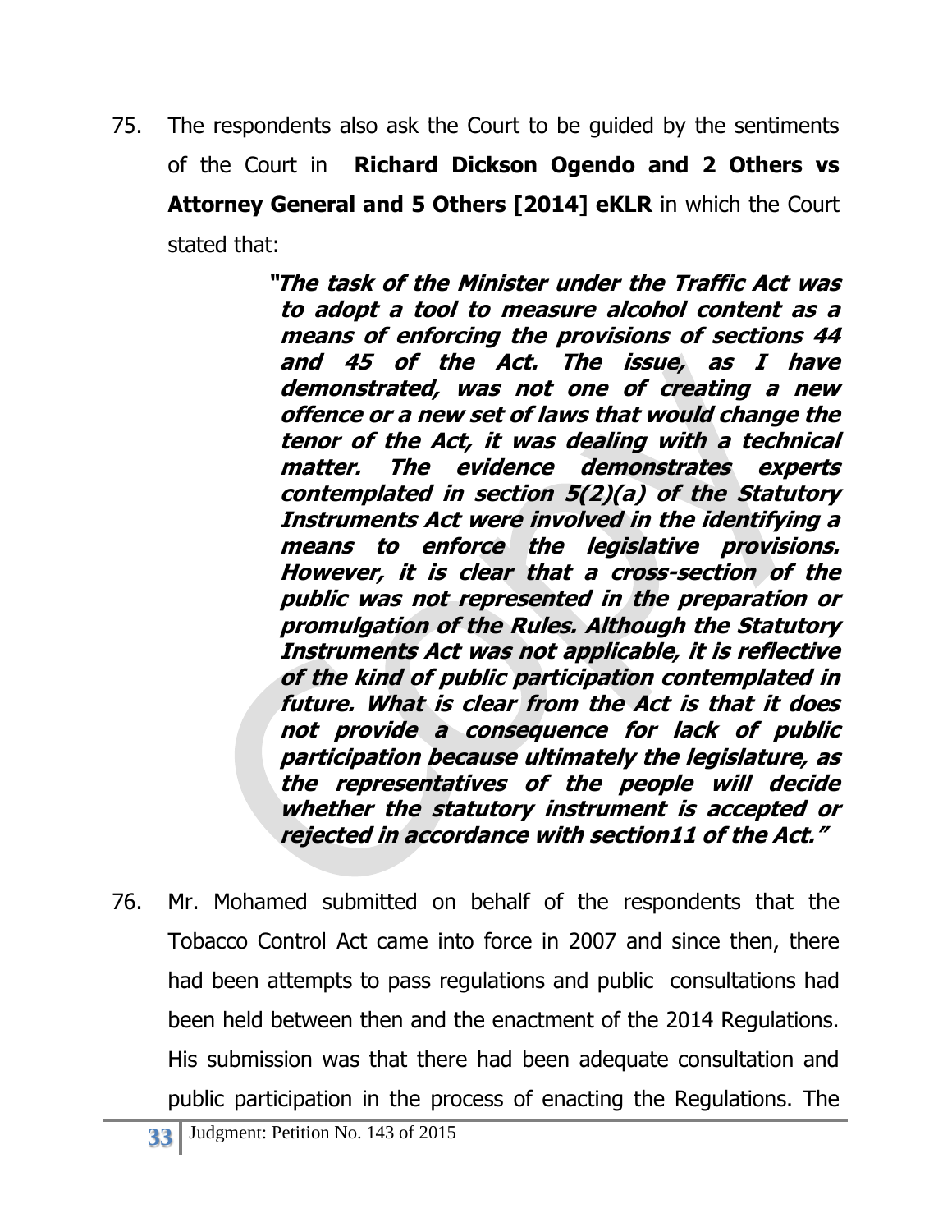75. The respondents also ask the Court to be guided by the sentiments of the Court in **Richard Dickson Ogendo and 2 Others vs Attorney General and 5 Others [2014] eKLR** in which the Court stated that:

> ***"The task of the Minister under the Traffic Act was to adopt a tool to measure alcohol content as a means of enforcing the provisions of sections 44 and 45 of the Act. The issue, as I have demonstrated, was not one of creating a new offence or a new set of laws that would change the tenor of the Act, it was dealing with a technical matter. The evidence demonstrates experts contemplated in section 5(2)(a) of the Statutory Instruments Act were involved in the identifying a means to enforce the legislative provisions. However, it is clear that a cross-section of the public was not represented in the preparation or promulgation of the Rules. Although the Statutory Instruments Act was not applicable, it is reflective of the kind of public participation contemplated in future. What is clear from the Act is that it does not provide a consequence for lack of public participation because ultimately the legislature, as the representatives of the people will decide whether the statutory instrument is accepted or rejected in accordance with section11 of the Act."***

76. Mr. Mohamed submitted on behalf of the respondents that the Tobacco Control Act came into force in 2007 and since then, there had been attempts to pass regulations and public consultations had been held between then and the enactment of the 2014 Regulations. His submission was that there had been adequate consultation and public participation in the process of enacting the Regulations. The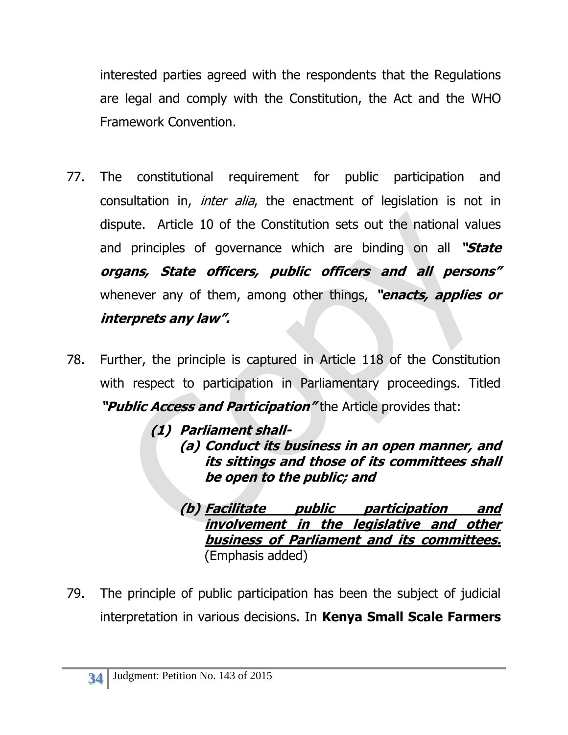interested parties agreed with the respondents that the Regulations are legal and comply with the Constitution, the Act and the WHO Framework Convention.

77. The constitutional requirement for public participation and consultation in, *inter alia*, the enactment of legislation is not in dispute. Article 10 of the Constitution sets out the national values and principles of governance which are binding on all ***"State organs, State officers, public officers and all persons"*** whenever any of them, among other things, ***"enacts, applies or interprets any law".***

78. Further, the principle is captured in Article 118 of the Constitution with respect to participation in Parliamentary proceedings. Titled ***"Public Access and Participation"*** the Article provides that:

> ***(1) Parliament shall-***
>
> ***(a) Conduct its business in an open manner, and its sittings and those of its committees shall be open to the public; and***
>
> ***(b) <u>Facilitate public participation and involvement in the legislative and other business of Parliament and its committees.</u>*** (Emphasis added)

79. The principle of public participation has been the subject of judicial interpretation in various decisions. In **Kenya Small Scale Farmers**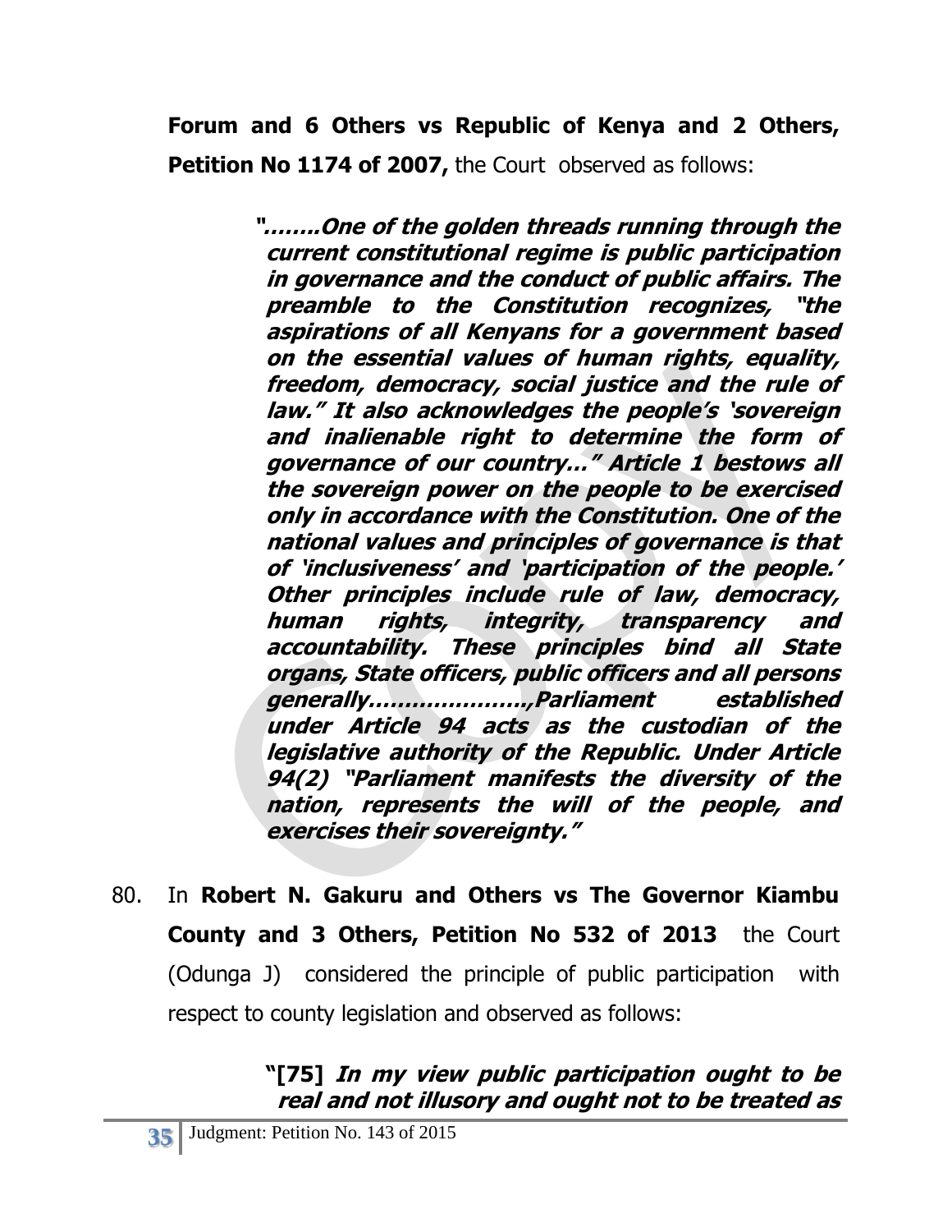**Forum and 6 Others vs Republic of Kenya and 2 Others, Petition No 1174 of 2007,** the Court observed as follows:

> ***"…….One of the golden threads running through the current constitutional regime is public participation in governance and the conduct of public affairs. The preamble to the Constitution recognizes, "the aspirations of all Kenyans for a government based on the essential values of human rights, equality, freedom, democracy, social justice and the rule of law." It also acknowledges the people's 'sovereign and inalienable right to determine the form of governance of our country…" Article 1 bestows all the sovereign power on the people to be exercised only in accordance with the Constitution. One of the national values and principles of governance is that of 'inclusiveness' and 'participation of the people.' Other principles include rule of law, democracy, human rights, integrity, transparency and accountability. These principles bind all State organs, State officers, public officers and all persons generally…………………,Parliament established under Article 94 acts as the custodian of the legislative authority of the Republic. Under Article 94(2) "Parliament manifests the diversity of the nation, represents the will of the people, and exercises their sovereignty."***

80. In **Robert N. Gakuru and Others vs The Governor Kiambu County and 3 Others, Petition No 532 of 2013** the Court (Odunga J) considered the principle of public participation with respect to county legislation and observed as follows:

> **"[75]** ***In my view public participation ought to be real and not illusory and ought not to be treated as***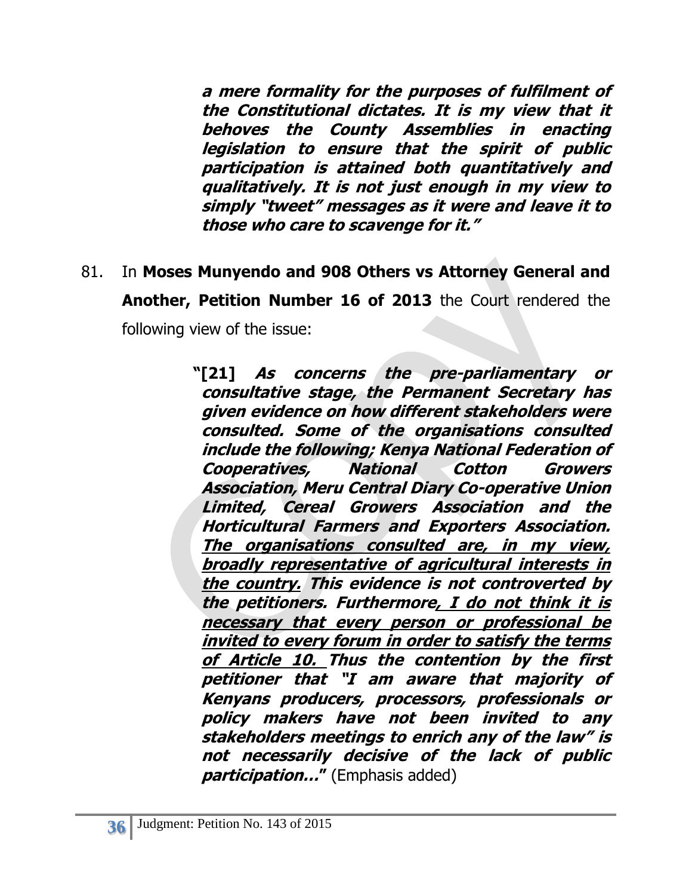***a mere formality for the purposes of fulfilment of the Constitutional dictates. It is my view that it behoves the County Assemblies in enacting legislation to ensure that the spirit of public participation is attained both quantitatively and qualitatively. It is not just enough in my view to simply "tweet" messages as it were and leave it to those who care to scavenge for it."***

81. In **Moses Munyendo and 908 Others vs Attorney General and Another, Petition Number 16 of 2013** the Court rendered the following view of the issue:

> **"[21]** ***As concerns the pre-parliamentary or consultative stage, the Permanent Secretary has given evidence on how different stakeholders were consulted. Some of the organisations consulted include the following; Kenya National Federation of Cooperatives, National Cotton Growers Association, Meru Central Diary Co-operative Union Limited, Cereal Growers Association and the Horticultural Farmers and Exporters Association. <u>The organisations consulted are, in my view, broadly representative of agricultural interests in the country.</u> This evidence is not controverted by the petitioners. Furthermore<u>, I do not think it is necessary that every person or professional be invited to every forum in order to satisfy the terms of Article 10.</u> Thus the contention by the first petitioner that "I am aware that majority of Kenyans producers, processors, professionals or policy makers have not been invited to any stakeholders meetings to enrich any of the law" is not necessarily decisive of the lack of public participation…"*** (Emphasis added)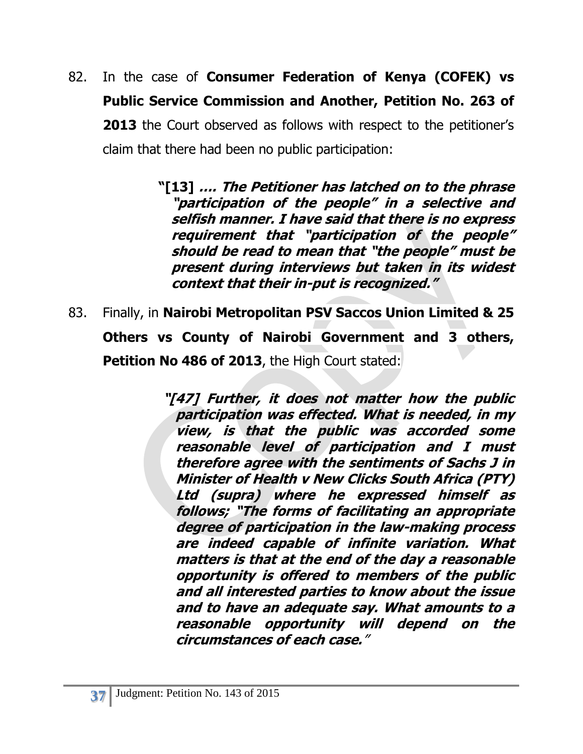82. In the case of **Consumer Federation of Kenya (COFEK) vs Public Service Commission and Another, Petition No. 263 of 2013** the Court observed as follows with respect to the petitioner's claim that there had been no public participation:

> ***"[13] …. The Petitioner has latched on to the phrase "participation of the people" in a selective and selfish manner. I have said that there is no express requirement that "participation of the people" should be read to mean that "the people" must be present during interviews but taken in its widest context that their in-put is recognized."***

83. Finally, in **Nairobi Metropolitan PSV Saccos Union Limited & 25 Others vs County of Nairobi Government and 3 others, Petition No 486 of 2013**, the High Court stated:

> ***"[47] Further, it does not matter how the public participation was effected. What is needed, in my view, is that the public was accorded some reasonable level of participation and I must therefore agree with the sentiments of Sachs J in Minister of Health v New Clicks South Africa (PTY) Ltd (supra) where he expressed himself as follows; "The forms of facilitating an appropriate degree of participation in the law-making process are indeed capable of infinite variation. What matters is that at the end of the day a reasonable opportunity is offered to members of the public and all interested parties to know about the issue and to have an adequate say. What amounts to a reasonable opportunity will depend on the circumstances of each case."***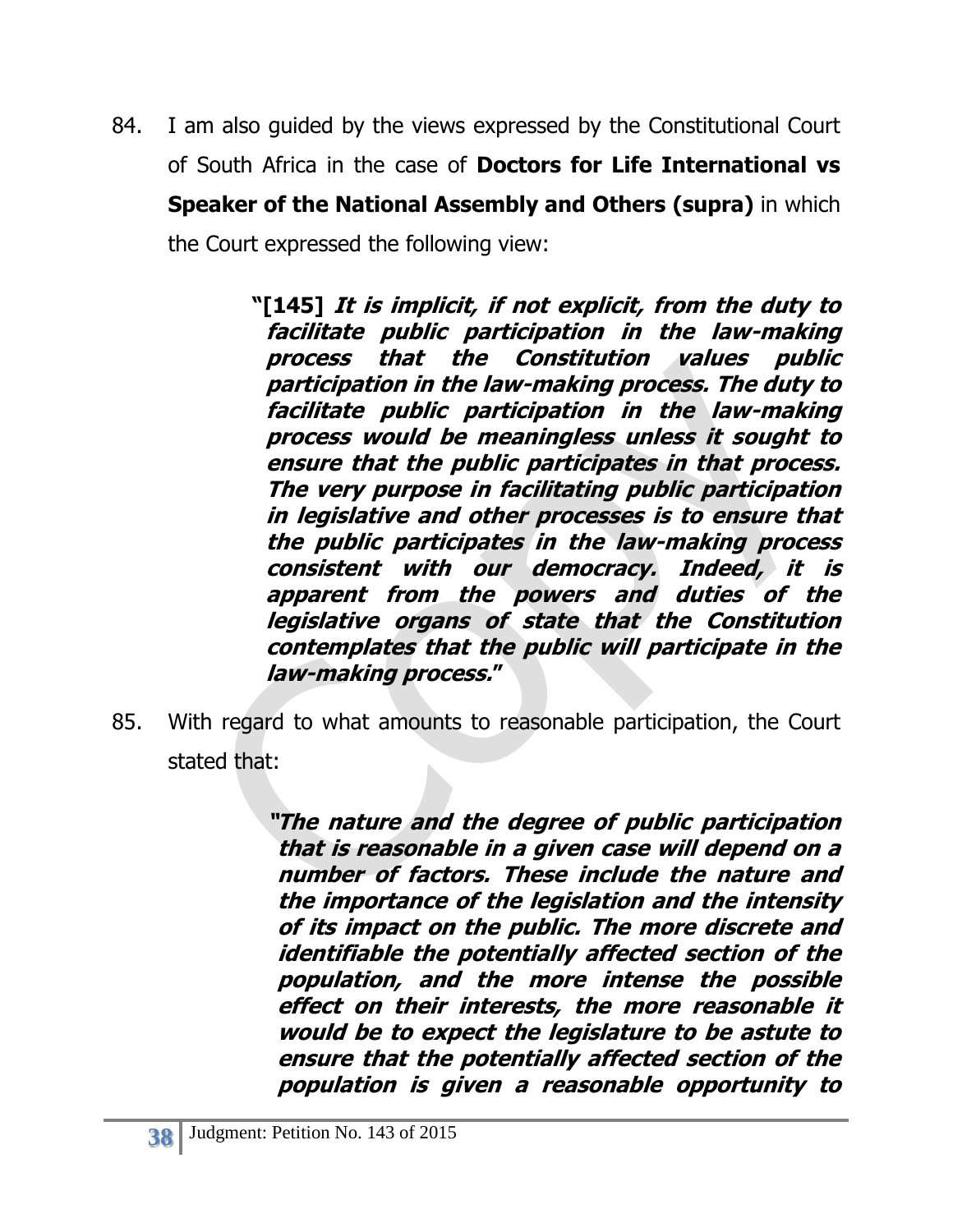84. I am also guided by the views expressed by the Constitutional Court of South Africa in the case of **Doctors for Life International vs Speaker of the National Assembly and Others (supra)** in which the Court expressed the following view:

> **"[145]** ***It is implicit, if not explicit, from the duty to facilitate public participation in the law-making process that the Constitution values public participation in the law-making process. The duty to facilitate public participation in the law-making process would be meaningless unless it sought to ensure that the public participates in that process. The very purpose in facilitating public participation in legislative and other processes is to ensure that the public participates in the law-making process consistent with our democracy. Indeed, it is apparent from the powers and duties of the legislative organs of state that the Constitution contemplates that the public will participate in the law-making process."***

85. With regard to what amounts to reasonable participation, the Court stated that:

> ***"The nature and the degree of public participation that is reasonable in a given case will depend on a number of factors. These include the nature and the importance of the legislation and the intensity of its impact on the public. The more discrete and identifiable the potentially affected section of the population, and the more intense the possible effect on their interests, the more reasonable it would be to expect the legislature to be astute to ensure that the potentially affected section of the population is given a reasonable opportunity to***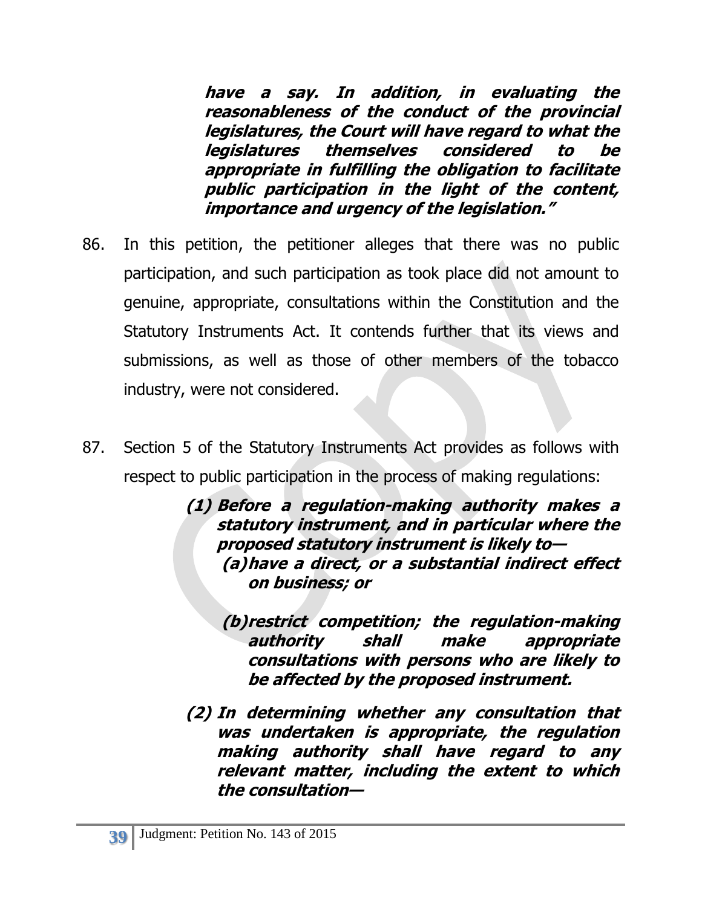> ***have a say. In addition, in evaluating the reasonableness of the conduct of the provincial legislatures, the Court will have regard to what the legislatures themselves considered to be appropriate in fulfilling the obligation to facilitate public participation in the light of the content, importance and urgency of the legislation."***

86. In this petition, the petitioner alleges that there was no public participation, and such participation as took place did not amount to genuine, appropriate, consultations within the Constitution and the Statutory Instruments Act. It contends further that its views and submissions, as well as those of other members of the tobacco industry, were not considered.

87. Section 5 of the Statutory Instruments Act provides as follows with respect to public participation in the process of making regulations:

> ***(1) Before a regulation-making authority makes a statutory instrument, and in particular where the proposed statutory instrument is likely to—***
>
> ***(a) have a direct, or a substantial indirect effect on business; or***
>
> ***(b) restrict competition; the regulation-making authority shall make appropriate consultations with persons who are likely to be affected by the proposed instrument.***
>
> ***(2) In determining whether any consultation that was undertaken is appropriate, the regulation making authority shall have regard to any relevant matter, including the extent to which the consultation—***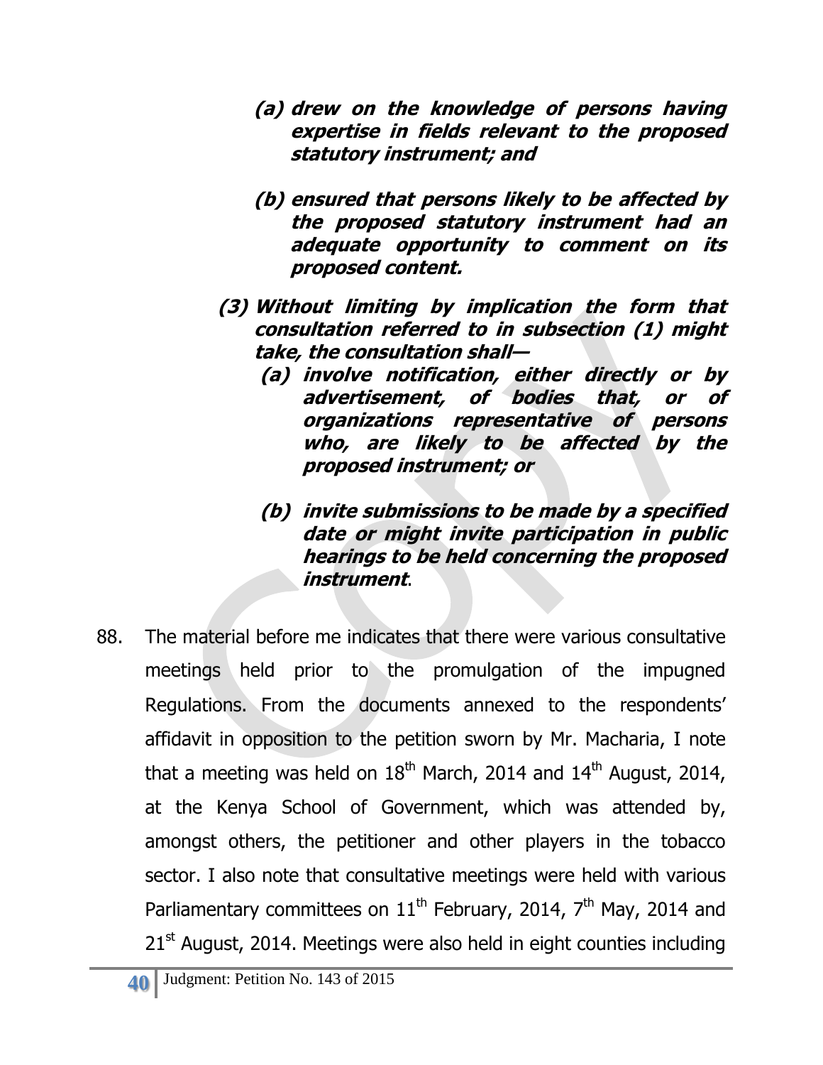> ***(a) drew on the knowledge of persons having expertise in fields relevant to the proposed statutory instrument; and***
>
> ***(b) ensured that persons likely to be affected by the proposed statutory instrument had an adequate opportunity to comment on its proposed content.***
>
> ***(3) Without limiting by implication the form that consultation referred to in subsection (1) might take, the consultation shall—***
>
> > ***(a) involve notification, either directly or by advertisement, of bodies that, or of organizations representative of persons who, are likely to be affected by the proposed instrument; or***
> >
> > ***(b) invite submissions to be made by a specified date or might invite participation in public hearings to be held concerning the proposed instrument***.

88. The material before me indicates that there were various consultative meetings held prior to the promulgation of the impugned Regulations. From the documents annexed to the respondents' affidavit in opposition to the petition sworn by Mr. Macharia, I note that a meeting was held on 18th March, 2014 and 14th August, 2014, at the Kenya School of Government, which was attended by, amongst others, the petitioner and other players in the tobacco sector. I also note that consultative meetings were held with various Parliamentary committees on 11th February, 2014, 7th May, 2014 and 21st August, 2014. Meetings were also held in eight counties including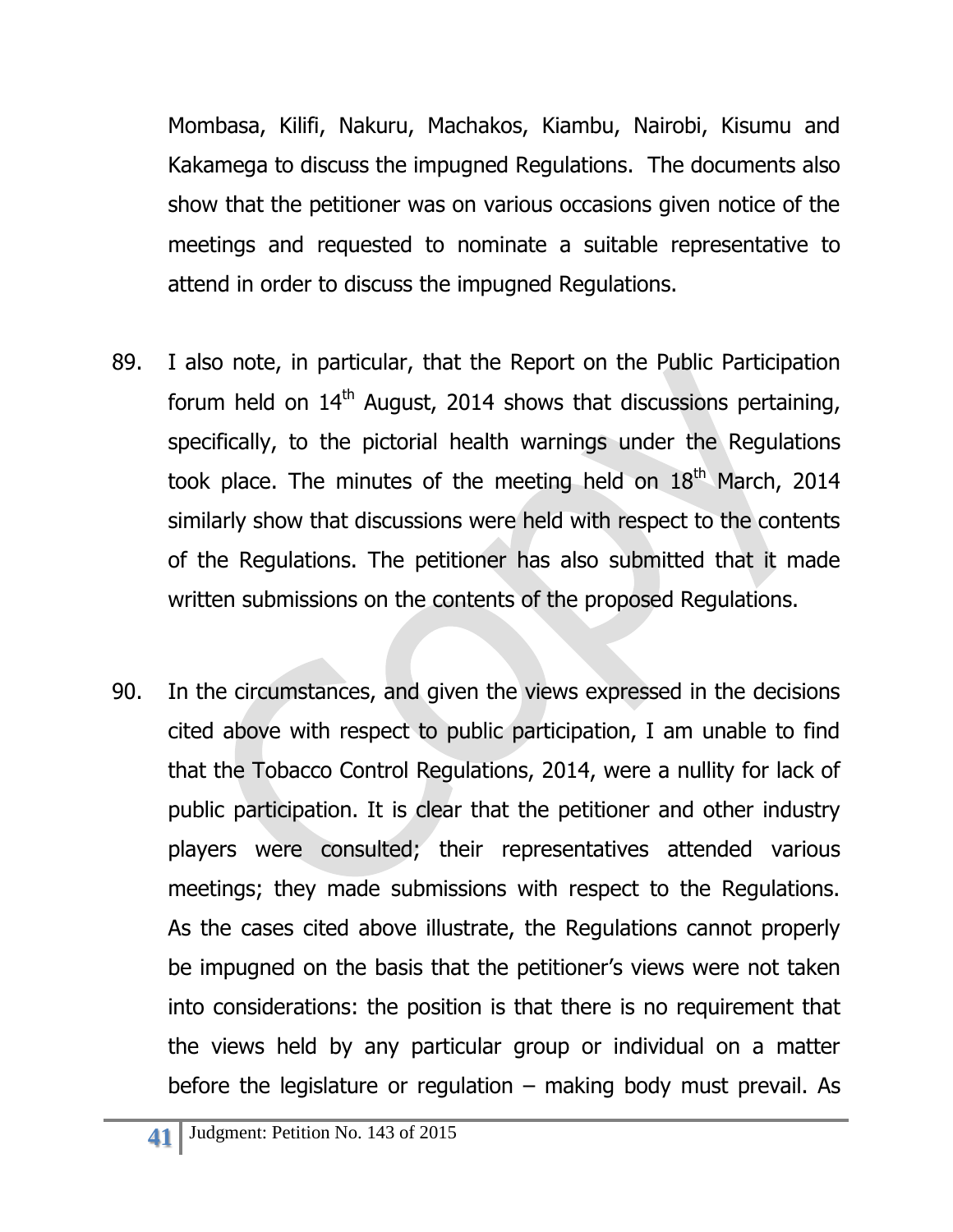Mombasa, Kilifi, Nakuru, Machakos, Kiambu, Nairobi, Kisumu and Kakamega to discuss the impugned Regulations. The documents also show that the petitioner was on various occasions given notice of the meetings and requested to nominate a suitable representative to attend in order to discuss the impugned Regulations.

89. I also note, in particular, that the Report on the Public Participation forum held on 14th August, 2014 shows that discussions pertaining, specifically, to the pictorial health warnings under the Regulations took place. The minutes of the meeting held on 18th March, 2014 similarly show that discussions were held with respect to the contents of the Regulations. The petitioner has also submitted that it made written submissions on the contents of the proposed Regulations.

90. In the circumstances, and given the views expressed in the decisions cited above with respect to public participation, I am unable to find that the Tobacco Control Regulations, 2014, were a nullity for lack of public participation. It is clear that the petitioner and other industry players were consulted; their representatives attended various meetings; they made submissions with respect to the Regulations. As the cases cited above illustrate, the Regulations cannot properly be impugned on the basis that the petitioner's views were not taken into considerations: the position is that there is no requirement that the views held by any particular group or individual on a matter before the legislature or regulation – making body must prevail. As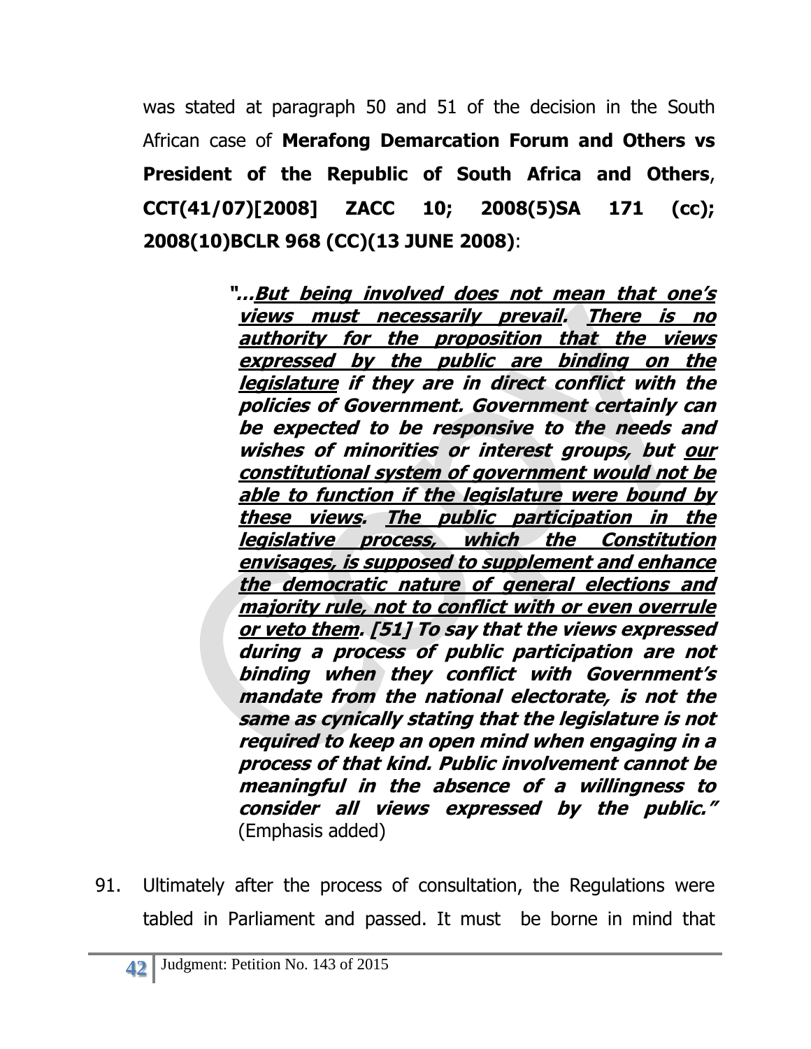was stated at paragraph 50 and 51 of the decision in the South African case of **Merafong Demarcation Forum and Others vs President of the Republic of South Africa and Others**, **CCT(41/07)[2008] ZACC 10; 2008(5)SA 171 (cc); 2008(10)BCLR 968 (CC)(13 JUNE 2008)**:

> ***"…<u>But being involved does not mean that one's views must necessarily prevail</u>. <u>There is no authority for the proposition that the views expressed by the public are binding on the legislature</u> if they are in direct conflict with the policies of Government. Government certainly can be expected to be responsive to the needs and wishes of minorities or interest groups, but <u>our constitutional system of government would not be able to function if the legislature were bound by these views</u>. <u>The public participation in the legislative process, which the Constitution envisages, is supposed to supplement and enhance the democratic nature of general elections and majority rule, not to conflict with or even overrule or veto them</u>. [51] To say that the views expressed during a process of public participation are not binding when they conflict with Government's mandate from the national electorate, is not the same as cynically stating that the legislature is not required to keep an open mind when engaging in a process of that kind. Public involvement cannot be meaningful in the absence of a willingness to consider all views expressed by the public."*** (Emphasis added)

91. Ultimately after the process of consultation, the Regulations were tabled in Parliament and passed. It must be borne in mind that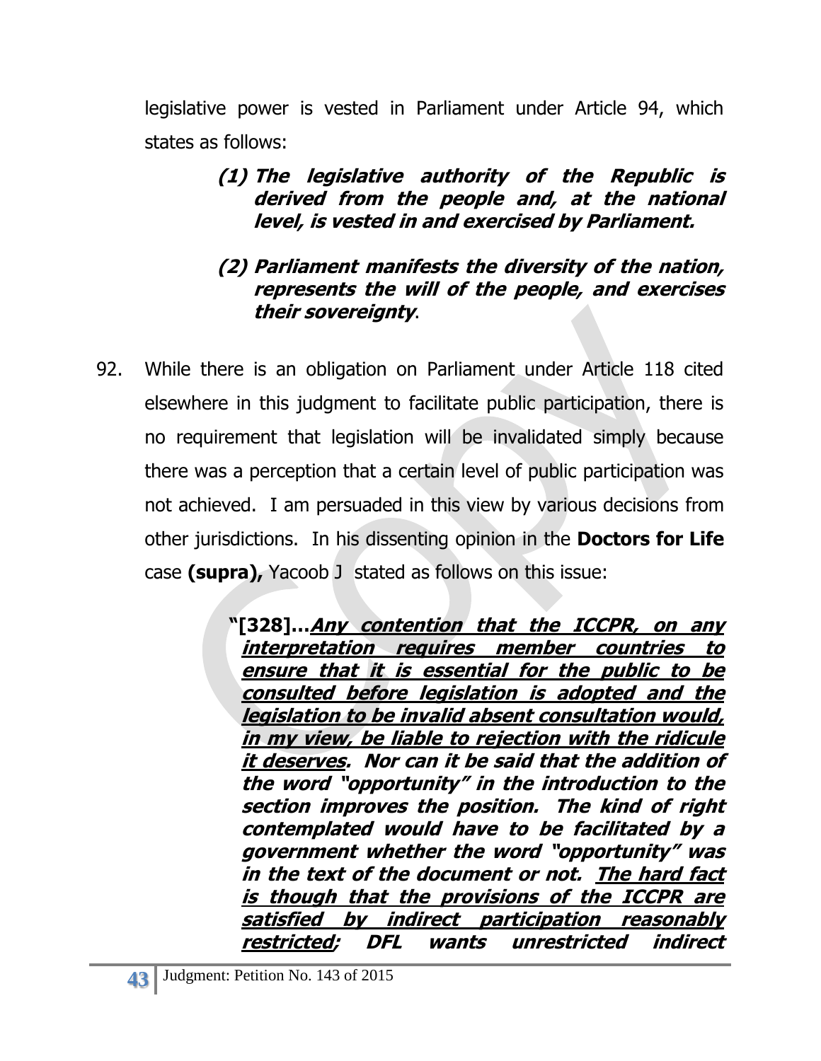legislative power is vested in Parliament under Article 94, which states as follows:

> ***(1) The legislative authority of the Republic is derived from the people and, at the national level, is vested in and exercised by Parliament.***
>
> ***(2) Parliament manifests the diversity of the nation, represents the will of the people, and exercises their sovereignty***.

92. While there is an obligation on Parliament under Article 118 cited elsewhere in this judgment to facilitate public participation, there is no requirement that legislation will be invalidated simply because there was a perception that a certain level of public participation was not achieved. I am persuaded in this view by various decisions from other jurisdictions. In his dissenting opinion in the **Doctors for Life** case **(supra),** Yacoob J stated as follows on this issue:

> **"[328]…*<u>Any contention that the ICCPR, on any interpretation requires member countries to ensure that it is essential for the public to be consulted before legislation is adopted and the legislation to be invalid absent consultation would, in my view, be liable to rejection with the ridicule it deserves</u>. Nor can it be said that the addition of the word "opportunity" in the introduction to the section improves the position. The kind of right contemplated would have to be facilitated by a government whether the word "opportunity" was in the text of the document or not. <u>The hard fact is though that the provisions of the ICCPR are satisfied by indirect participation reasonably restricted</u>; DFL wants unrestricted indirect***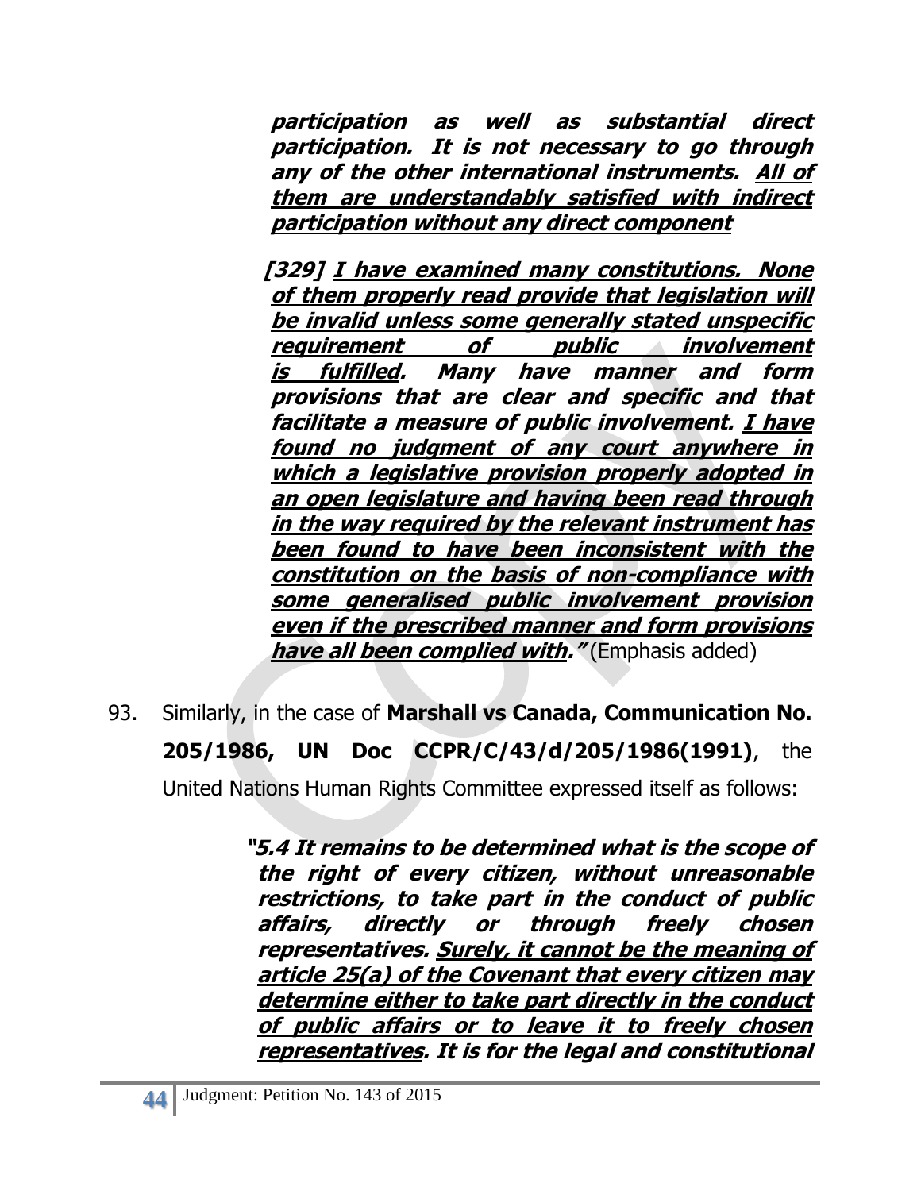> ***participation as well as substantial direct participation. It is not necessary to go through any of the other international instruments. <u>All of them are understandably satisfied with indirect participation without any direct component</u>***
>
> ***[329] <u>I have examined many constitutions. None of them properly read provide that legislation will be invalid unless some generally stated unspecific requirement of public involvement is fulfilled</u>. Many have manner and form provisions that are clear and specific and that facilitate a measure of public involvement. <u>I have found no judgment of any court anywhere in which a legislative provision properly adopted in an open legislature and having been read through in the way required by the relevant instrument has been found to have been inconsistent with the constitution on the basis of non-compliance with some generalised public involvement provision even if the prescribed manner and form provisions have all been complied with</u>."*** (Emphasis added)

93. Similarly, in the case of **Marshall vs Canada, Communication No. 205/1986, UN Doc CCPR/C/43/d/205/1986(1991)**, the United Nations Human Rights Committee expressed itself as follows:

> ***"5.4 It remains to be determined what is the scope of the right of every citizen, without unreasonable restrictions, to take part in the conduct of public affairs, directly or through freely chosen representatives. <u>Surely, it cannot be the meaning of article 25(a) of the Covenant that every citizen may determine either to take part directly in the conduct of public affairs or to leave it to freely chosen representatives</u>. It is for the legal and constitutional***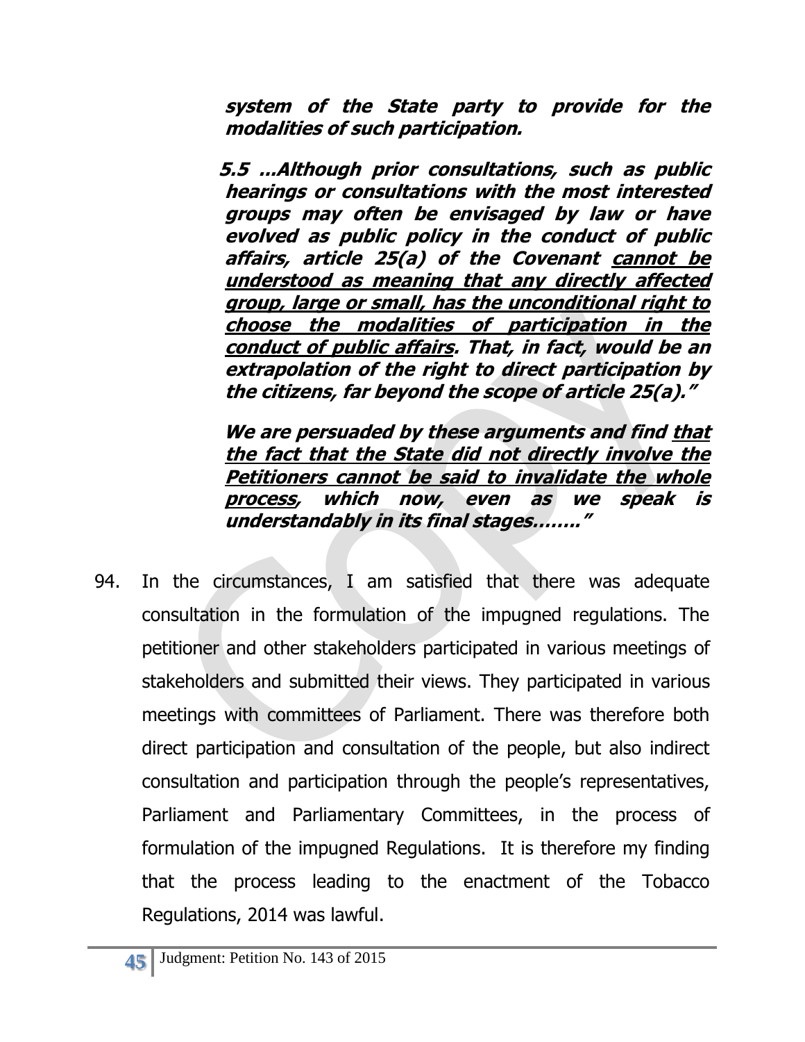> ***system of the State party to provide for the modalities of such participation.***
>
> ***5.5 …Although prior consultations, such as public hearings or consultations with the most interested groups may often be envisaged by law or have evolved as public policy in the conduct of public affairs, article 25(a) of the Covenant <u>cannot be understood as meaning that any directly affected group, large or small, has the unconditional right to choose the modalities of participation in the conduct of public affairs</u>. That, in fact, would be an extrapolation of the right to direct participation by the citizens, far beyond the scope of article 25(a).”***
>
> ***We are persuaded by these arguments and find <u>that the fact that the State did not directly involve the Petitioners cannot be said to invalidate the whole process</u>, which now, even as we speak is understandably in its final stages……..”***

94. In the circumstances, I am satisfied that there was adequate consultation in the formulation of the impugned regulations. The petitioner and other stakeholders participated in various meetings of stakeholders and submitted their views. They participated in various meetings with committees of Parliament. There was therefore both direct participation and consultation of the people, but also indirect consultation and participation through the people's representatives, Parliament and Parliamentary Committees, in the process of formulation of the impugned Regulations. It is therefore my finding that the process leading to the enactment of the Tobacco Regulations, 2014 was lawful.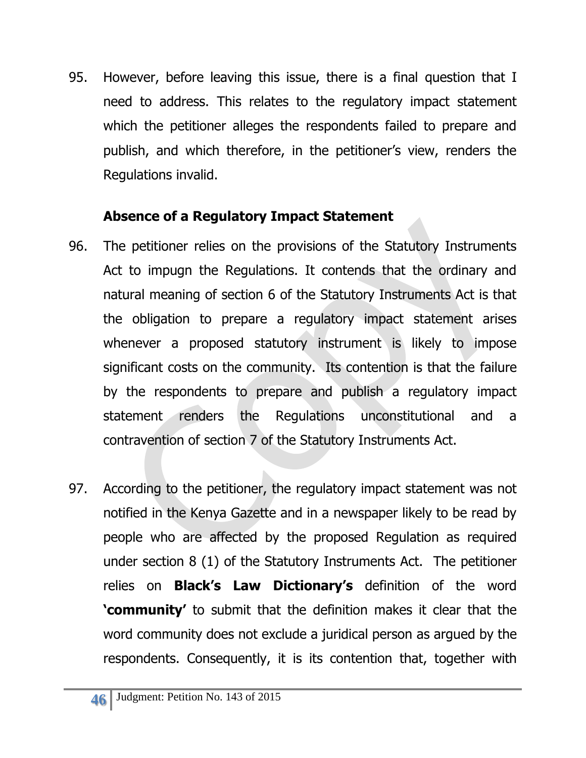95. However, before leaving this issue, there is a final question that I need to address. This relates to the regulatory impact statement which the petitioner alleges the respondents failed to prepare and publish, and which therefore, in the petitioner's view, renders the Regulations invalid.

**Absence of a Regulatory Impact Statement**

96. The petitioner relies on the provisions of the Statutory Instruments Act to impugn the Regulations. It contends that the ordinary and natural meaning of section 6 of the Statutory Instruments Act is that the obligation to prepare a regulatory impact statement arises whenever a proposed statutory instrument is likely to impose significant costs on the community. Its contention is that the failure by the respondents to prepare and publish a regulatory impact statement renders the Regulations unconstitutional and a contravention of section 7 of the Statutory Instruments Act.

97. According to the petitioner, the regulatory impact statement was not notified in the Kenya Gazette and in a newspaper likely to be read by people who are affected by the proposed Regulation as required under section 8 (1) of the Statutory Instruments Act. The petitioner relies on **Black's Law Dictionary's** definition of the word **'community'** to submit that the definition makes it clear that the word community does not exclude a juridical person as argued by the respondents. Consequently, it is its contention that, together with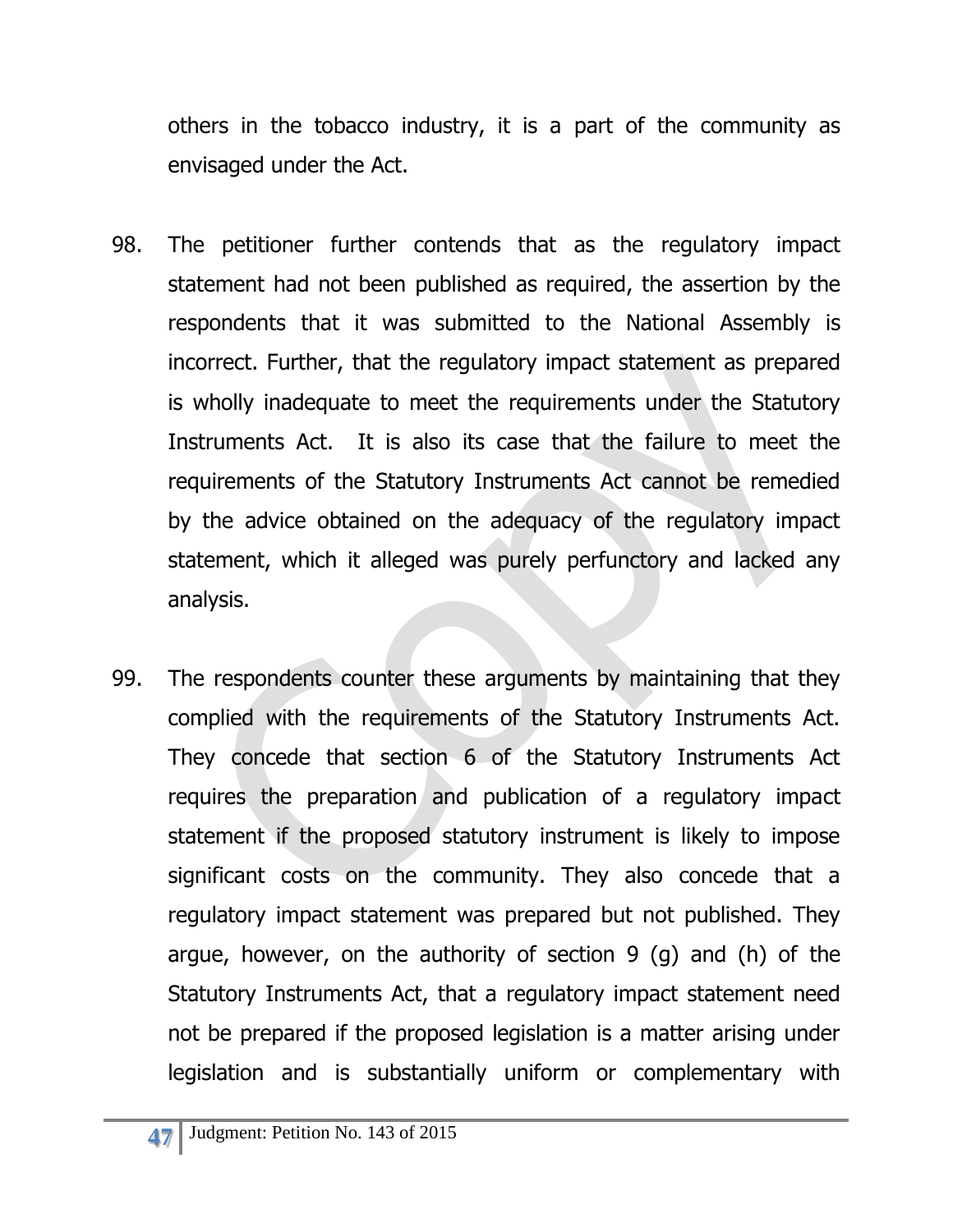others in the tobacco industry, it is a part of the community as envisaged under the Act.

98. The petitioner further contends that as the regulatory impact statement had not been published as required, the assertion by the respondents that it was submitted to the National Assembly is incorrect. Further, that the regulatory impact statement as prepared is wholly inadequate to meet the requirements under the Statutory Instruments Act. It is also its case that the failure to meet the requirements of the Statutory Instruments Act cannot be remedied by the advice obtained on the adequacy of the regulatory impact statement, which it alleged was purely perfunctory and lacked any analysis.

99. The respondents counter these arguments by maintaining that they complied with the requirements of the Statutory Instruments Act. They concede that section 6 of the Statutory Instruments Act requires the preparation and publication of a regulatory impact statement if the proposed statutory instrument is likely to impose significant costs on the community. They also concede that a regulatory impact statement was prepared but not published. They argue, however, on the authority of section 9 (g) and (h) of the Statutory Instruments Act, that a regulatory impact statement need not be prepared if the proposed legislation is a matter arising under legislation and is substantially uniform or complementary with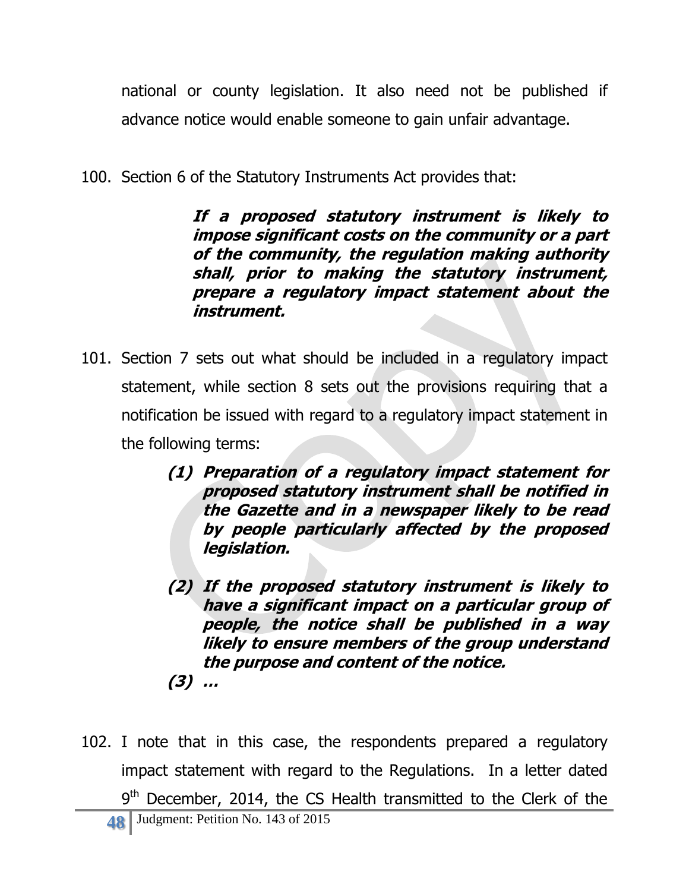national or county legislation. It also need not be published if advance notice would enable someone to gain unfair advantage.

100. Section 6 of the Statutory Instruments Act provides that:

> ***If a proposed statutory instrument is likely to impose significant costs on the community or a part of the community, the regulation making authority shall, prior to making the statutory instrument, prepare a regulatory impact statement about the instrument.***

101. Section 7 sets out what should be included in a regulatory impact statement, while section 8 sets out the provisions requiring that a notification be issued with regard to a regulatory impact statement in the following terms:

> ***(1) Preparation of a regulatory impact statement for proposed statutory instrument shall be notified in the Gazette and in a newspaper likely to be read by people particularly affected by the proposed legislation.***
>
> ***(2) If the proposed statutory instrument is likely to have a significant impact on a particular group of people, the notice shall be published in a way likely to ensure members of the group understand the purpose and content of the notice.***
>
> ***(3) …***

102. I note that in this case, the respondents prepared a regulatory impact statement with regard to the Regulations. In a letter dated 9th December, 2014, the CS Health transmitted to the Clerk of the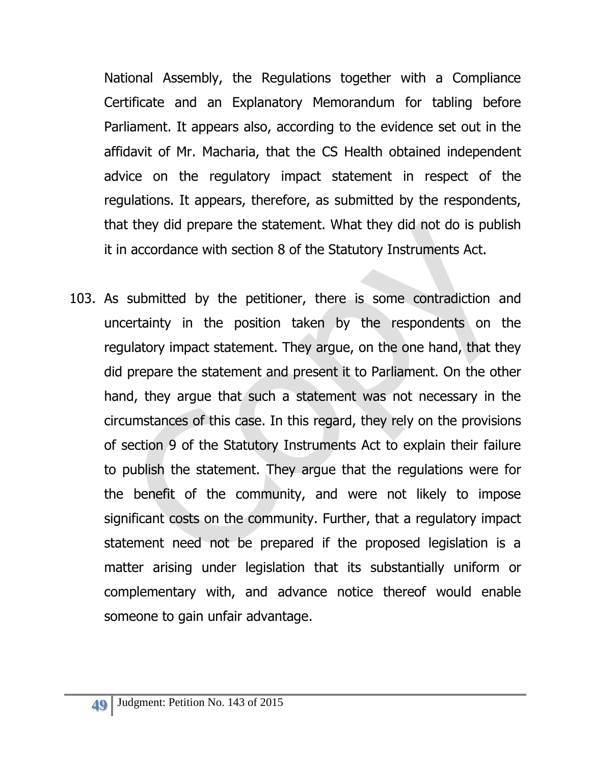National Assembly, the Regulations together with a Compliance Certificate and an Explanatory Memorandum for tabling before Parliament. It appears also, according to the evidence set out in the affidavit of Mr. Macharia, that the CS Health obtained independent advice on the regulatory impact statement in respect of the regulations. It appears, therefore, as submitted by the respondents, that they did prepare the statement. What they did not do is publish it in accordance with section 8 of the Statutory Instruments Act.

103. As submitted by the petitioner, there is some contradiction and uncertainty in the position taken by the respondents on the regulatory impact statement. They argue, on the one hand, that they did prepare the statement and present it to Parliament. On the other hand, they argue that such a statement was not necessary in the circumstances of this case. In this regard, they rely on the provisions of section 9 of the Statutory Instruments Act to explain their failure to publish the statement. They argue that the regulations were for the benefit of the community, and were not likely to impose significant costs on the community. Further, that a regulatory impact statement need not be prepared if the proposed legislation is a matter arising under legislation that its substantially uniform or complementary with, and advance notice thereof would enable someone to gain unfair advantage.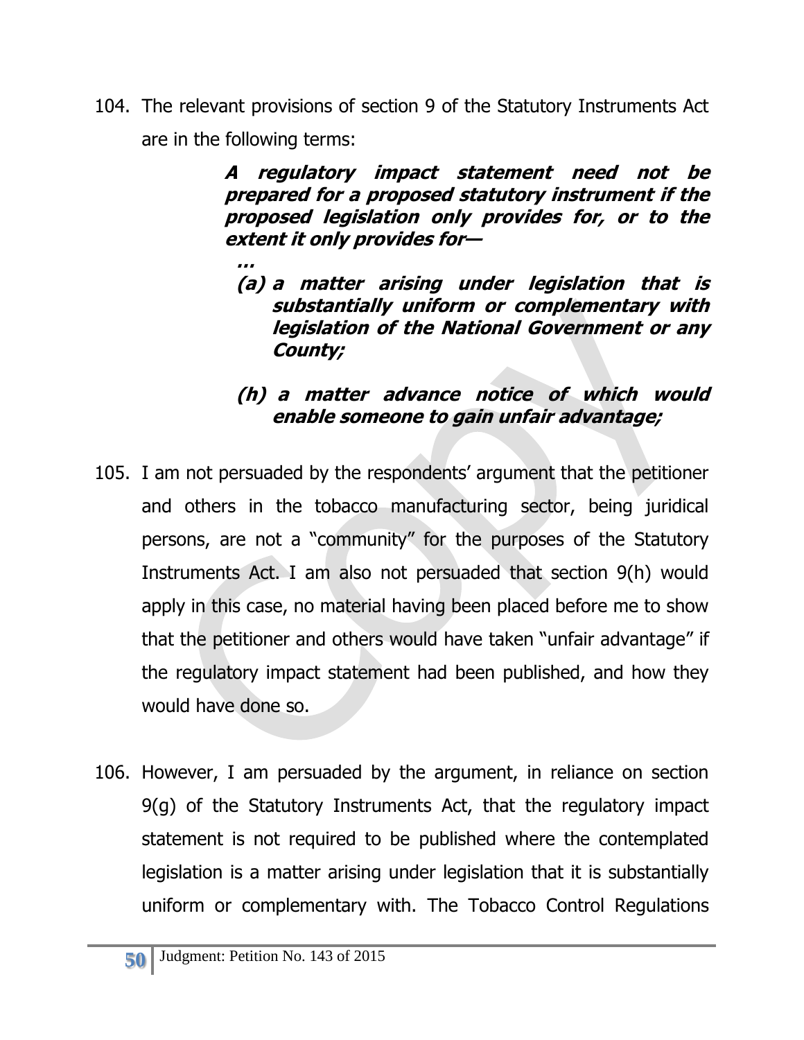104. The relevant provisions of section 9 of the Statutory Instruments Act are in the following terms:

> ***A regulatory impact statement need not be prepared for a proposed statutory instrument if the proposed legislation only provides for, or to the extent it only provides for—***
>
> ***…***
>
> ***(a) a matter arising under legislation that is substantially uniform or complementary with legislation of the National Government or any County;***
>
> ***(h) a matter advance notice of which would enable someone to gain unfair advantage;***

105. I am not persuaded by the respondents' argument that the petitioner and others in the tobacco manufacturing sector, being juridical persons, are not a "community" for the purposes of the Statutory Instruments Act. I am also not persuaded that section 9(h) would apply in this case, no material having been placed before me to show that the petitioner and others would have taken "unfair advantage" if the regulatory impact statement had been published, and how they would have done so.

106. However, I am persuaded by the argument, in reliance on section 9(g) of the Statutory Instruments Act, that the regulatory impact statement is not required to be published where the contemplated legislation is a matter arising under legislation that it is substantially uniform or complementary with. The Tobacco Control Regulations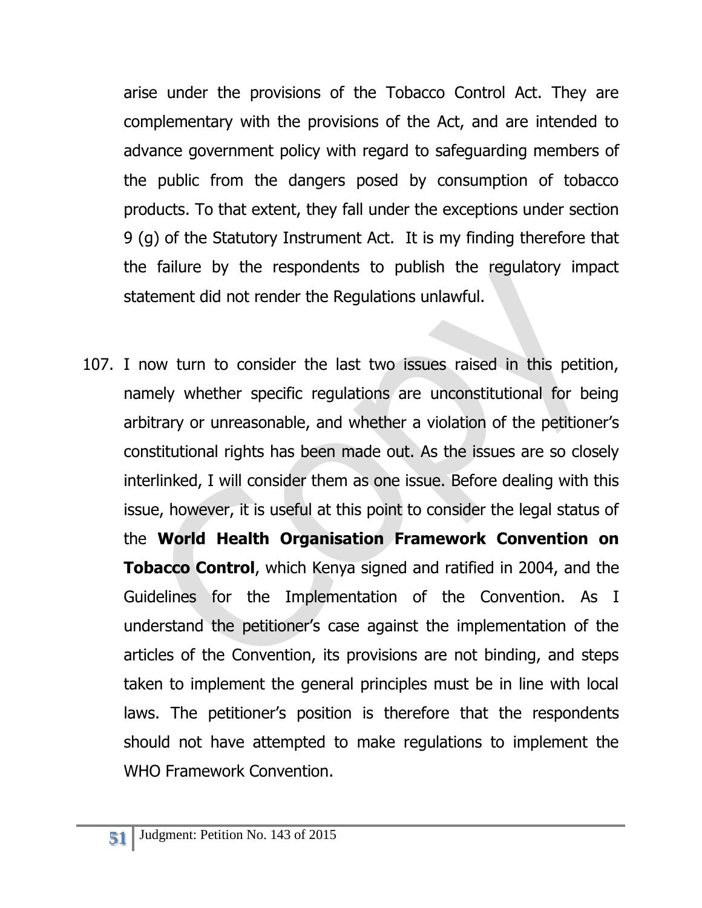arise under the provisions of the Tobacco Control Act. They are complementary with the provisions of the Act, and are intended to advance government policy with regard to safeguarding members of the public from the dangers posed by consumption of tobacco products. To that extent, they fall under the exceptions under section 9 (g) of the Statutory Instrument Act. It is my finding therefore that the failure by the respondents to publish the regulatory impact statement did not render the Regulations unlawful.

107. I now turn to consider the last two issues raised in this petition, namely whether specific regulations are unconstitutional for being arbitrary or unreasonable, and whether a violation of the petitioner's constitutional rights has been made out. As the issues are so closely interlinked, I will consider them as one issue. Before dealing with this issue, however, it is useful at this point to consider the legal status of the **World Health Organisation Framework Convention on Tobacco Control**, which Kenya signed and ratified in 2004, and the Guidelines for the Implementation of the Convention. As I understand the petitioner's case against the implementation of the articles of the Convention, its provisions are not binding, and steps taken to implement the general principles must be in line with local laws. The petitioner's position is therefore that the respondents should not have attempted to make regulations to implement the WHO Framework Convention.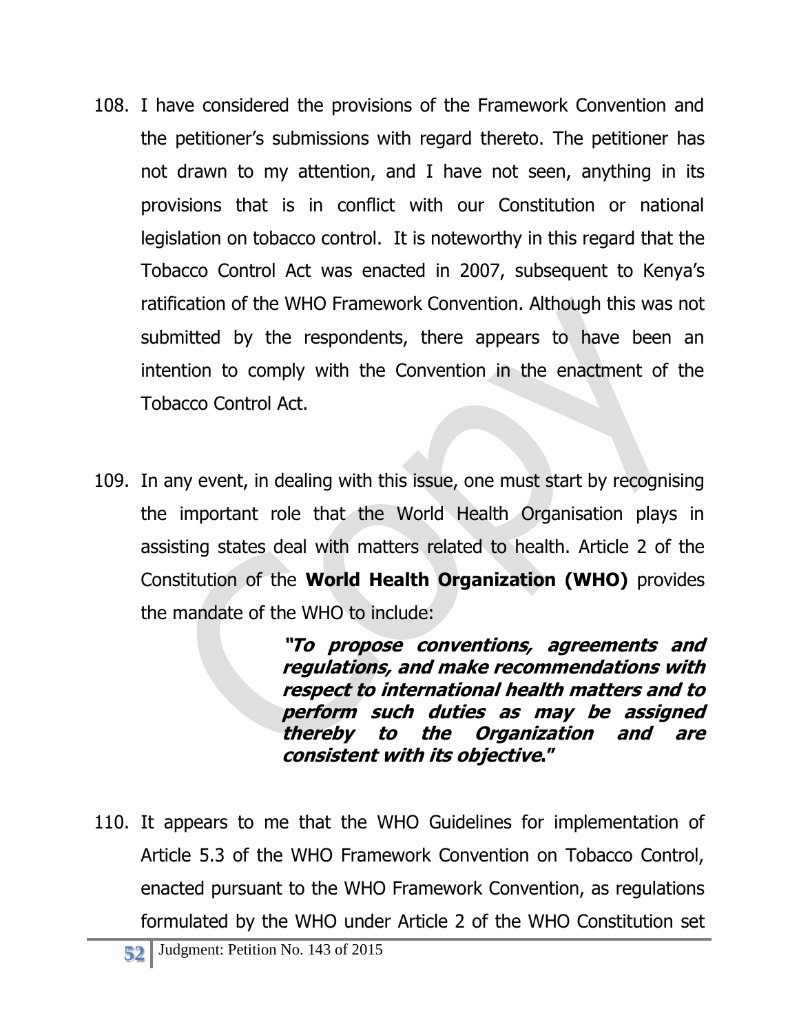108. I have considered the provisions of the Framework Convention and the petitioner's submissions with regard thereto. The petitioner has not drawn to my attention, and I have not seen, anything in its provisions that is in conflict with our Constitution or national legislation on tobacco control. It is noteworthy in this regard that the Tobacco Control Act was enacted in 2007, subsequent to Kenya's ratification of the WHO Framework Convention. Although this was not submitted by the respondents, there appears to have been an intention to comply with the Convention in the enactment of the Tobacco Control Act.

109. In any event, in dealing with this issue, one must start by recognising the important role that the World Health Organisation plays in assisting states deal with matters related to health. Article 2 of the Constitution of the **World Health Organization (WHO)** provides the mandate of the WHO to include:

> ***"To propose conventions, agreements and regulations, and make recommendations with respect to international health matters and to perform such duties as may be assigned thereby to the Organization and are consistent with its objective."***

110. It appears to me that the WHO Guidelines for implementation of Article 5.3 of the WHO Framework Convention on Tobacco Control, enacted pursuant to the WHO Framework Convention, as regulations formulated by the WHO under Article 2 of the WHO Constitution set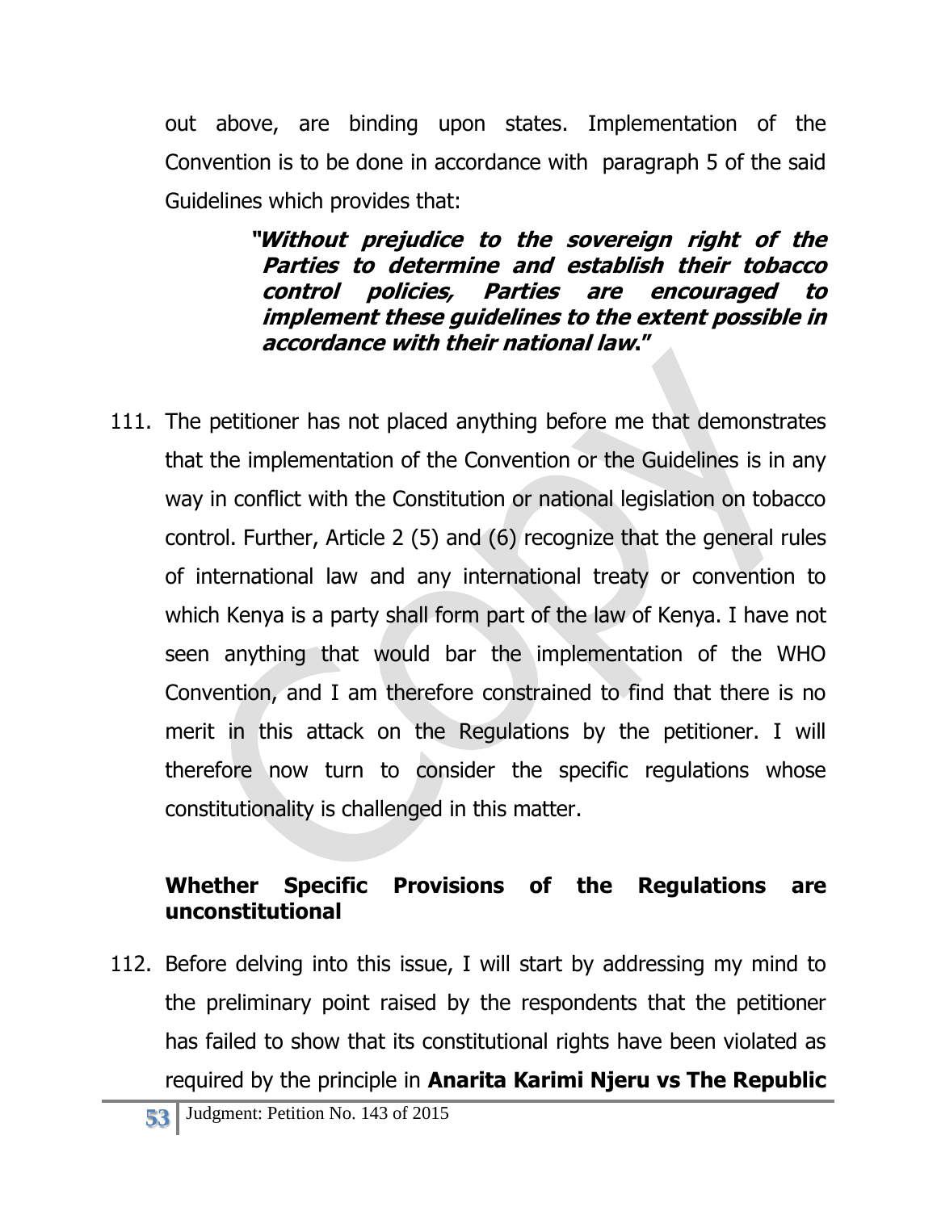out above, are binding upon states. Implementation of the Convention is to be done in accordance with paragraph 5 of the said Guidelines which provides that:

> ***"Without prejudice to the sovereign right of the Parties to determine and establish their tobacco control policies, Parties are encouraged to implement these guidelines to the extent possible in accordance with their national law."***

111. The petitioner has not placed anything before me that demonstrates that the implementation of the Convention or the Guidelines is in any way in conflict with the Constitution or national legislation on tobacco control. Further, Article 2 (5) and (6) recognize that the general rules of international law and any international treaty or convention to which Kenya is a party shall form part of the law of Kenya. I have not seen anything that would bar the implementation of the WHO Convention, and I am therefore constrained to find that there is no merit in this attack on the Regulations by the petitioner. I will therefore now turn to consider the specific regulations whose constitutionality is challenged in this matter.

**Whether Specific Provisions of the Regulations are unconstitutional**

112. Before delving into this issue, I will start by addressing my mind to the preliminary point raised by the respondents that the petitioner has failed to show that its constitutional rights have been violated as required by the principle in **Anarita Karimi Njeru vs The Republic**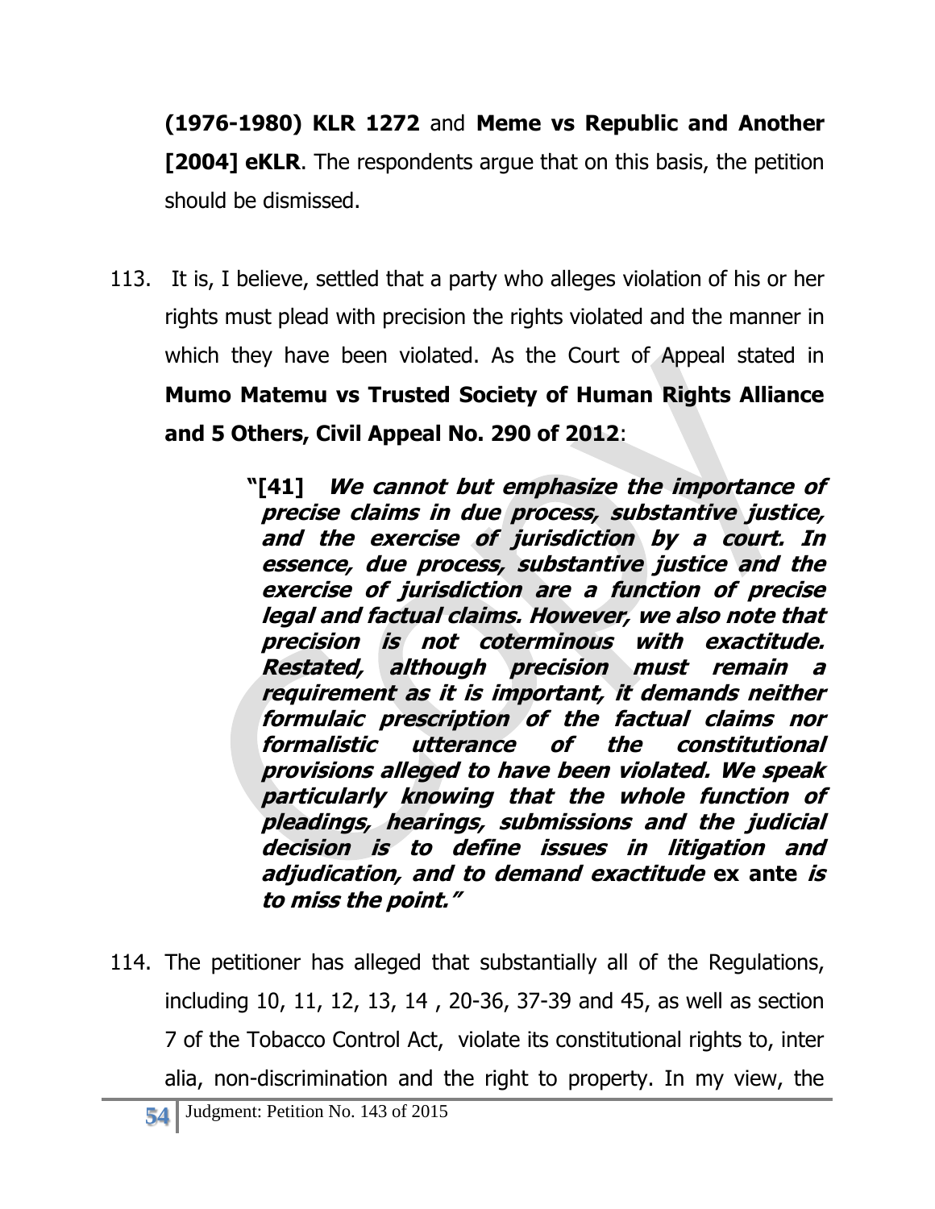**(1976-1980) KLR 1272** and **Meme vs Republic and Another [2004] eKLR**. The respondents argue that on this basis, the petition should be dismissed.

113. It is, I believe, settled that a party who alleges violation of his or her rights must plead with precision the rights violated and the manner in which they have been violated. As the Court of Appeal stated in **Mumo Matemu vs Trusted Society of Human Rights Alliance and 5 Others, Civil Appeal No. 290 of 2012**:

> **"[41]** ***We cannot but emphasize the importance of precise claims in due process, substantive justice, and the exercise of jurisdiction by a court. In essence, due process, substantive justice and the exercise of jurisdiction are a function of precise legal and factual claims. However, we also note that precision is not coterminous with exactitude. Restated, although precision must remain a requirement as it is important, it demands neither formulaic prescription of the factual claims nor formalistic utterance of the constitutional provisions alleged to have been violated. We speak particularly knowing that the whole function of pleadings, hearings, submissions and the judicial decision is to define issues in litigation and adjudication, and to demand exactitude*** **ex ante** ***is to miss the point."***

114. The petitioner has alleged that substantially all of the Regulations, including 10, 11, 12, 13, 14 , 20-36, 37-39 and 45, as well as section 7 of the Tobacco Control Act, violate its constitutional rights to, inter alia, non-discrimination and the right to property. In my view, the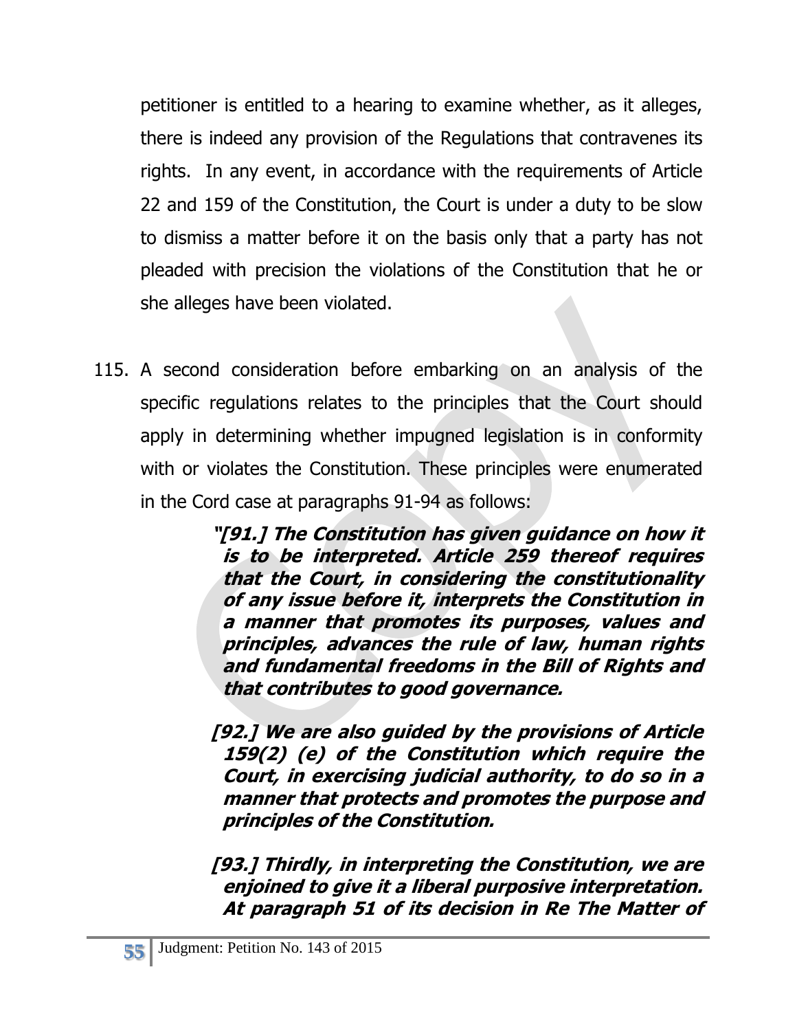petitioner is entitled to a hearing to examine whether, as it alleges, there is indeed any provision of the Regulations that contravenes its rights. In any event, in accordance with the requirements of Article 22 and 159 of the Constitution, the Court is under a duty to be slow to dismiss a matter before it on the basis only that a party has not pleaded with precision the violations of the Constitution that he or she alleges have been violated.

115. A second consideration before embarking on an analysis of the specific regulations relates to the principles that the Court should apply in determining whether impugned legislation is in conformity with or violates the Constitution. These principles were enumerated in the Cord case at paragraphs 91-94 as follows:

> ***"[91.] The Constitution has given guidance on how it is to be interpreted. Article 259 thereof requires that the Court, in considering the constitutionality of any issue before it, interprets the Constitution in a manner that promotes its purposes, values and principles, advances the rule of law, human rights and fundamental freedoms in the Bill of Rights and that contributes to good governance.***
>
> ***[92.] We are also guided by the provisions of Article 159(2) (e) of the Constitution which require the Court, in exercising judicial authority, to do so in a manner that protects and promotes the purpose and principles of the Constitution.***
>
> ***[93.] Thirdly, in interpreting the Constitution, we are enjoined to give it a liberal purposive interpretation. At paragraph 51 of its decision in Re The Matter of***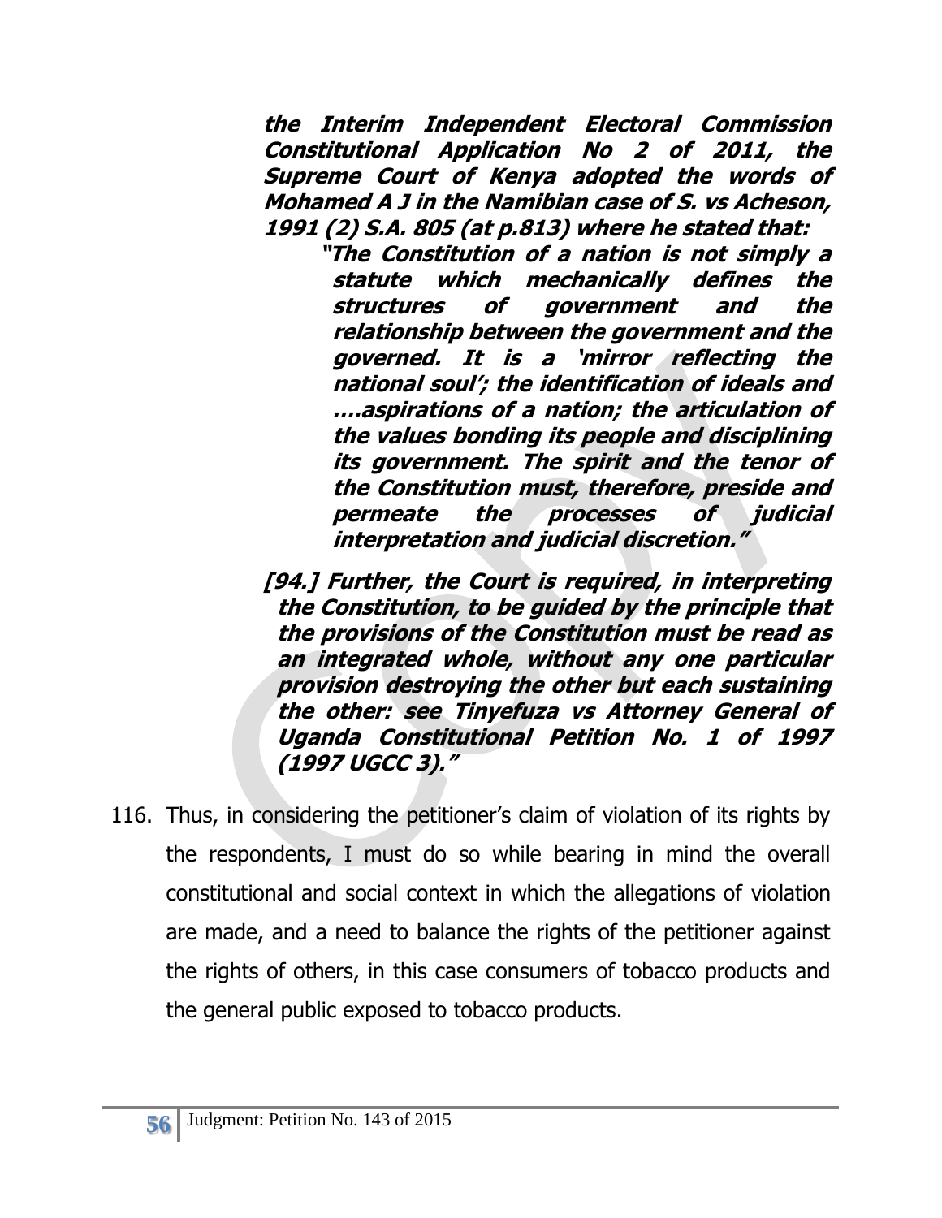***the Interim Independent Electoral Commission Constitutional Application No 2 of 2011, the Supreme Court of Kenya adopted the words of Mohamed A J in the Namibian case of S. vs Acheson, 1991 (2) S.A. 805 (at p.813) where he stated that:***

> ***"The Constitution of a nation is not simply a statute which mechanically defines the structures of government and the relationship between the government and the governed. It is a 'mirror reflecting the national soul'; the identification of ideals and ….aspirations of a nation; the articulation of the values bonding its people and disciplining its government. The spirit and the tenor of the Constitution must, therefore, preside and permeate the processes of judicial interpretation and judicial discretion."***

***[94.] Further, the Court is required, in interpreting the Constitution, to be guided by the principle that the provisions of the Constitution must be read as an integrated whole, without any one particular provision destroying the other but each sustaining the other: see Tinyefuza vs Attorney General of Uganda Constitutional Petition No. 1 of 1997 (1997 UGCC 3)."***

116. Thus, in considering the petitioner's claim of violation of its rights by the respondents, I must do so while bearing in mind the overall constitutional and social context in which the allegations of violation are made, and a need to balance the rights of the petitioner against the rights of others, in this case consumers of tobacco products and the general public exposed to tobacco products.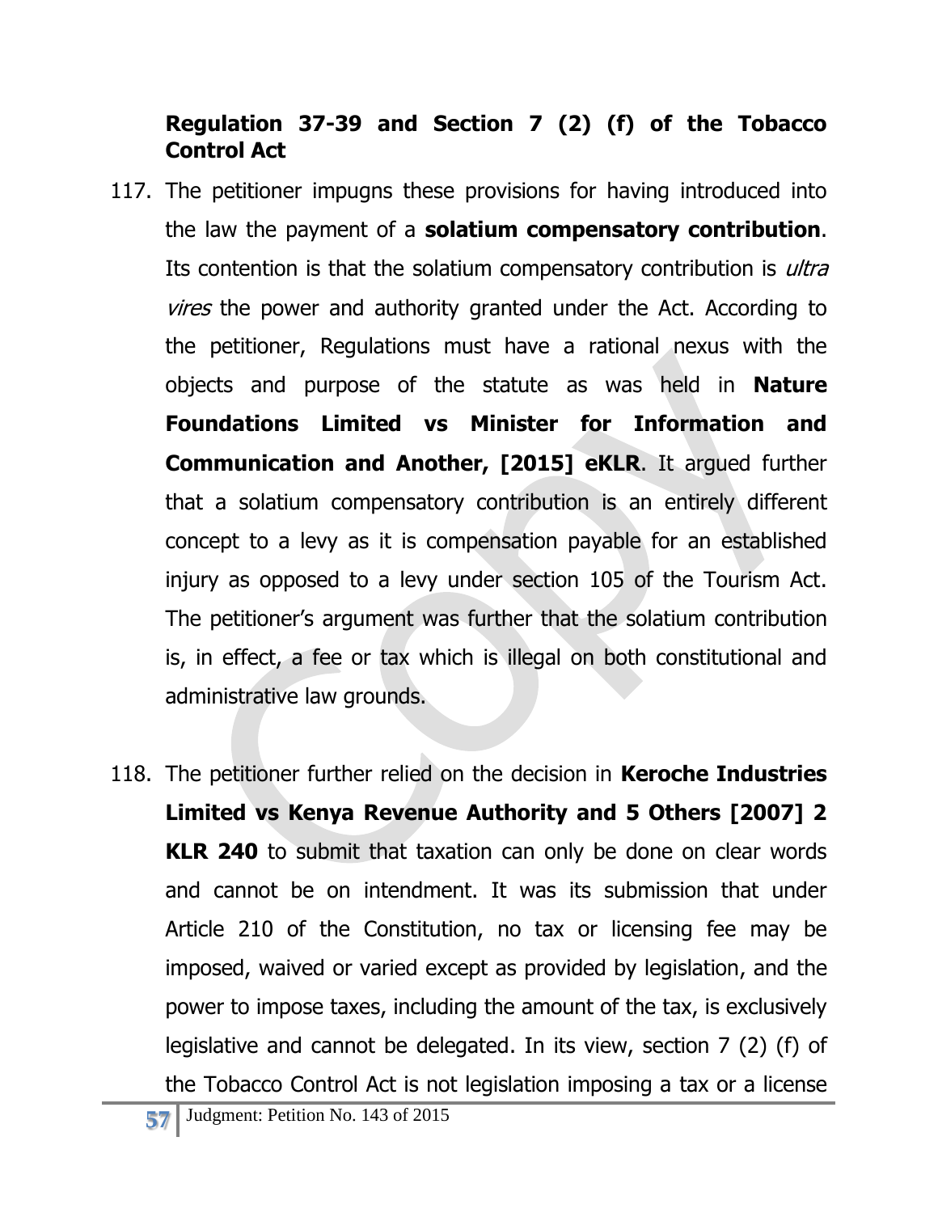**Regulation 37-39 and Section 7 (2) (f) of the Tobacco Control Act**

117. The petitioner impugns these provisions for having introduced into the law the payment of a **solatium compensatory contribution**. Its contention is that the solatium compensatory contribution is *ultra vires* the power and authority granted under the Act. According to the petitioner, Regulations must have a rational nexus with the objects and purpose of the statute as was held in **Nature Foundations Limited vs Minister for Information and Communication and Another, [2015] eKLR**. It argued further that a solatium compensatory contribution is an entirely different concept to a levy as it is compensation payable for an established injury as opposed to a levy under section 105 of the Tourism Act. The petitioner's argument was further that the solatium contribution is, in effect, a fee or tax which is illegal on both constitutional and administrative law grounds.

118. The petitioner further relied on the decision in **Keroche Industries Limited vs Kenya Revenue Authority and 5 Others [2007] 2 KLR 240** to submit that taxation can only be done on clear words and cannot be on intendment. It was its submission that under Article 210 of the Constitution, no tax or licensing fee may be imposed, waived or varied except as provided by legislation, and the power to impose taxes, including the amount of the tax, is exclusively legislative and cannot be delegated. In its view, section 7 (2) (f) of the Tobacco Control Act is not legislation imposing a tax or a license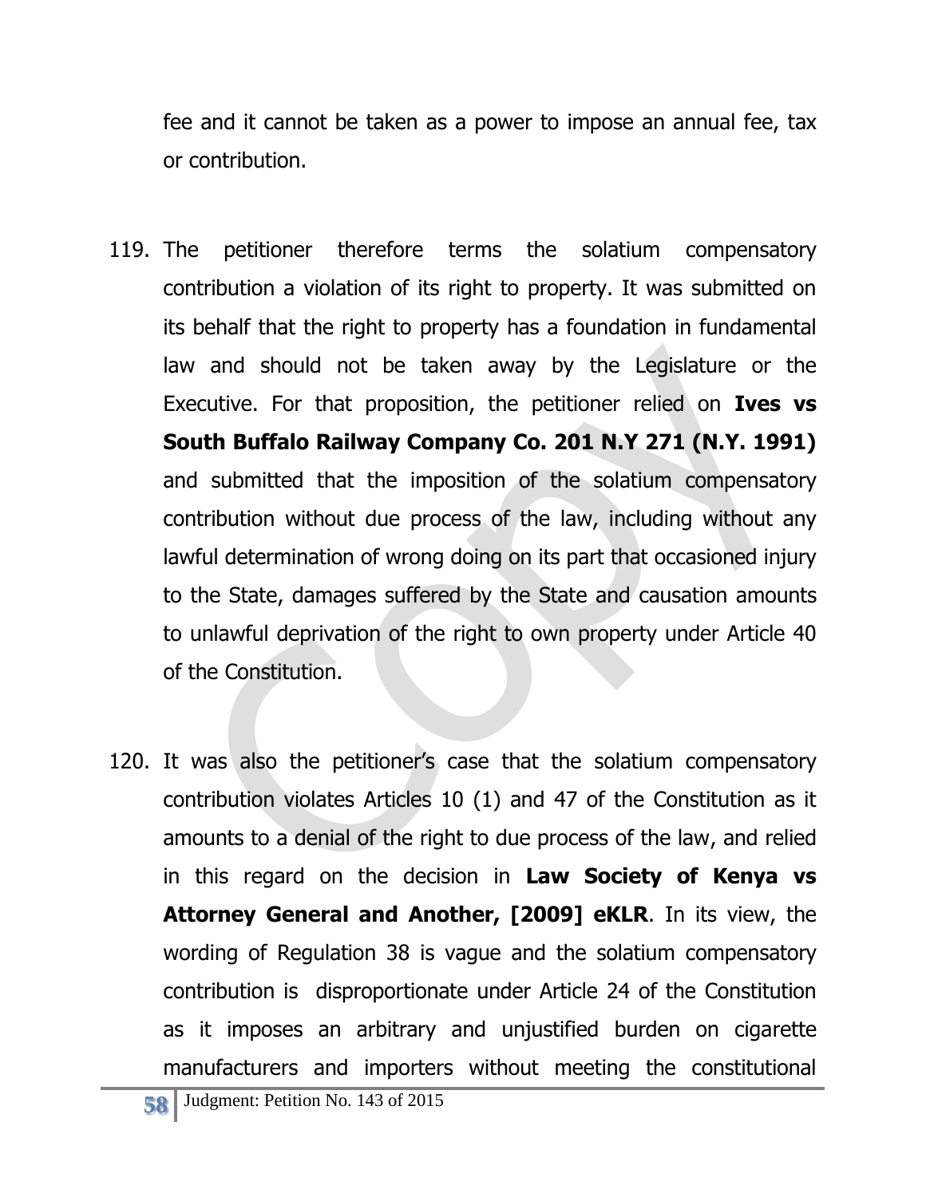fee and it cannot be taken as a power to impose an annual fee, tax or contribution.

119. The petitioner therefore terms the solatium compensatory contribution a violation of its right to property. It was submitted on its behalf that the right to property has a foundation in fundamental law and should not be taken away by the Legislature or the Executive. For that proposition, the petitioner relied on **Ives vs South Buffalo Railway Company Co. 201 N.Y 271 (N.Y. 1991)** and submitted that the imposition of the solatium compensatory contribution without due process of the law, including without any lawful determination of wrong doing on its part that occasioned injury to the State, damages suffered by the State and causation amounts to unlawful deprivation of the right to own property under Article 40 of the Constitution.

120. It was also the petitioner's case that the solatium compensatory contribution violates Articles 10 (1) and 47 of the Constitution as it amounts to a denial of the right to due process of the law, and relied in this regard on the decision in **Law Society of Kenya vs Attorney General and Another, [2009] eKLR**. In its view, the wording of Regulation 38 is vague and the solatium compensatory contribution is disproportionate under Article 24 of the Constitution as it imposes an arbitrary and unjustified burden on cigarette manufacturers and importers without meeting the constitutional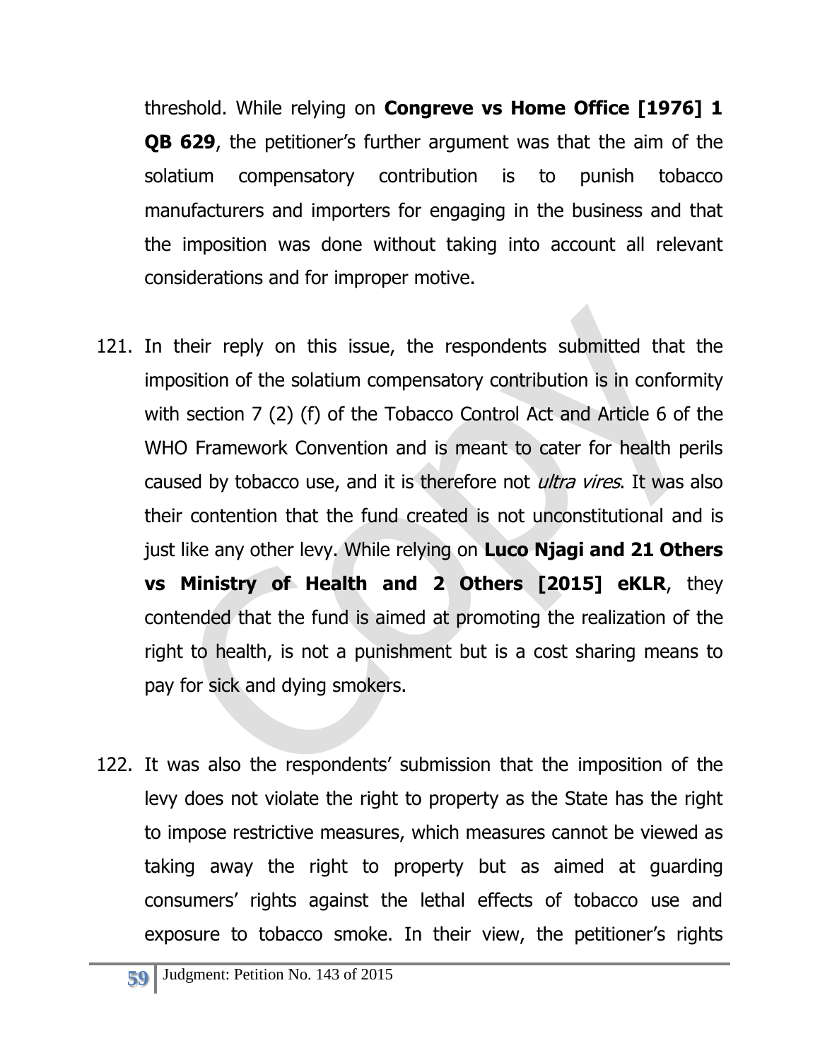threshold. While relying on **Congreve vs Home Office [1976] 1 QB 629**, the petitioner's further argument was that the aim of the solatium compensatory contribution is to punish tobacco manufacturers and importers for engaging in the business and that the imposition was done without taking into account all relevant considerations and for improper motive.

121. In their reply on this issue, the respondents submitted that the imposition of the solatium compensatory contribution is in conformity with section 7 (2) (f) of the Tobacco Control Act and Article 6 of the WHO Framework Convention and is meant to cater for health perils caused by tobacco use, and it is therefore not *ultra vires*. It was also their contention that the fund created is not unconstitutional and is just like any other levy. While relying on **Luco Njagi and 21 Others vs Ministry of Health and 2 Others [2015] eKLR**, they contended that the fund is aimed at promoting the realization of the right to health, is not a punishment but is a cost sharing means to pay for sick and dying smokers.

122. It was also the respondents' submission that the imposition of the levy does not violate the right to property as the State has the right to impose restrictive measures, which measures cannot be viewed as taking away the right to property but as aimed at guarding consumers' rights against the lethal effects of tobacco use and exposure to tobacco smoke. In their view, the petitioner's rights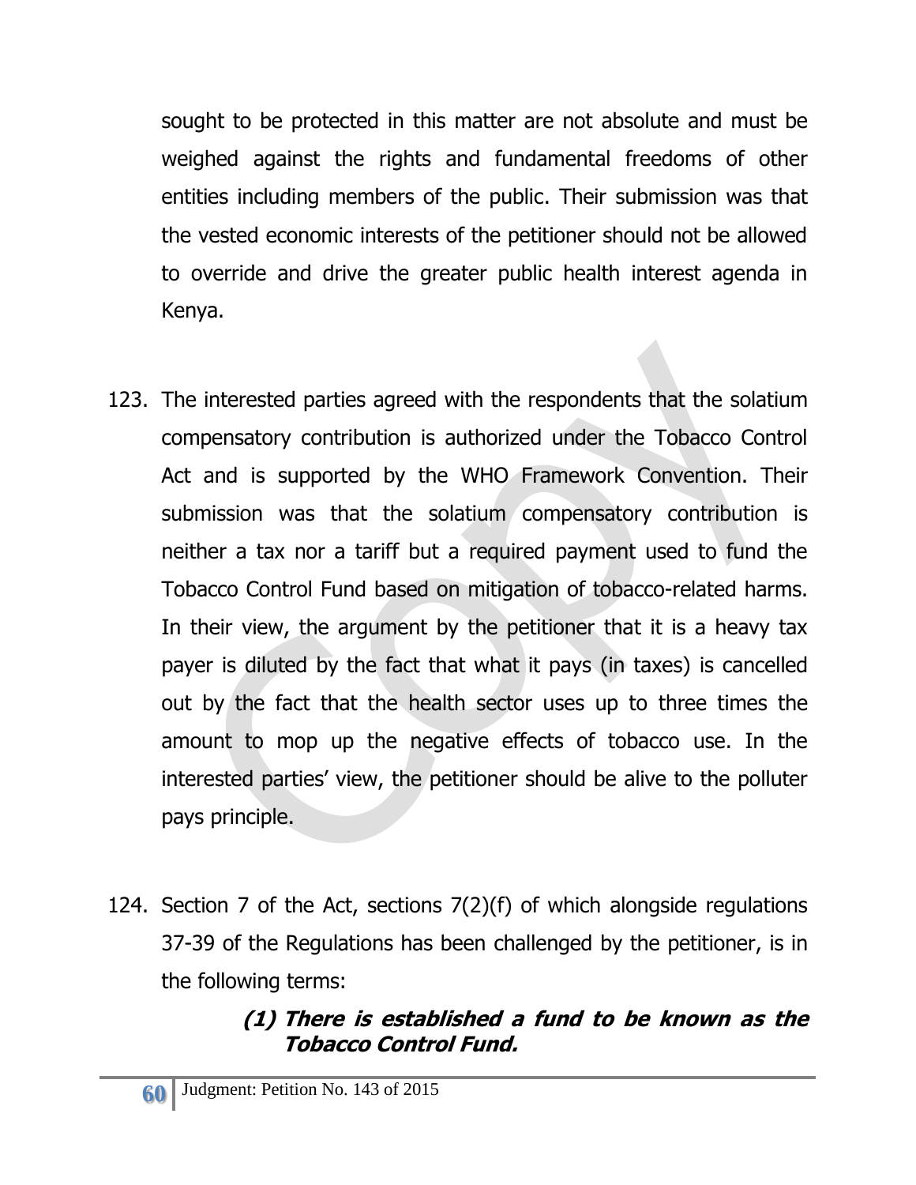sought to be protected in this matter are not absolute and must be weighed against the rights and fundamental freedoms of other entities including members of the public. Their submission was that the vested economic interests of the petitioner should not be allowed to override and drive the greater public health interest agenda in Kenya.

123. The interested parties agreed with the respondents that the solatium compensatory contribution is authorized under the Tobacco Control Act and is supported by the WHO Framework Convention. Their submission was that the solatium compensatory contribution is neither a tax nor a tariff but a required payment used to fund the Tobacco Control Fund based on mitigation of tobacco-related harms. In their view, the argument by the petitioner that it is a heavy tax payer is diluted by the fact that what it pays (in taxes) is cancelled out by the fact that the health sector uses up to three times the amount to mop up the negative effects of tobacco use. In the interested parties' view, the petitioner should be alive to the polluter pays principle.

124. Section 7 of the Act, sections 7(2)(f) of which alongside regulations 37-39 of the Regulations has been challenged by the petitioner, is in the following terms:

> ***(1) There is established a fund to be known as the Tobacco Control Fund.***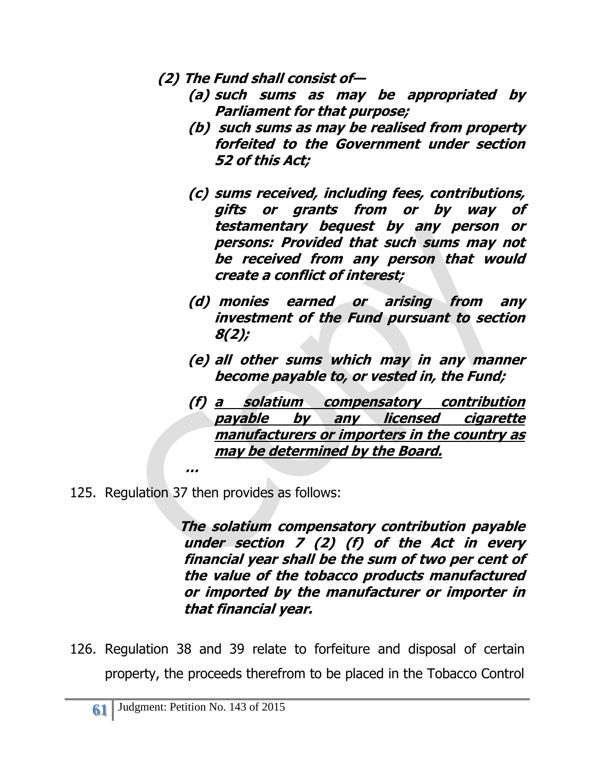***(2) The Fund shall consist of—***

> ***(a) such sums as may be appropriated by Parliament for that purpose;***
>
> ***(b) such sums as may be realised from property forfeited to the Government under section 52 of this Act;***
>
> ***(c) sums received, including fees, contributions, gifts or grants from or by way of testamentary bequest by any person or persons: Provided that such sums may not be received from any person that would create a conflict of interest;***
>
> ***(d) monies earned or arising from any investment of the Fund pursuant to section 8(2);***
>
> ***(e) all other sums which may in any manner become payable to, or vested in, the Fund;***
>
> ***(f) <u>a solatium compensatory contribution payable by any licensed cigarette manufacturers or importers in the country as may be determined by the Board.</u>***
>
> ***…***

125. Regulation 37 then provides as follows:

> ***The solatium compensatory contribution payable under section 7 (2) (f) of the Act in every financial year shall be the sum of two per cent of the value of the tobacco products manufactured or imported by the manufacturer or importer in that financial year.***

126. Regulation 38 and 39 relate to forfeiture and disposal of certain property, the proceeds therefrom to be placed in the Tobacco Control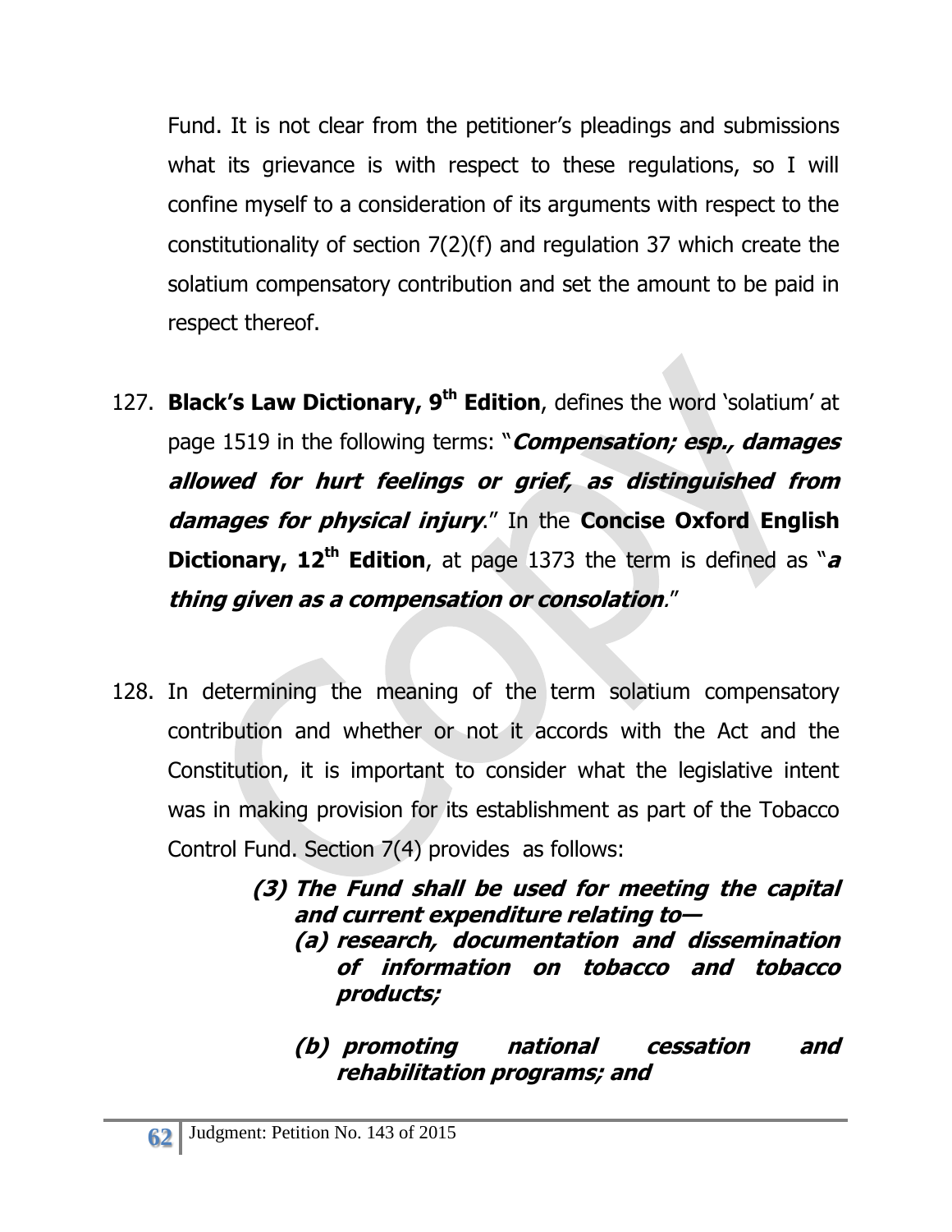Fund. It is not clear from the petitioner's pleadings and submissions what its grievance is with respect to these regulations, so I will confine myself to a consideration of its arguments with respect to the constitutionality of section 7(2)(f) and regulation 37 which create the solatium compensatory contribution and set the amount to be paid in respect thereof.

127. **Black's Law Dictionary, 9th Edition**, defines the word 'solatium' at page 1519 in the following terms: "***Compensation; esp., damages allowed for hurt feelings or grief, as distinguished from damages for physical injury***." In the **Concise Oxford English Dictionary, 12th Edition**, at page 1373 the term is defined as "***a thing given as a compensation or consolation***."

128. In determining the meaning of the term solatium compensatory contribution and whether or not it accords with the Act and the Constitution, it is important to consider what the legislative intent was in making provision for its establishment as part of the Tobacco Control Fund. Section 7(4) provides as follows:

> ***(3) The Fund shall be used for meeting the capital and current expenditure relating to—***
>
> ***(a) research, documentation and dissemination of information on tobacco and tobacco products;***
>
> ***(b) promoting national cessation and rehabilitation programs; and***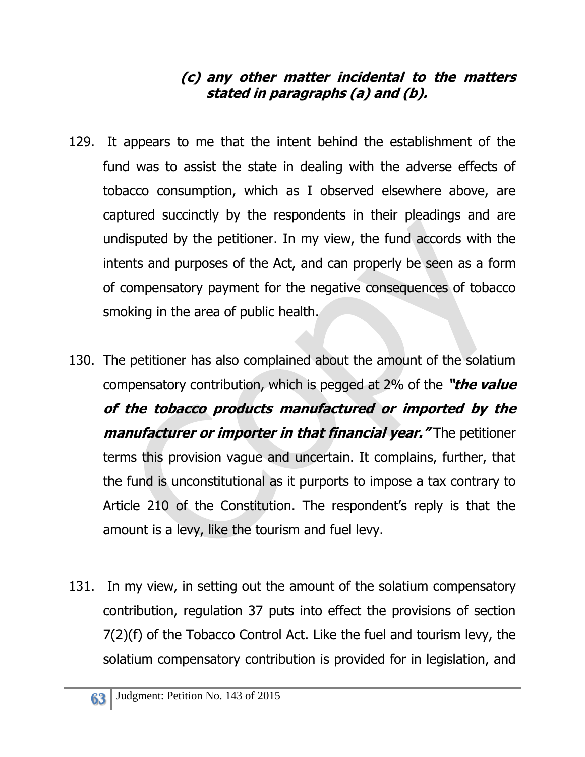***(c) any other matter incidental to the matters stated in paragraphs (a) and (b).***

129. It appears to me that the intent behind the establishment of the fund was to assist the state in dealing with the adverse effects of tobacco consumption, which as I observed elsewhere above, are captured succinctly by the respondents in their pleadings and are undisputed by the petitioner. In my view, the fund accords with the intents and purposes of the Act, and can properly be seen as a form of compensatory payment for the negative consequences of tobacco smoking in the area of public health.

130. The petitioner has also complained about the amount of the solatium compensatory contribution, which is pegged at 2% of the ***"the value of the tobacco products manufactured or imported by the manufacturer or importer in that financial year."*** The petitioner terms this provision vague and uncertain. It complains, further, that the fund is unconstitutional as it purports to impose a tax contrary to Article 210 of the Constitution. The respondent's reply is that the amount is a levy, like the tourism and fuel levy.

131. In my view, in setting out the amount of the solatium compensatory contribution, regulation 37 puts into effect the provisions of section 7(2)(f) of the Tobacco Control Act. Like the fuel and tourism levy, the solatium compensatory contribution is provided for in legislation, and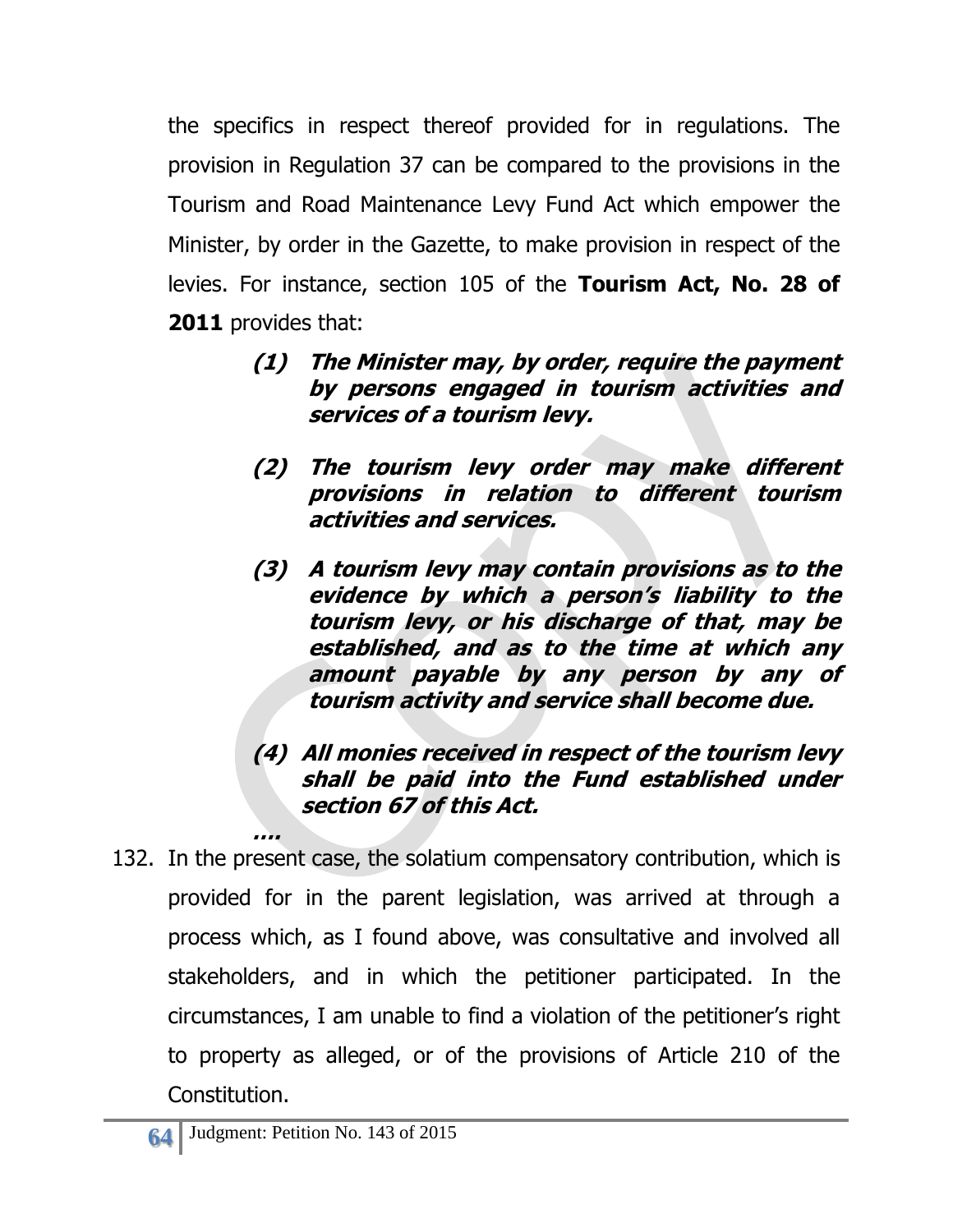the specifics in respect thereof provided for in regulations. The provision in Regulation 37 can be compared to the provisions in the Tourism and Road Maintenance Levy Fund Act which empower the Minister, by order in the Gazette, to make provision in respect of the levies. For instance, section 105 of the **Tourism Act, No. 28 of 2011** provides that:

> ***(1) The Minister may, by order, require the payment by persons engaged in tourism activities and services of a tourism levy.***
>
> ***(2) The tourism levy order may make different provisions in relation to different tourism activities and services.***
>
> ***(3) A tourism levy may contain provisions as to the evidence by which a person's liability to the tourism levy, or his discharge of that, may be established, and as to the time at which any amount payable by any person by any of tourism activity and service shall become due.***
>
> ***(4) All monies received in respect of the tourism levy shall be paid into the Fund established under section 67 of this Act.***
>
> ***….***

132. In the present case, the solatium compensatory contribution, which is provided for in the parent legislation, was arrived at through a process which, as I found above, was consultative and involved all stakeholders, and in which the petitioner participated. In the circumstances, I am unable to find a violation of the petitioner's right to property as alleged, or of the provisions of Article 210 of the Constitution.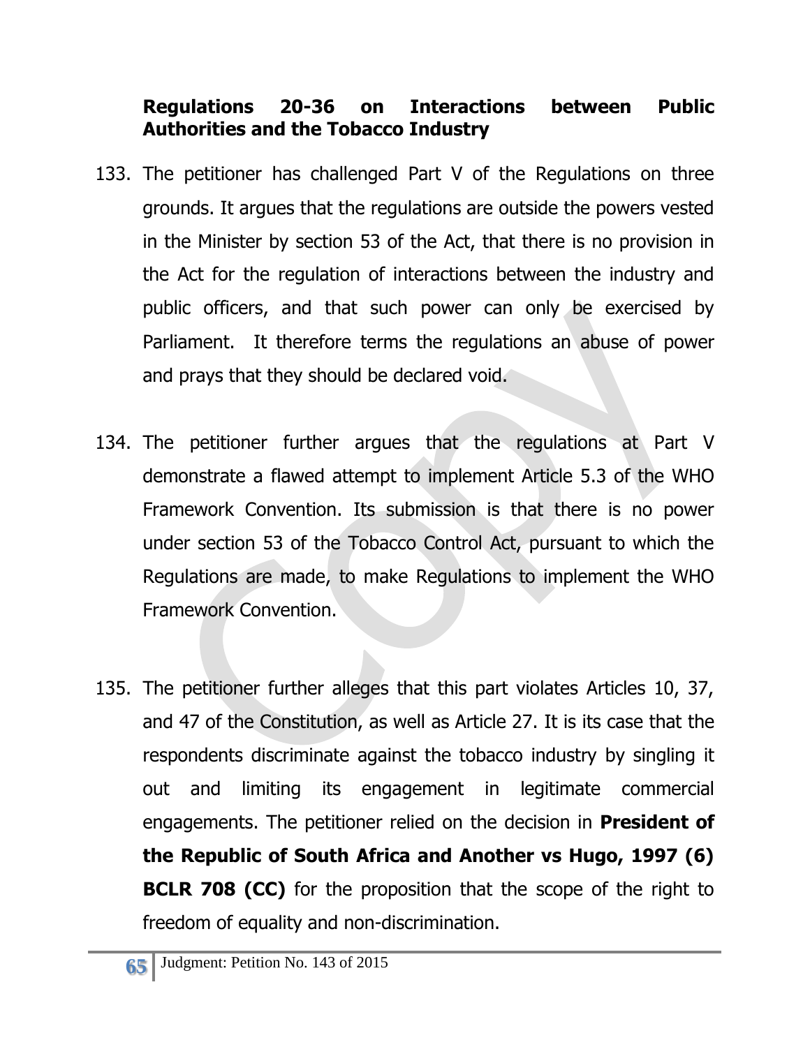**Regulations 20-36 on Interactions between Public Authorities and the Tobacco Industry**

133. The petitioner has challenged Part V of the Regulations on three grounds. It argues that the regulations are outside the powers vested in the Minister by section 53 of the Act, that there is no provision in the Act for the regulation of interactions between the industry and public officers, and that such power can only be exercised by Parliament. It therefore terms the regulations an abuse of power and prays that they should be declared void.

134. The petitioner further argues that the regulations at Part V demonstrate a flawed attempt to implement Article 5.3 of the WHO Framework Convention. Its submission is that there is no power under section 53 of the Tobacco Control Act, pursuant to which the Regulations are made, to make Regulations to implement the WHO Framework Convention.

135. The petitioner further alleges that this part violates Articles 10, 37, and 47 of the Constitution, as well as Article 27. It is its case that the respondents discriminate against the tobacco industry by singling it out and limiting its engagement in legitimate commercial engagements. The petitioner relied on the decision in **President of the Republic of South Africa and Another vs Hugo, 1997 (6) BCLR 708 (CC)** for the proposition that the scope of the right to freedom of equality and non-discrimination.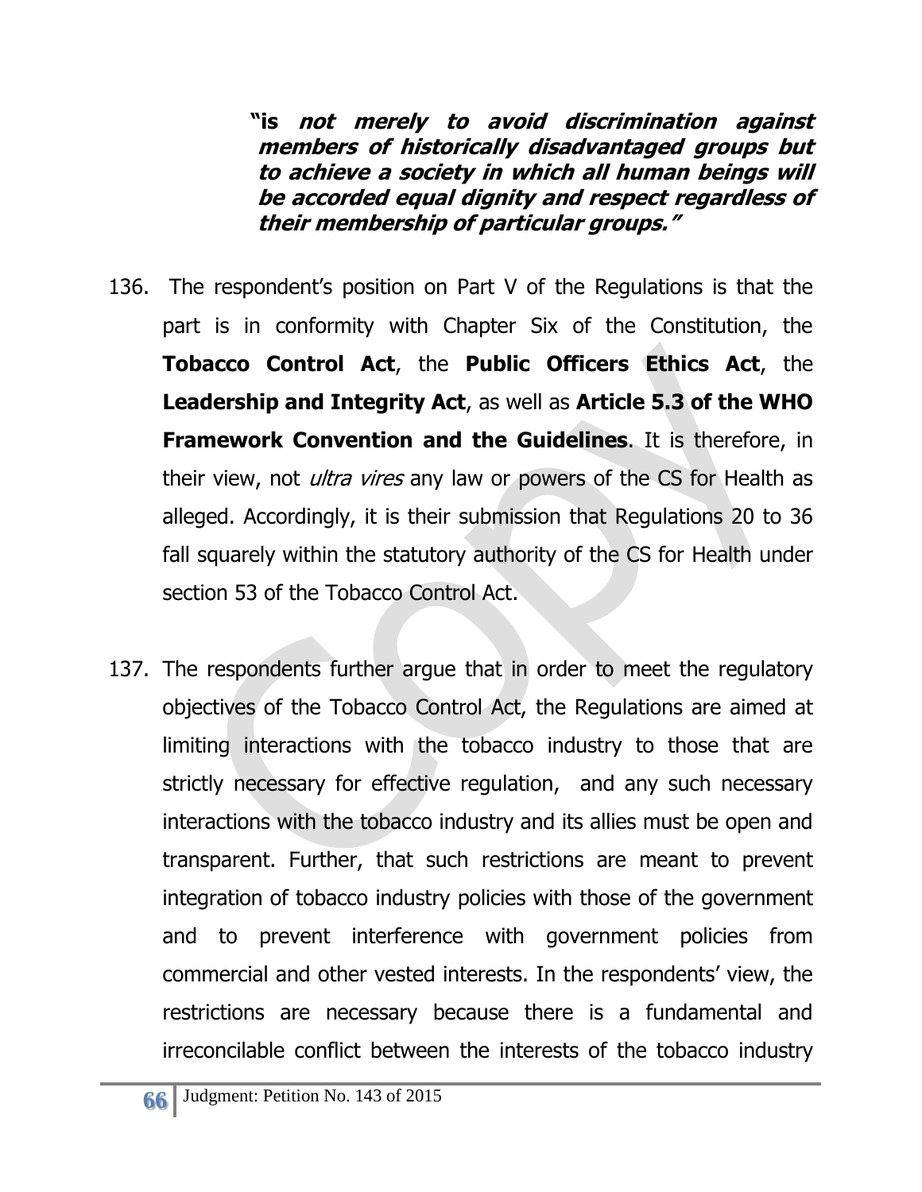> **"is *not merely to avoid discrimination against members of historically disadvantaged groups but to achieve a society in which all human beings will be accorded equal dignity and respect regardless of their membership of particular groups."***

136. The respondent's position on Part V of the Regulations is that the part is in conformity with Chapter Six of the Constitution, the **Tobacco Control Act**, the **Public Officers Ethics Act**, the **Leadership and Integrity Act**, as well as **Article 5.3 of the WHO Framework Convention and the Guidelines**. It is therefore, in their view, not *ultra vires* any law or powers of the CS for Health as alleged. Accordingly, it is their submission that Regulations 20 to 36 fall squarely within the statutory authority of the CS for Health under section 53 of the Tobacco Control Act.

137. The respondents further argue that in order to meet the regulatory objectives of the Tobacco Control Act, the Regulations are aimed at limiting interactions with the tobacco industry to those that are strictly necessary for effective regulation, and any such necessary interactions with the tobacco industry and its allies must be open and transparent. Further, that such restrictions are meant to prevent integration of tobacco industry policies with those of the government and to prevent interference with government policies from commercial and other vested interests. In the respondents' view, the restrictions are necessary because there is a fundamental and irreconcilable conflict between the interests of the tobacco industry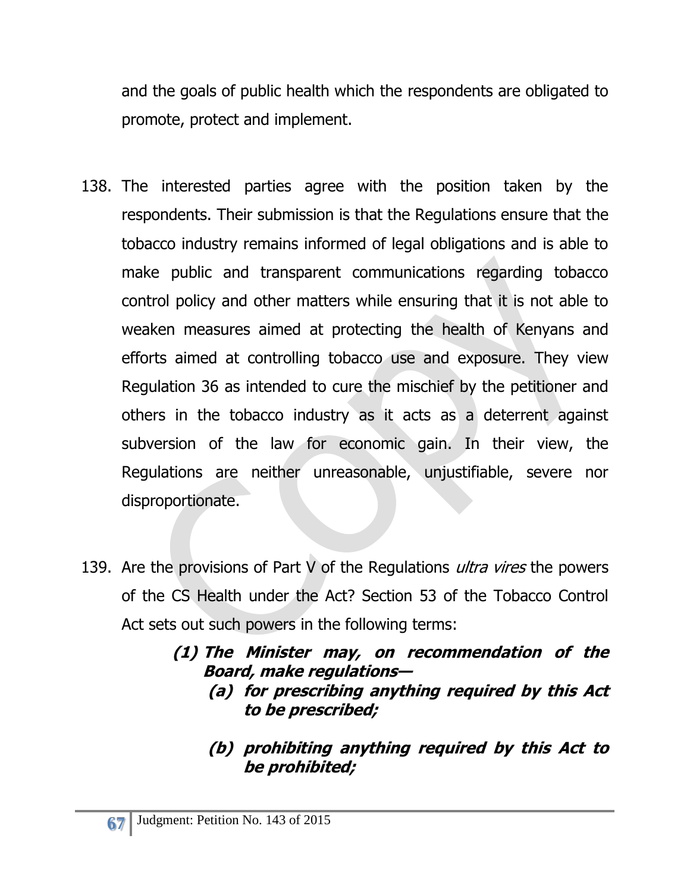and the goals of public health which the respondents are obligated to promote, protect and implement.

138. The interested parties agree with the position taken by the respondents. Their submission is that the Regulations ensure that the tobacco industry remains informed of legal obligations and is able to make public and transparent communications regarding tobacco control policy and other matters while ensuring that it is not able to weaken measures aimed at protecting the health of Kenyans and efforts aimed at controlling tobacco use and exposure. They view Regulation 36 as intended to cure the mischief by the petitioner and others in the tobacco industry as it acts as a deterrent against subversion of the law for economic gain. In their view, the Regulations are neither unreasonable, unjustifiable, severe nor disproportionate.

139. Are the provisions of Part V of the Regulations *ultra vires* the powers of the CS Health under the Act? Section 53 of the Tobacco Control Act sets out such powers in the following terms:

> ***(1) The Minister may, on recommendation of the Board, make regulations—***
>
> ***(a) for prescribing anything required by this Act to be prescribed;***
>
> ***(b) prohibiting anything required by this Act to be prohibited;***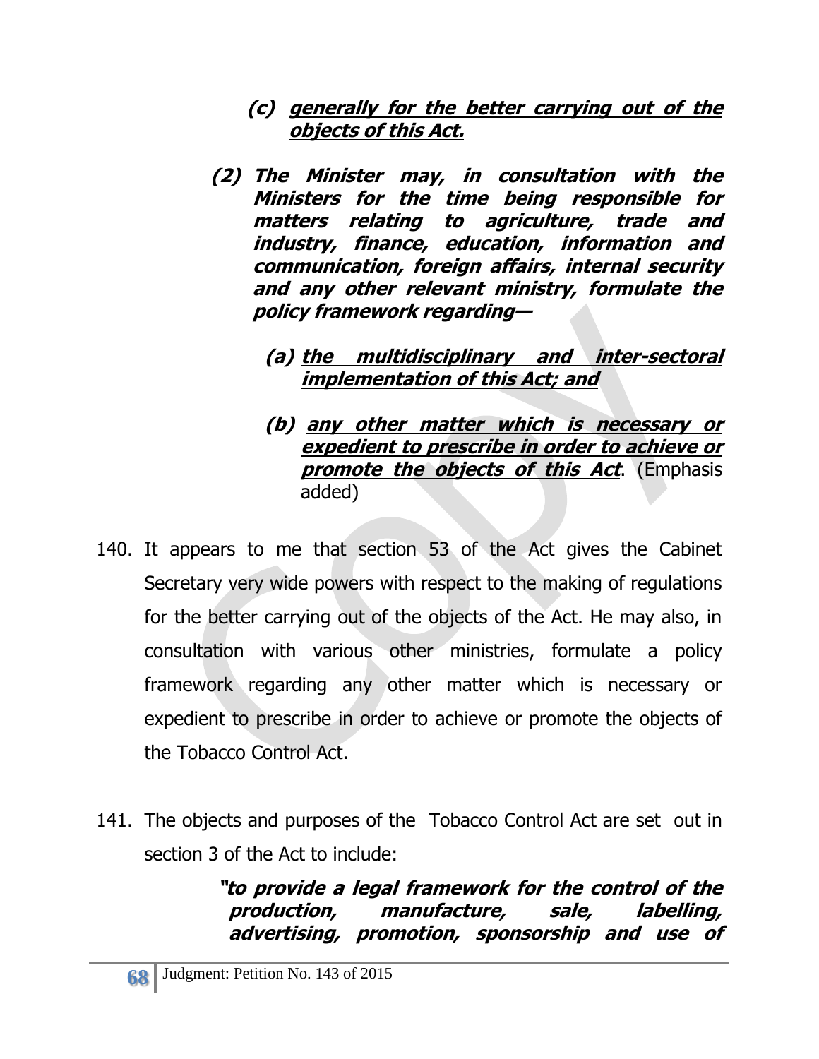> ***(c) <u>generally for the better carrying out of the objects of this Act.</u>***
>
> ***(2) The Minister may, in consultation with the Ministers for the time being responsible for matters relating to agriculture, trade and industry, finance, education, information and communication, foreign affairs, internal security and any other relevant ministry, formulate the policy framework regarding—***
>
> > ***(a) <u>the multidisciplinary and inter-sectoral implementation of this Act; and</u>***
> >
> > ***(b) <u>any other matter which is necessary or expedient to prescribe in order to achieve or promote the objects of this Act</u>***. (Emphasis added)

140. It appears to me that section 53 of the Act gives the Cabinet Secretary very wide powers with respect to the making of regulations for the better carrying out of the objects of the Act. He may also, in consultation with various other ministries, formulate a policy framework regarding any other matter which is necessary or expedient to prescribe in order to achieve or promote the objects of the Tobacco Control Act.

141. The objects and purposes of the Tobacco Control Act are set out in section 3 of the Act to include:

> ***"to provide a legal framework for the control of the production, manufacture, sale, labelling, advertising, promotion, sponsorship and use of***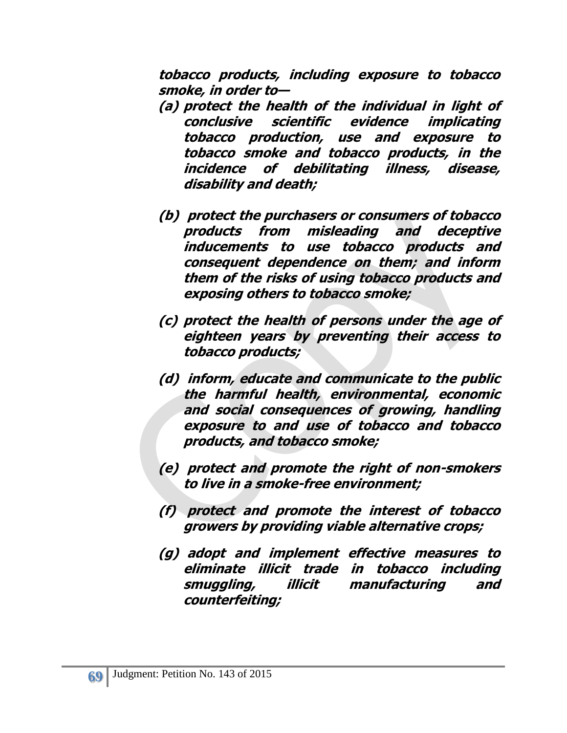***tobacco products, including exposure to tobacco smoke, in order to—***

***(a) protect the health of the individual in light of conclusive scientific evidence implicating tobacco production, use and exposure to tobacco smoke and tobacco products, in the incidence of debilitating illness, disease, disability and death;***

***(b) protect the purchasers or consumers of tobacco products from misleading and deceptive inducements to use tobacco products and consequent dependence on them; and inform them of the risks of using tobacco products and exposing others to tobacco smoke;***

***(c) protect the health of persons under the age of eighteen years by preventing their access to tobacco products;***

***(d) inform, educate and communicate to the public the harmful health, environmental, economic and social consequences of growing, handling exposure to and use of tobacco and tobacco products, and tobacco smoke;***

***(e) protect and promote the right of non-smokers to live in a smoke-free environment;***

***(f) protect and promote the interest of tobacco growers by providing viable alternative crops;***

***(g) adopt and implement effective measures to eliminate illicit trade in tobacco including smuggling, illicit manufacturing and counterfeiting;***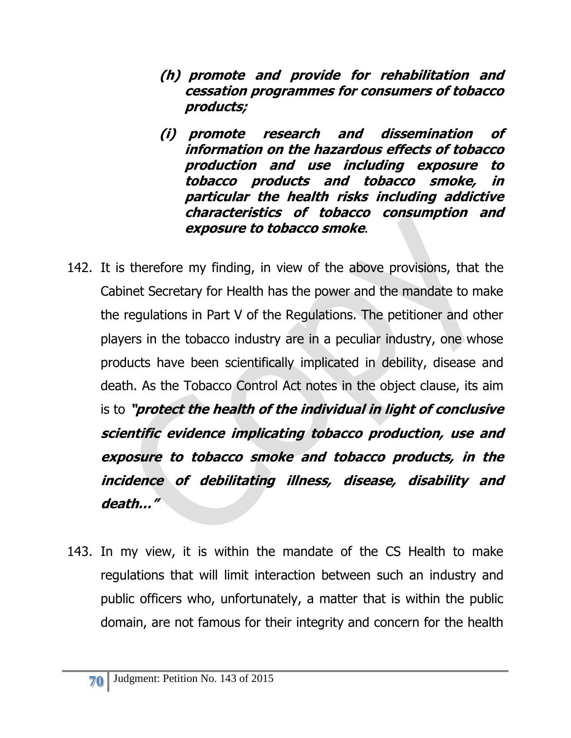> ***(h) promote and provide for rehabilitation and cessation programmes for consumers of tobacco products;***
>
> ***(i) promote research and dissemination of information on the hazardous effects of tobacco production and use including exposure to tobacco products and tobacco smoke, in particular the health risks including addictive characteristics of tobacco consumption and exposure to tobacco smoke*.**

142. It is therefore my finding, in view of the above provisions, that the Cabinet Secretary for Health has the power and the mandate to make the regulations in Part V of the Regulations. The petitioner and other players in the tobacco industry are in a peculiar industry, one whose products have been scientifically implicated in debility, disease and death. As the Tobacco Control Act notes in the object clause, its aim is to ***"protect the health of the individual in light of conclusive scientific evidence implicating tobacco production, use and exposure to tobacco smoke and tobacco products, in the incidence of debilitating illness, disease, disability and death…"***

143. In my view, it is within the mandate of the CS Health to make regulations that will limit interaction between such an industry and public officers who, unfortunately, a matter that is within the public domain, are not famous for their integrity and concern for the health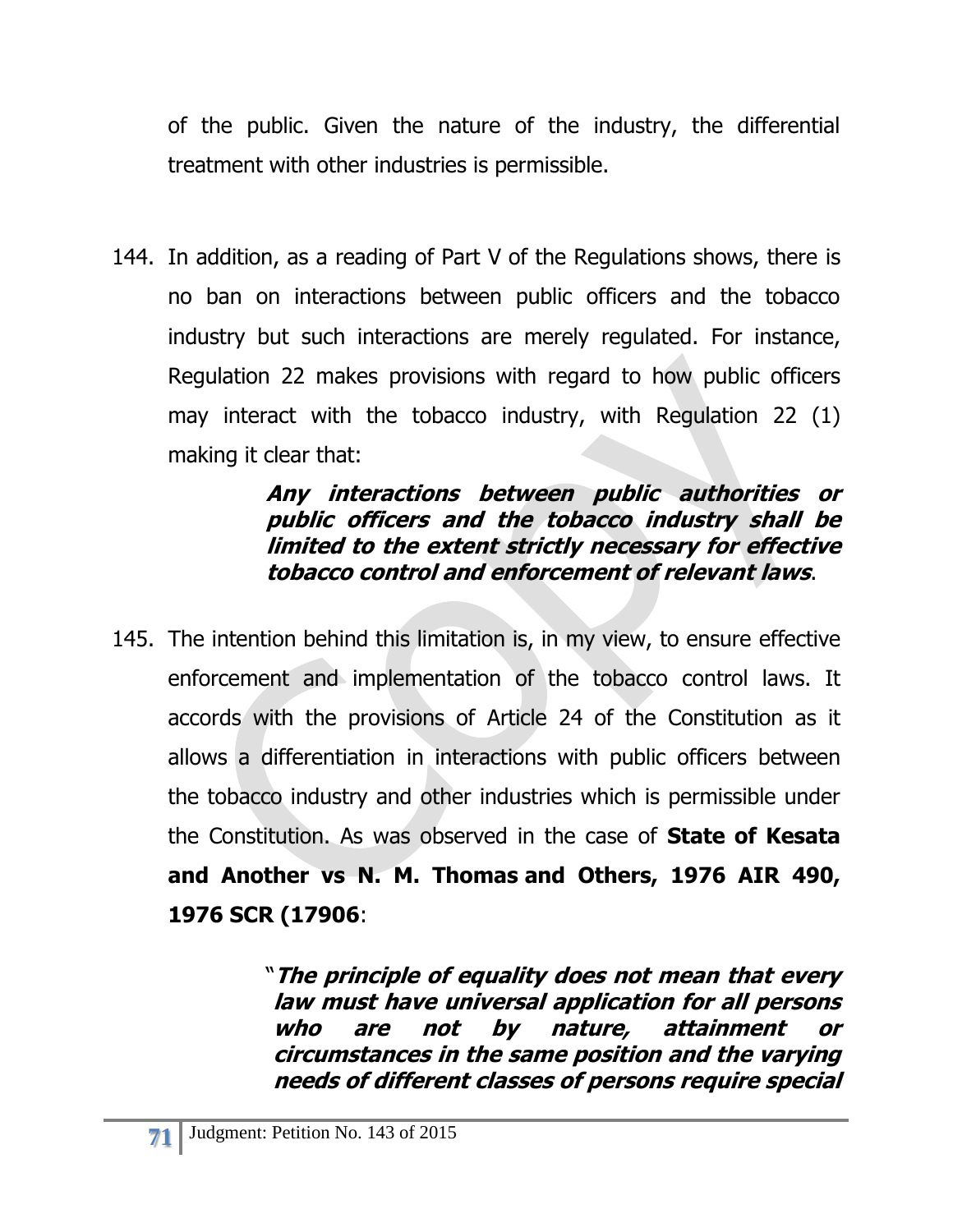of the public. Given the nature of the industry, the differential treatment with other industries is permissible.

144. In addition, as a reading of Part V of the Regulations shows, there is no ban on interactions between public officers and the tobacco industry but such interactions are merely regulated. For instance, Regulation 22 makes provisions with regard to how public officers may interact with the tobacco industry, with Regulation 22 (1) making it clear that:

> ***Any interactions between public authorities or public officers and the tobacco industry shall be limited to the extent strictly necessary for effective tobacco control and enforcement of relevant laws*.**

145. The intention behind this limitation is, in my view, to ensure effective enforcement and implementation of the tobacco control laws. It accords with the provisions of Article 24 of the Constitution as it allows a differentiation in interactions with public officers between the tobacco industry and other industries which is permissible under the Constitution. As was observed in the case of **State of Kesata and Another vs N. M. Thomas and Others, 1976 AIR 490, 1976 SCR (17906**:

> "***The principle of equality does not mean that every law must have universal application for all persons who are not by nature, attainment or circumstances in the same position and the varying needs of different classes of persons require special***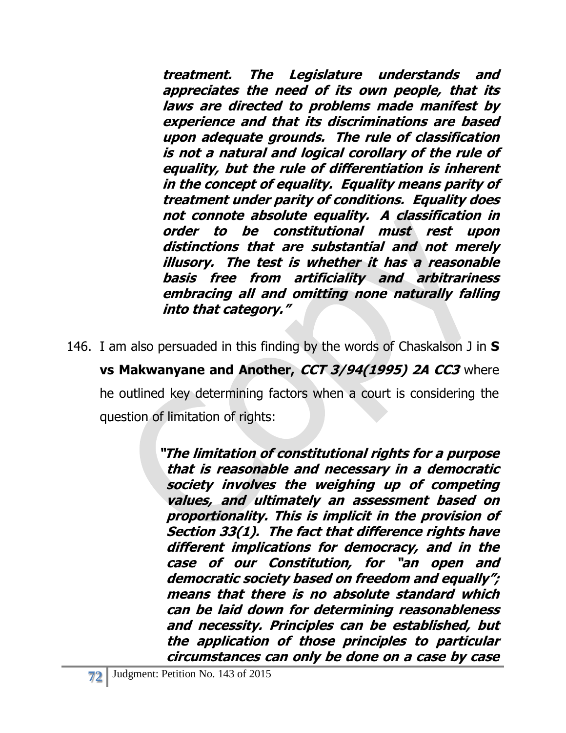***treatment. The Legislature understands and appreciates the need of its own people, that its laws are directed to problems made manifest by experience and that its discriminations are based upon adequate grounds. The rule of classification is not a natural and logical corollary of the rule of equality, but the rule of differentiation is inherent in the concept of equality. Equality means parity of treatment under parity of conditions. Equality does not connote absolute equality. A classification in order to be constitutional must rest upon distinctions that are substantial and not merely illusory. The test is whether it has a reasonable basis free from artificiality and arbitrariness embracing all and omitting none naturally falling into that category."***

146. I am also persuaded in this finding by the words of Chaskalson J in **S vs Makwanyane and Another, *CCT 3/94(1995) 2A CC3*** where he outlined key determining factors when a court is considering the question of limitation of rights:

> ***"The limitation of constitutional rights for a purpose that is reasonable and necessary in a democratic society involves the weighing up of competing values, and ultimately an assessment based on proportionality. This is implicit in the provision of Section 33(1). The fact that difference rights have different implications for democracy, and in the case of our Constitution, for "an open and democratic society based on freedom and equally"; means that there is no absolute standard which can be laid down for determining reasonableness and necessity. Principles can be established, but the application of those principles to particular circumstances can only be done on a case by case***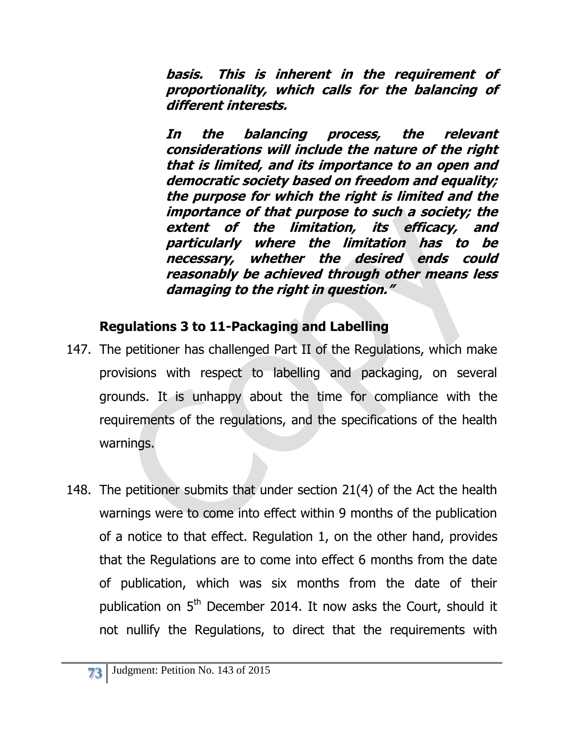> ***basis. This is inherent in the requirement of proportionality, which calls for the balancing of different interests.***
>
> ***In the balancing process, the relevant considerations will include the nature of the right that is limited, and its importance to an open and democratic society based on freedom and equality; the purpose for which the right is limited and the importance of that purpose to such a society; the extent of the limitation, its efficacy, and particularly where the limitation has to be necessary, whether the desired ends could reasonably be achieved through other means less damaging to the right in question."***

**Regulations 3 to 11-Packaging and Labelling**

147. The petitioner has challenged Part II of the Regulations, which make provisions with respect to labelling and packaging, on several grounds. It is unhappy about the time for compliance with the requirements of the regulations, and the specifications of the health warnings.

148. The petitioner submits that under section 21(4) of the Act the health warnings were to come into effect within 9 months of the publication of a notice to that effect. Regulation 1, on the other hand, provides that the Regulations are to come into effect 6 months from the date of publication, which was six months from the date of their publication on 5th December 2014. It now asks the Court, should it not nullify the Regulations, to direct that the requirements with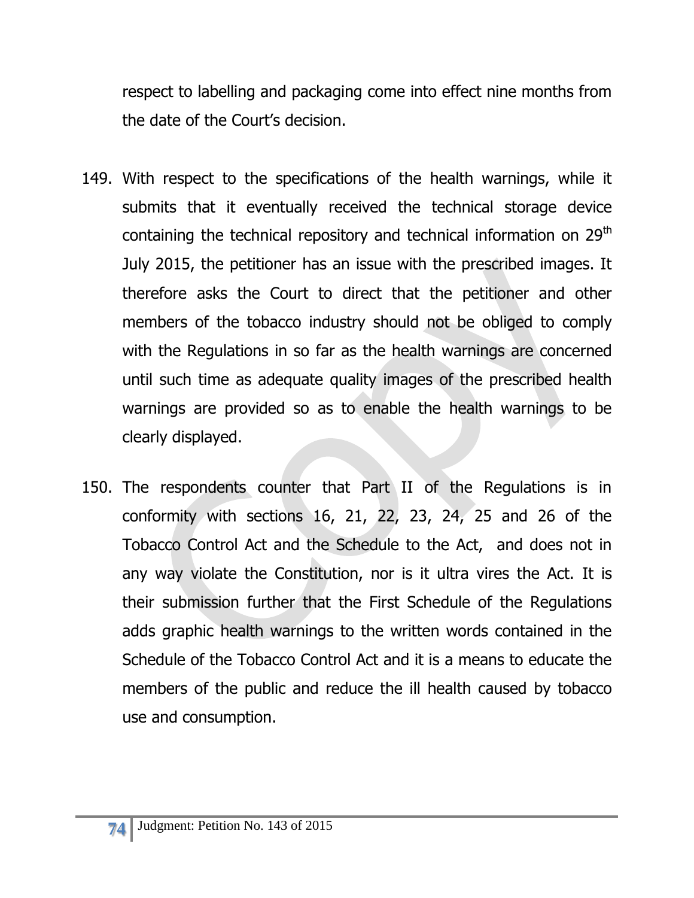respect to labelling and packaging come into effect nine months from the date of the Court's decision.

149. With respect to the specifications of the health warnings, while it submits that it eventually received the technical storage device containing the technical repository and technical information on 29th July 2015, the petitioner has an issue with the prescribed images. It therefore asks the Court to direct that the petitioner and other members of the tobacco industry should not be obliged to comply with the Regulations in so far as the health warnings are concerned until such time as adequate quality images of the prescribed health warnings are provided so as to enable the health warnings to be clearly displayed.

150. The respondents counter that Part II of the Regulations is in conformity with sections 16, 21, 22, 23, 24, 25 and 26 of the Tobacco Control Act and the Schedule to the Act, and does not in any way violate the Constitution, nor is it ultra vires the Act. It is their submission further that the First Schedule of the Regulations adds graphic health warnings to the written words contained in the Schedule of the Tobacco Control Act and it is a means to educate the members of the public and reduce the ill health caused by tobacco use and consumption.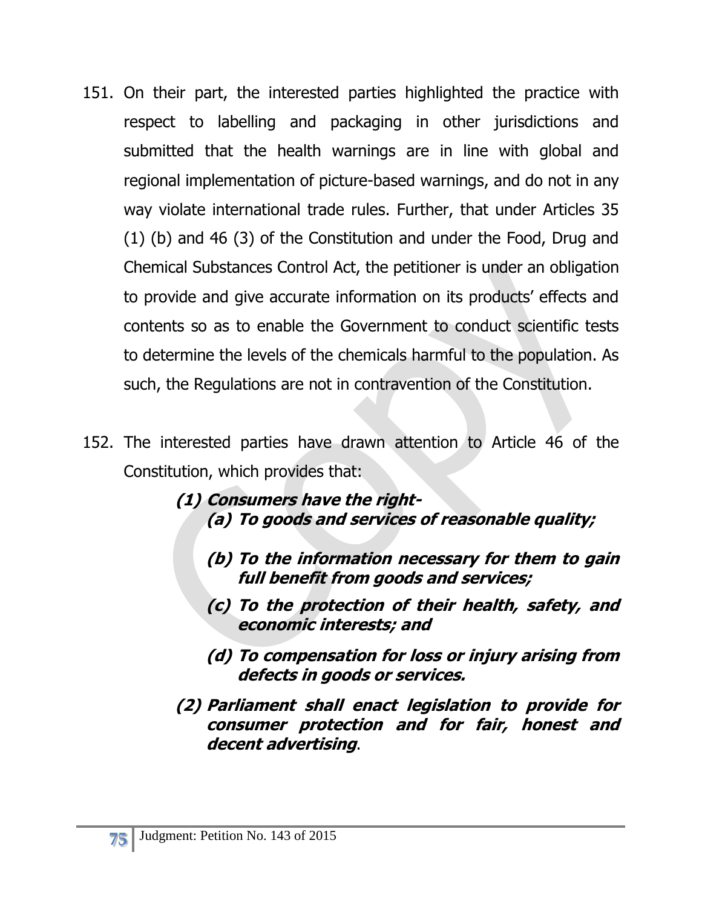151. On their part, the interested parties highlighted the practice with respect to labelling and packaging in other jurisdictions and submitted that the health warnings are in line with global and regional implementation of picture-based warnings, and do not in any way violate international trade rules. Further, that under Articles 35 (1) (b) and 46 (3) of the Constitution and under the Food, Drug and Chemical Substances Control Act, the petitioner is under an obligation to provide and give accurate information on its products' effects and contents so as to enable the Government to conduct scientific tests to determine the levels of the chemicals harmful to the population. As such, the Regulations are not in contravention of the Constitution.

152. The interested parties have drawn attention to Article 46 of the Constitution, which provides that:

> ***(1) Consumers have the right-***
>
> ***(a) To goods and services of reasonable quality;***
>
> ***(b) To the information necessary for them to gain full benefit from goods and services;***
>
> ***(c) To the protection of their health, safety, and economic interests; and***
>
> ***(d) To compensation for loss or injury arising from defects in goods or services.***
>
> ***(2) Parliament shall enact legislation to provide for consumer protection and for fair, honest and decent advertising.***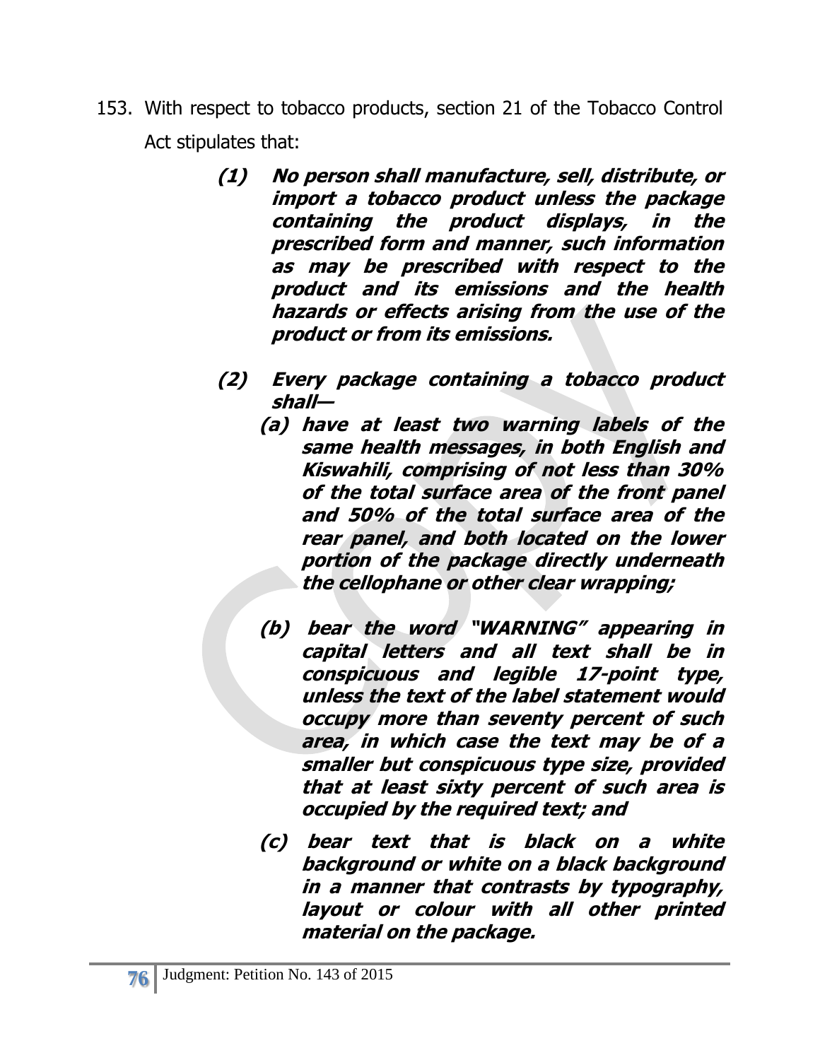153. With respect to tobacco products, section 21 of the Tobacco Control Act stipulates that:

> ***(1) No person shall manufacture, sell, distribute, or import a tobacco product unless the package containing the product displays, in the prescribed form and manner, such information as may be prescribed with respect to the product and its emissions and the health hazards or effects arising from the use of the product or from its emissions.***
>
> ***(2) Every package containing a tobacco product shall—***
>
> ***(a) have at least two warning labels of the same health messages, in both English and Kiswahili, comprising of not less than 30% of the total surface area of the front panel and 50% of the total surface area of the rear panel, and both located on the lower portion of the package directly underneath the cellophane or other clear wrapping;***
>
> ***(b) bear the word "WARNING" appearing in capital letters and all text shall be in conspicuous and legible 17-point type, unless the text of the label statement would occupy more than seventy percent of such area, in which case the text may be of a smaller but conspicuous type size, provided that at least sixty percent of such area is occupied by the required text; and***
>
> ***(c) bear text that is black on a white background or white on a black background in a manner that contrasts by typography, layout or colour with all other printed material on the package.***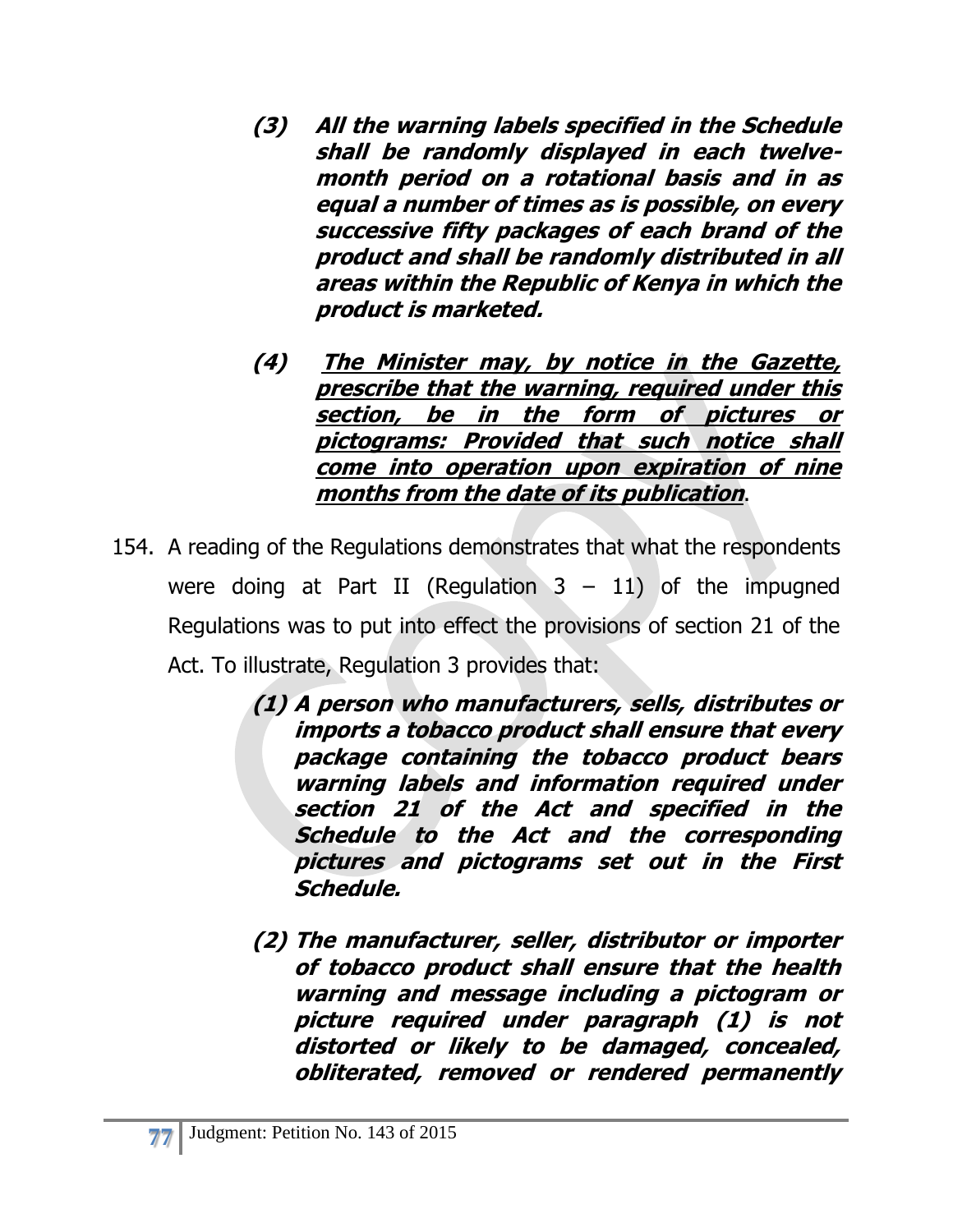> ***(3) All the warning labels specified in the Schedule shall be randomly displayed in each twelve-month period on a rotational basis and in as equal a number of times as is possible, on every successive fifty packages of each brand of the product and shall be randomly distributed in all areas within the Republic of Kenya in which the product is marketed.***
>
> ***(4) <u>The Minister may, by notice in the Gazette, prescribe that the warning, required under this section, be in the form of pictures or pictograms: Provided that such notice shall come into operation upon expiration of nine months from the date of its publication</u>.***

154. A reading of the Regulations demonstrates that what the respondents were doing at Part II (Regulation 3 – 11) of the impugned Regulations was to put into effect the provisions of section 21 of the Act. To illustrate, Regulation 3 provides that:

> ***(1) A person who manufacturers, sells, distributes or imports a tobacco product shall ensure that every package containing the tobacco product bears warning labels and information required under section 21 of the Act and specified in the Schedule to the Act and the corresponding pictures and pictograms set out in the First Schedule.***
>
> ***(2) The manufacturer, seller, distributor or importer of tobacco product shall ensure that the health warning and message including a pictogram or picture required under paragraph (1) is not distorted or likely to be damaged, concealed, obliterated, removed or rendered permanently***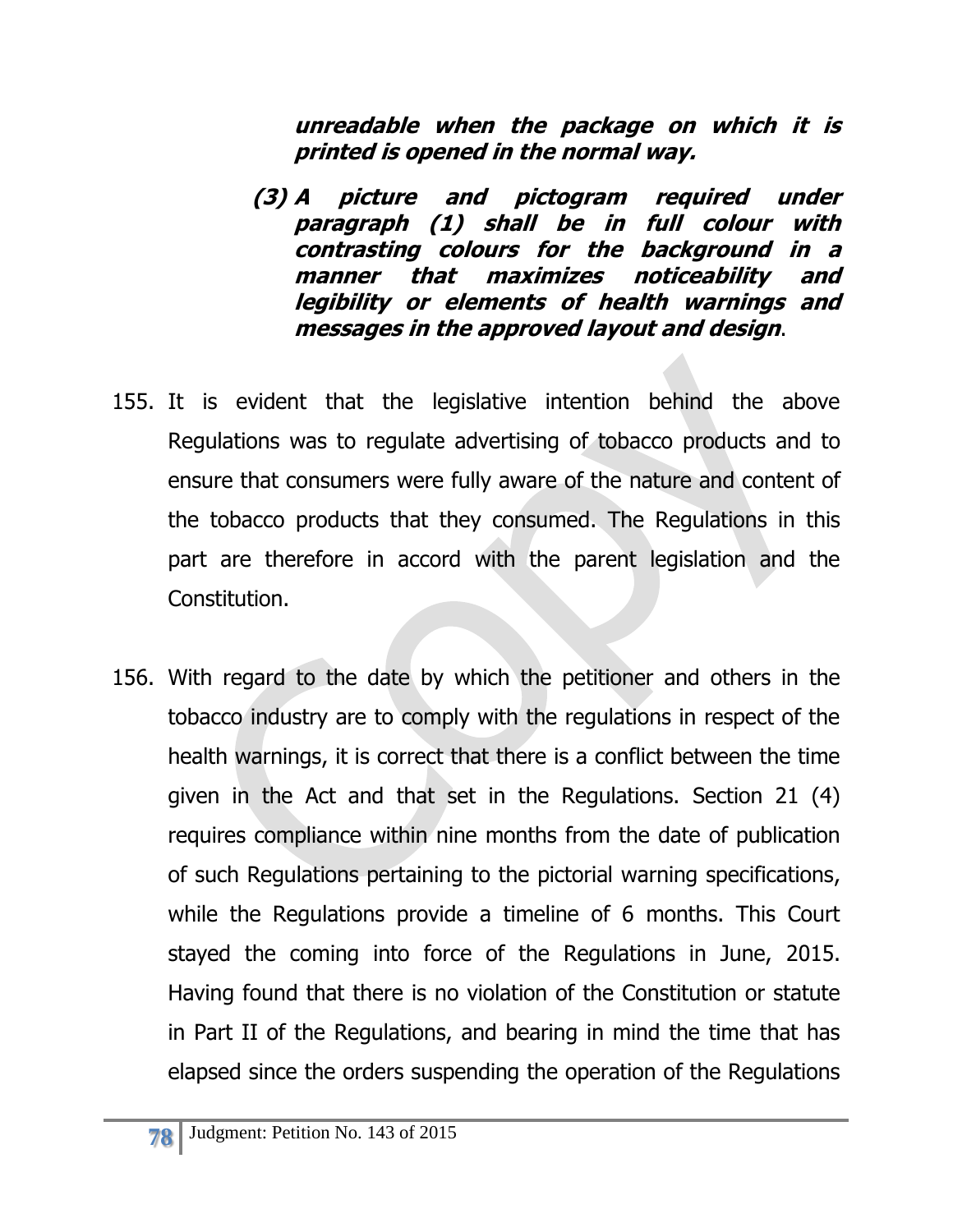***unreadable when the package on which it is printed is opened in the normal way.***

***(3) A picture and pictogram required under paragraph (1) shall be in full colour with contrasting colours for the background in a manner that maximizes noticeability and legibility or elements of health warnings and messages in the approved layout and design***.

155. It is evident that the legislative intention behind the above Regulations was to regulate advertising of tobacco products and to ensure that consumers were fully aware of the nature and content of the tobacco products that they consumed. The Regulations in this part are therefore in accord with the parent legislation and the Constitution.

156. With regard to the date by which the petitioner and others in the tobacco industry are to comply with the regulations in respect of the health warnings, it is correct that there is a conflict between the time given in the Act and that set in the Regulations. Section 21 (4) requires compliance within nine months from the date of publication of such Regulations pertaining to the pictorial warning specifications, while the Regulations provide a timeline of 6 months. This Court stayed the coming into force of the Regulations in June, 2015. Having found that there is no violation of the Constitution or statute in Part II of the Regulations, and bearing in mind the time that has elapsed since the orders suspending the operation of the Regulations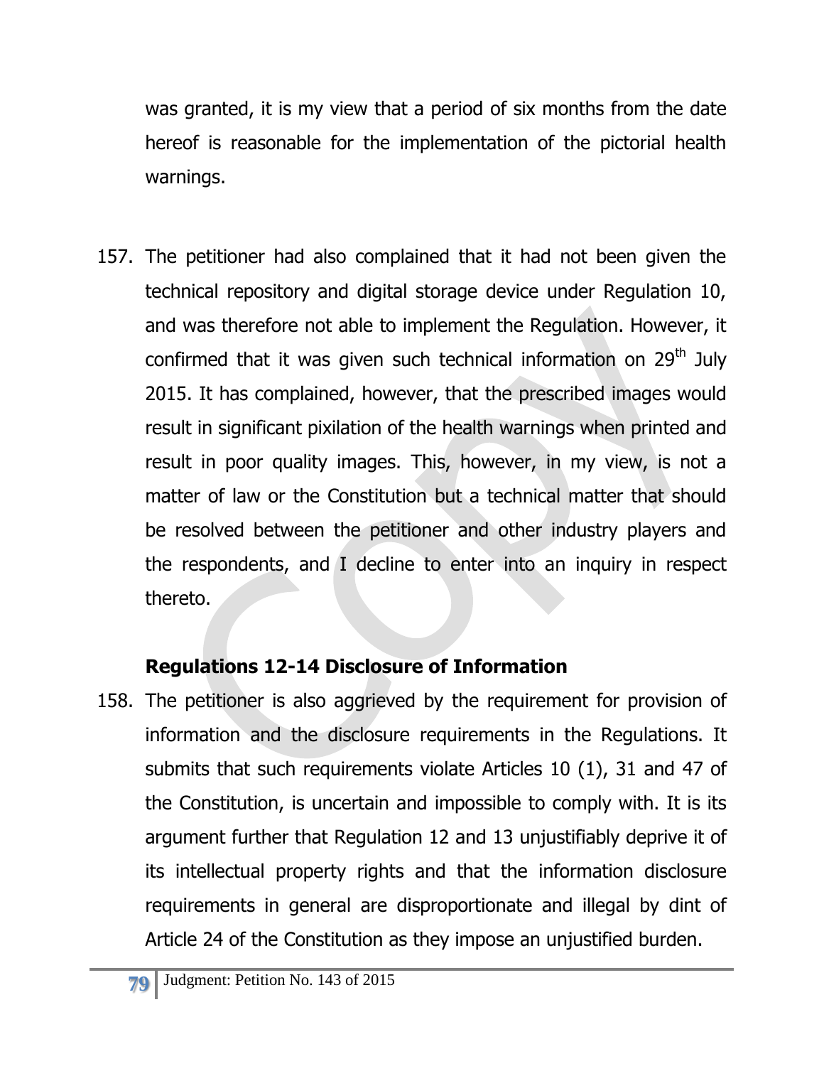was granted, it is my view that a period of six months from the date hereof is reasonable for the implementation of the pictorial health warnings.

157. The petitioner had also complained that it had not been given the technical repository and digital storage device under Regulation 10, and was therefore not able to implement the Regulation. However, it confirmed that it was given such technical information on 29th July 2015. It has complained, however, that the prescribed images would result in significant pixilation of the health warnings when printed and result in poor quality images. This, however, in my view, is not a matter of law or the Constitution but a technical matter that should be resolved between the petitioner and other industry players and the respondents, and I decline to enter into an inquiry in respect thereto.

**Regulations 12-14 Disclosure of Information**

158. The petitioner is also aggrieved by the requirement for provision of information and the disclosure requirements in the Regulations. It submits that such requirements violate Articles 10 (1), 31 and 47 of the Constitution, is uncertain and impossible to comply with. It is its argument further that Regulation 12 and 13 unjustifiably deprive it of its intellectual property rights and that the information disclosure requirements in general are disproportionate and illegal by dint of Article 24 of the Constitution as they impose an unjustified burden.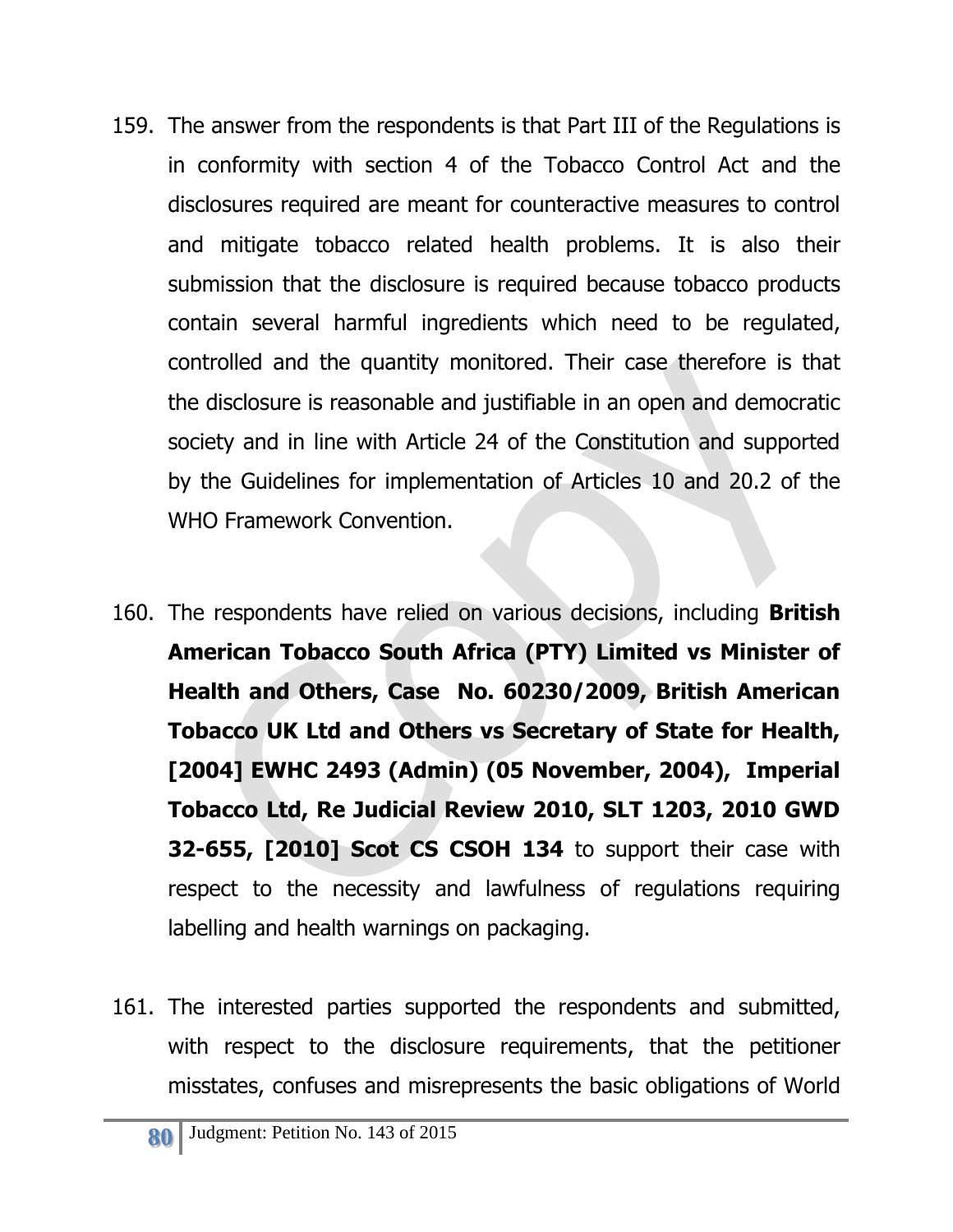159. The answer from the respondents is that Part III of the Regulations is in conformity with section 4 of the Tobacco Control Act and the disclosures required are meant for counteractive measures to control and mitigate tobacco related health problems. It is also their submission that the disclosure is required because tobacco products contain several harmful ingredients which need to be regulated, controlled and the quantity monitored. Their case therefore is that the disclosure is reasonable and justifiable in an open and democratic society and in line with Article 24 of the Constitution and supported by the Guidelines for implementation of Articles 10 and 20.2 of the WHO Framework Convention.

160. The respondents have relied on various decisions, including **British American Tobacco South Africa (PTY) Limited vs Minister of Health and Others, Case No. 60230/2009, British American Tobacco UK Ltd and Others vs Secretary of State for Health, [2004] EWHC 2493 (Admin) (05 November, 2004), Imperial Tobacco Ltd, Re Judicial Review 2010, SLT 1203, 2010 GWD 32-655, [2010] Scot CS CSOH 134** to support their case with respect to the necessity and lawfulness of regulations requiring labelling and health warnings on packaging.

161. The interested parties supported the respondents and submitted, with respect to the disclosure requirements, that the petitioner misstates, confuses and misrepresents the basic obligations of World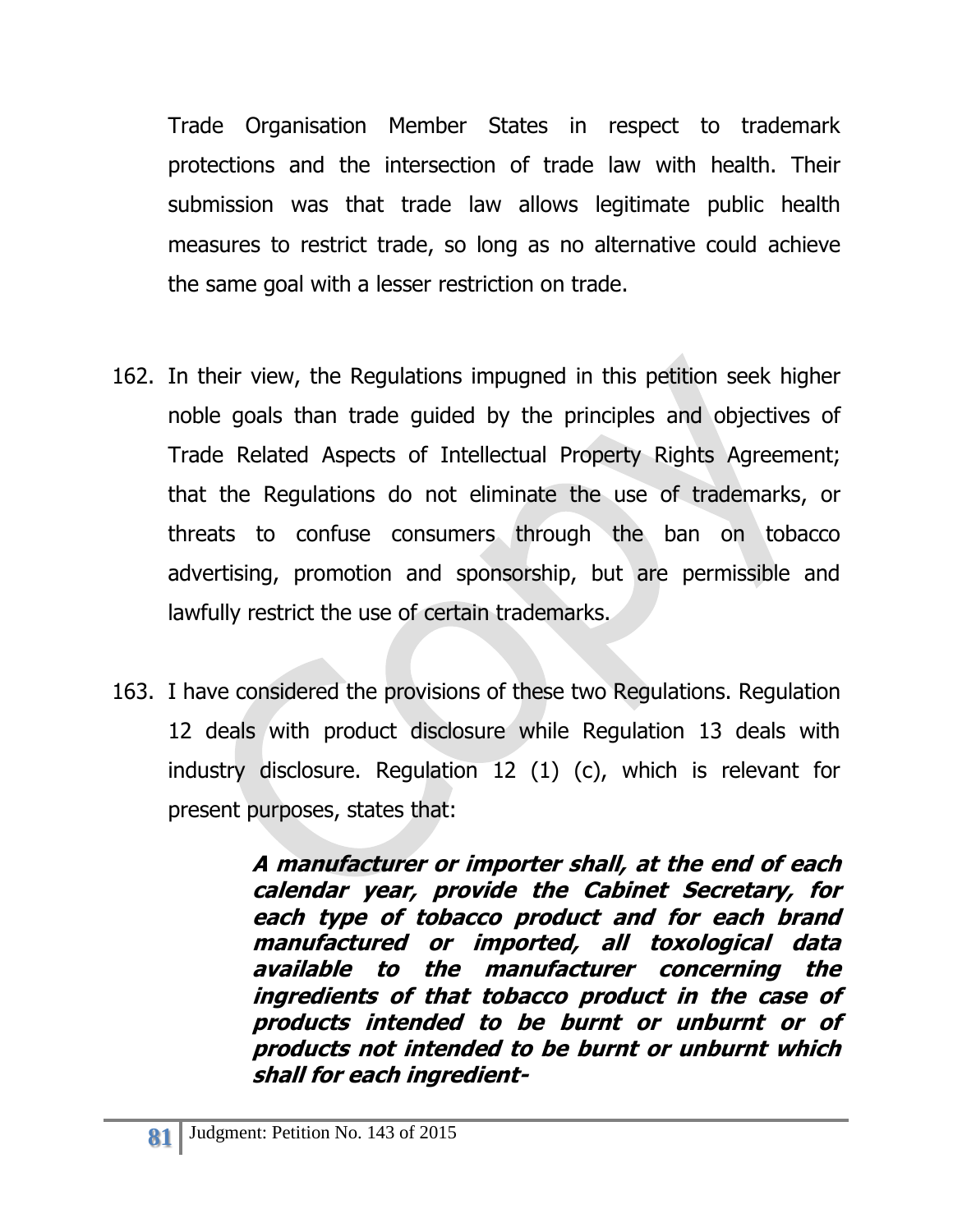Trade Organisation Member States in respect to trademark protections and the intersection of trade law with health. Their submission was that trade law allows legitimate public health measures to restrict trade, so long as no alternative could achieve the same goal with a lesser restriction on trade.

162. In their view, the Regulations impugned in this petition seek higher noble goals than trade guided by the principles and objectives of Trade Related Aspects of Intellectual Property Rights Agreement; that the Regulations do not eliminate the use of trademarks, or threats to confuse consumers through the ban on tobacco advertising, promotion and sponsorship, but are permissible and lawfully restrict the use of certain trademarks.

163. I have considered the provisions of these two Regulations. Regulation 12 deals with product disclosure while Regulation 13 deals with industry disclosure. Regulation 12 (1) (c), which is relevant for present purposes, states that:

> ***A manufacturer or importer shall, at the end of each calendar year, provide the Cabinet Secretary, for each type of tobacco product and for each brand manufactured or imported, all toxological data available to the manufacturer concerning the ingredients of that tobacco product in the case of products intended to be burnt or unburnt or of products not intended to be burnt or unburnt which shall for each ingredient-***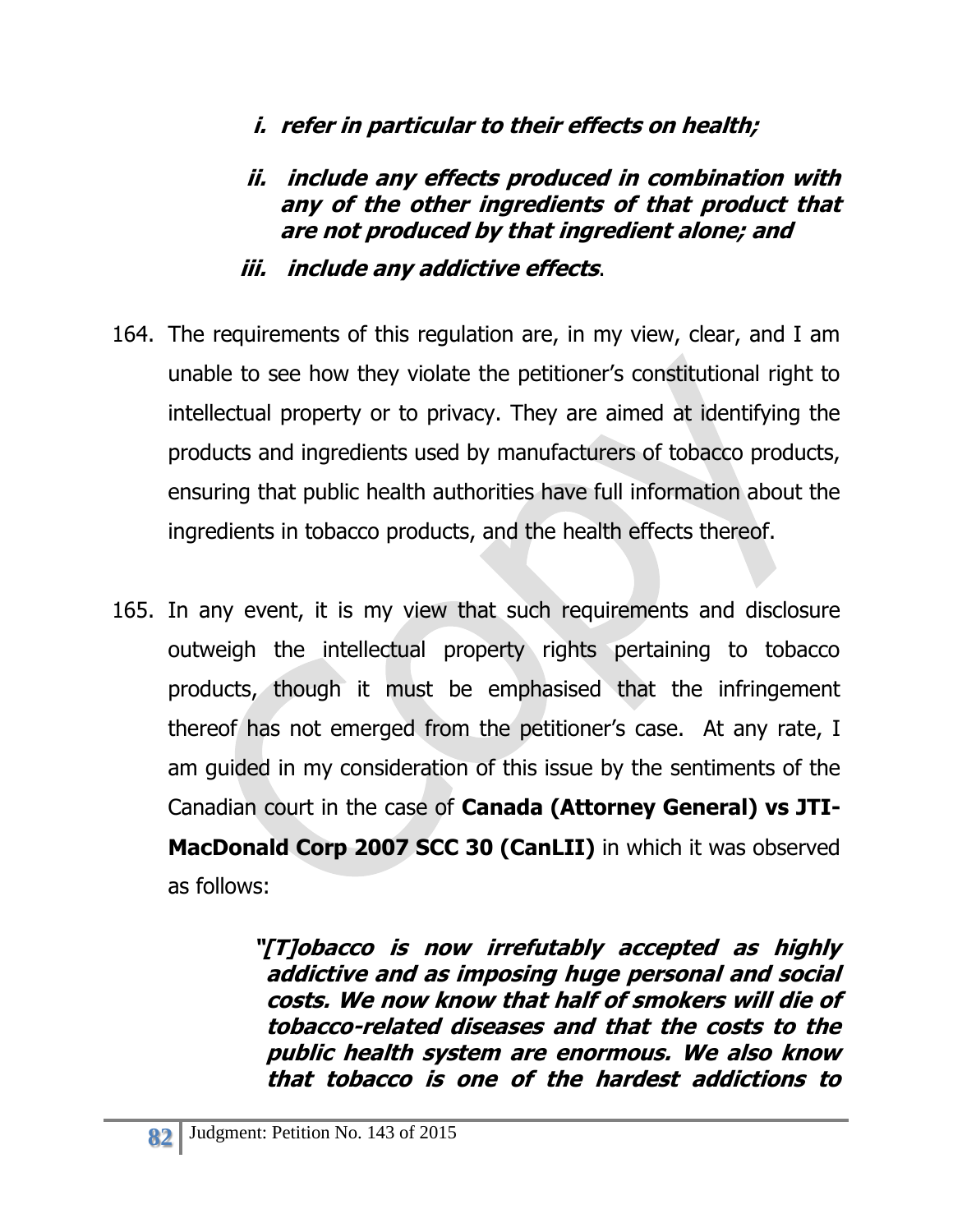*i. refer in particular to their effects on health;*

*ii. include any effects produced in combination with any of the other ingredients of that product that are not produced by that ingredient alone; and*

*iii. include any addictive effects*.

164. The requirements of this regulation are, in my view, clear, and I am unable to see how they violate the petitioner's constitutional right to intellectual property or to privacy. They are aimed at identifying the products and ingredients used by manufacturers of tobacco products, ensuring that public health authorities have full information about the ingredients in tobacco products, and the health effects thereof.

165. In any event, it is my view that such requirements and disclosure outweigh the intellectual property rights pertaining to tobacco products, though it must be emphasised that the infringement thereof has not emerged from the petitioner's case. At any rate, I am guided in my consideration of this issue by the sentiments of the Canadian court in the case of **Canada (Attorney General) vs JTI-MacDonald Corp 2007 SCC 30 (CanLII)** in which it was observed as follows:

> ***"[T]obacco is now irrefutably accepted as highly addictive and as imposing huge personal and social costs. We now know that half of smokers will die of tobacco-related diseases and that the costs to the public health system are enormous. We also know that tobacco is one of the hardest addictions to***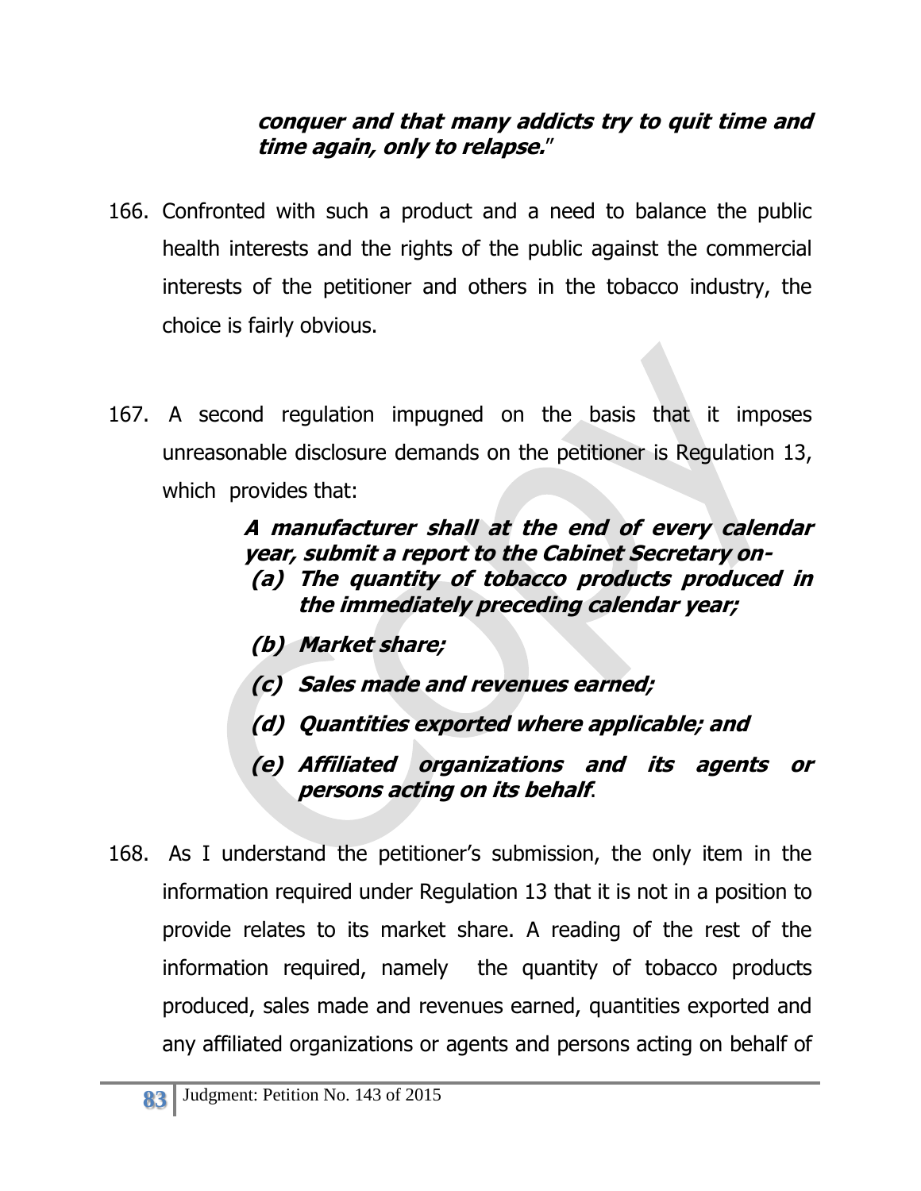***conquer and that many addicts try to quit time and time again, only to relapse.***"

166. Confronted with such a product and a need to balance the public health interests and the rights of the public against the commercial interests of the petitioner and others in the tobacco industry, the choice is fairly obvious.

167. A second regulation impugned on the basis that it imposes unreasonable disclosure demands on the petitioner is Regulation 13, which provides that:

***A manufacturer shall at the end of every calendar year, submit a report to the Cabinet Secretary on-***

***(a) The quantity of tobacco products produced in the immediately preceding calendar year;***

***(b) Market share;***

***(c) Sales made and revenues earned;***

***(d) Quantities exported where applicable; and***

***(e) Affiliated organizations and its agents or persons acting on its behalf.***

168. As I understand the petitioner's submission, the only item in the information required under Regulation 13 that it is not in a position to provide relates to its market share. A reading of the rest of the information required, namely the quantity of tobacco products produced, sales made and revenues earned, quantities exported and any affiliated organizations or agents and persons acting on behalf of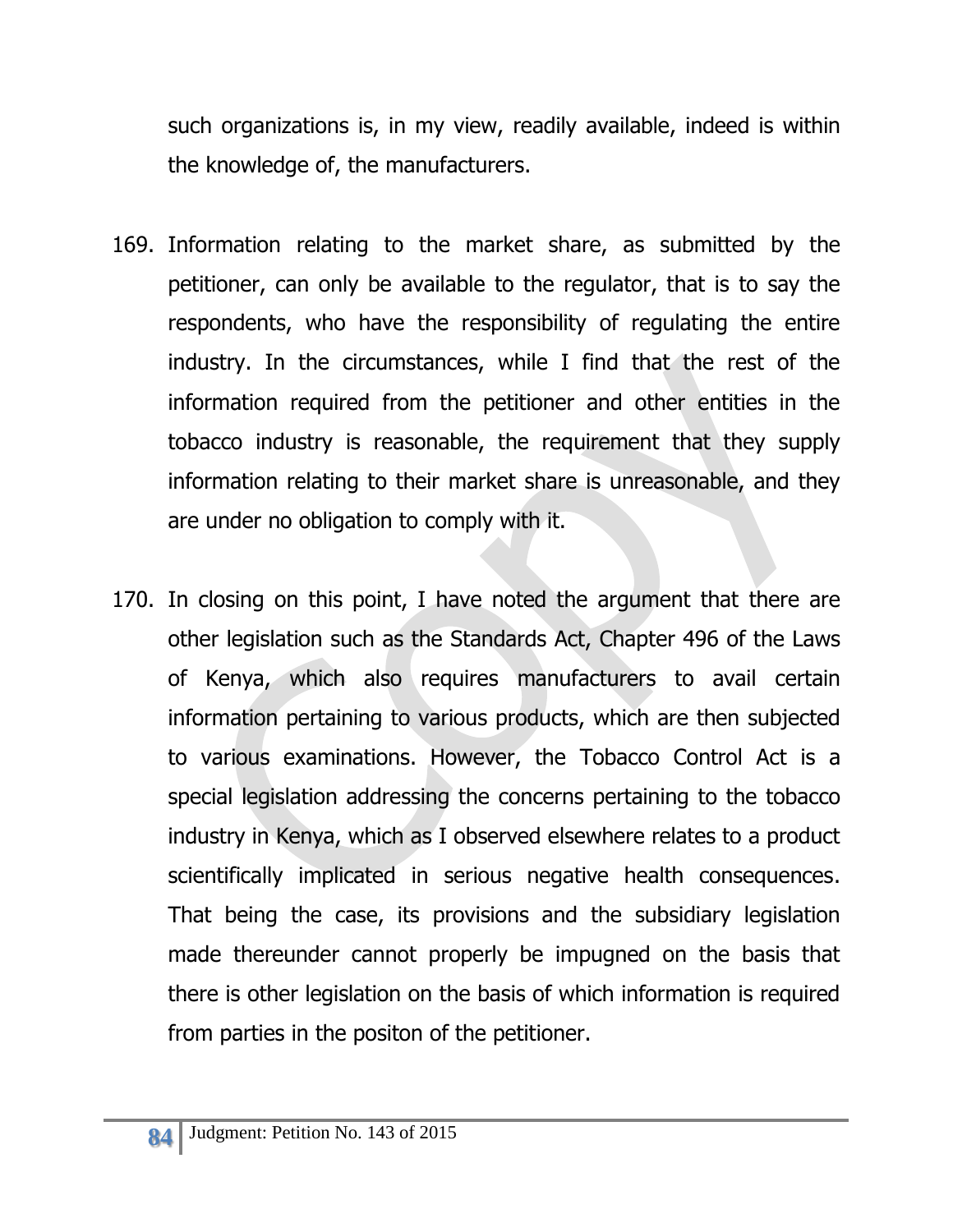such organizations is, in my view, readily available, indeed is within the knowledge of, the manufacturers.

169. Information relating to the market share, as submitted by the petitioner, can only be available to the regulator, that is to say the respondents, who have the responsibility of regulating the entire industry. In the circumstances, while I find that the rest of the information required from the petitioner and other entities in the tobacco industry is reasonable, the requirement that they supply information relating to their market share is unreasonable, and they are under no obligation to comply with it.

170. In closing on this point, I have noted the argument that there are other legislation such as the Standards Act, Chapter 496 of the Laws of Kenya, which also requires manufacturers to avail certain information pertaining to various products, which are then subjected to various examinations. However, the Tobacco Control Act is a special legislation addressing the concerns pertaining to the tobacco industry in Kenya, which as I observed elsewhere relates to a product scientifically implicated in serious negative health consequences. That being the case, its provisions and the subsidiary legislation made thereunder cannot properly be impugned on the basis that there is other legislation on the basis of which information is required from parties in the positon of the petitioner.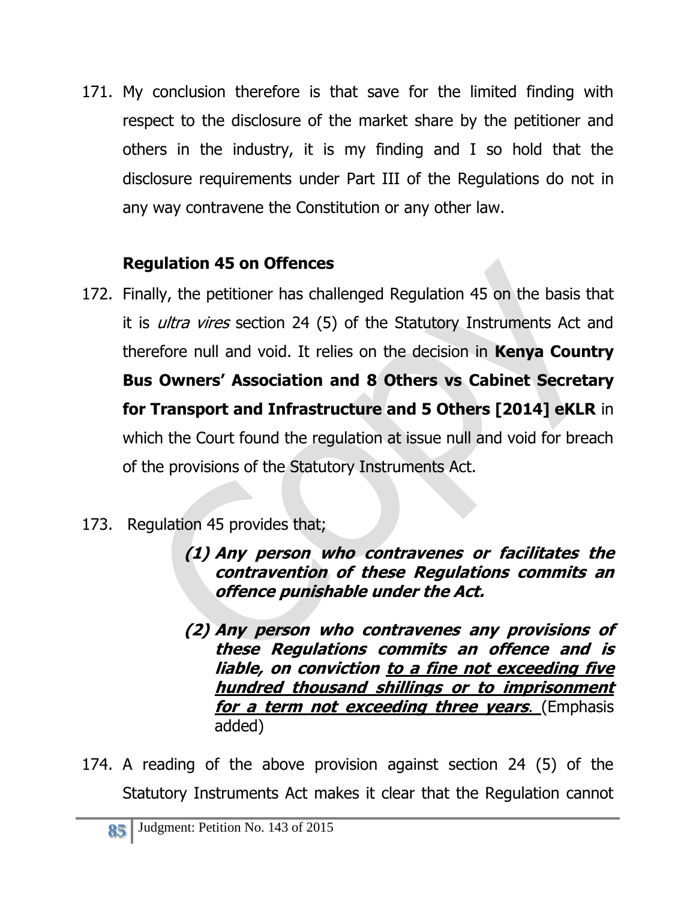171. My conclusion therefore is that save for the limited finding with respect to the disclosure of the market share by the petitioner and others in the industry, it is my finding and I so hold that the disclosure requirements under Part III of the Regulations do not in any way contravene the Constitution or any other law.

**Regulation 45 on Offences**

172. Finally, the petitioner has challenged Regulation 45 on the basis that it is *ultra vires* section 24 (5) of the Statutory Instruments Act and therefore null and void. It relies on the decision in **Kenya Country Bus Owners' Association and 8 Others vs Cabinet Secretary for Transport and Infrastructure and 5 Others [2014] eKLR** in which the Court found the regulation at issue null and void for breach of the provisions of the Statutory Instruments Act.

173. Regulation 45 provides that;

> ***(1) Any person who contravenes or facilitates the contravention of these Regulations commits an offence punishable under the Act.***
>
> ***(2) Any person who contravenes any provisions of these Regulations commits an offence and is liable, on conviction <u>to a fine not exceeding five hundred thousand shillings or to imprisonment for a term not exceeding three years</u>.*** (Emphasis added)

174. A reading of the above provision against section 24 (5) of the Statutory Instruments Act makes it clear that the Regulation cannot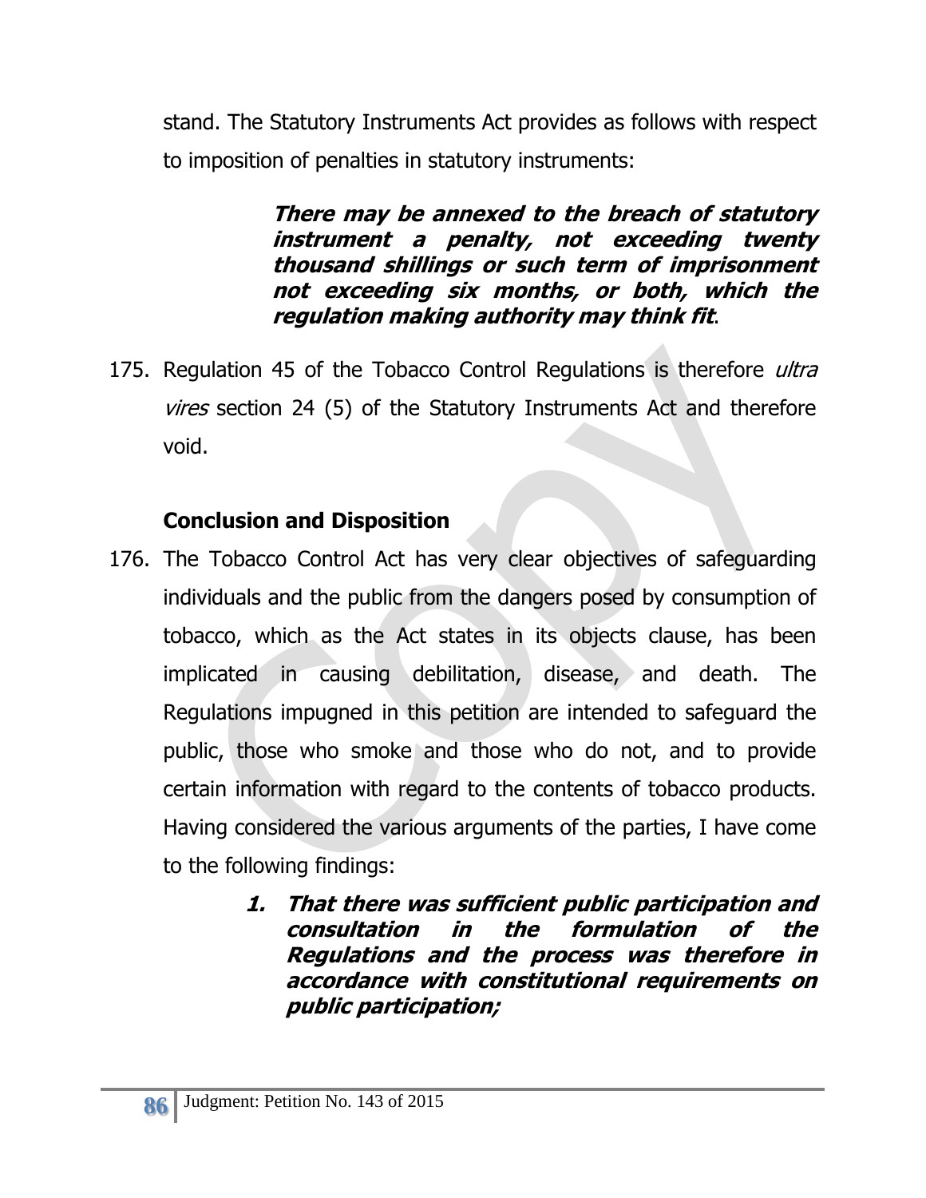stand. The Statutory Instruments Act provides as follows with respect to imposition of penalties in statutory instruments:

> ***There may be annexed to the breach of statutory instrument a penalty, not exceeding twenty thousand shillings or such term of imprisonment not exceeding six months, or both, which the regulation making authority may think fit*.**

175. Regulation 45 of the Tobacco Control Regulations is therefore *ultra vires* section 24 (5) of the Statutory Instruments Act and therefore void.

**Conclusion and Disposition**

176. The Tobacco Control Act has very clear objectives of safeguarding individuals and the public from the dangers posed by consumption of tobacco, which as the Act states in its objects clause, has been implicated in causing debilitation, disease, and death. The Regulations impugned in this petition are intended to safeguard the public, those who smoke and those who do not, and to provide certain information with regard to the contents of tobacco products. Having considered the various arguments of the parties, I have come to the following findings:

    1. ***That there was sufficient public participation and consultation in the formulation of the Regulations and the process was therefore in accordance with constitutional requirements on public participation;***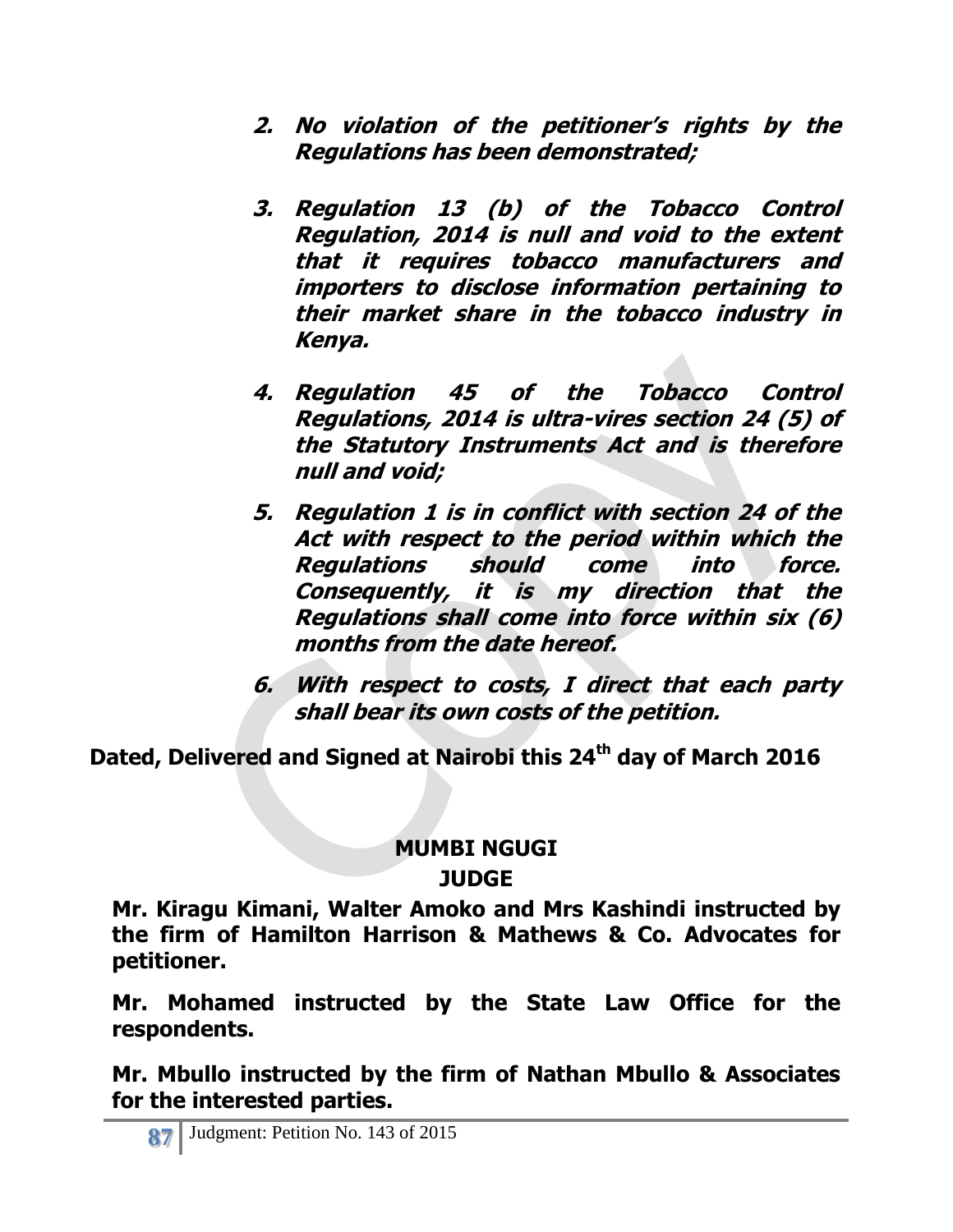2. ***No violation of the petitioner's rights by the Regulations has been demonstrated;***

3. ***Regulation 13 (b) of the Tobacco Control Regulation, 2014 is null and void to the extent that it requires tobacco manufacturers and importers to disclose information pertaining to their market share in the tobacco industry in Kenya.***

4. ***Regulation 45 of the Tobacco Control Regulations, 2014 is ultra-vires section 24 (5) of the Statutory Instruments Act and is therefore null and void;***

5. ***Regulation 1 is in conflict with section 24 of the Act with respect to the period within which the Regulations should come into force. Consequently, it is my direction that the Regulations shall come into force within six (6) months from the date hereof.***

6. ***With respect to costs, I direct that each party shall bear its own costs of the petition.***

**Dated, Delivered and Signed at Nairobi this 24th day of March 2016**

**MUMBI NGUGI**

**JUDGE**

**Mr. Kiragu Kimani, Walter Amoko and Mrs Kashindi instructed by the firm of Hamilton Harrison & Mathews & Co. Advocates for petitioner.**

**Mr. Mohamed instructed by the State Law Office for the respondents.**

**Mr. Mbullo instructed by the firm of Nathan Mbullo & Associates for the interested parties.**